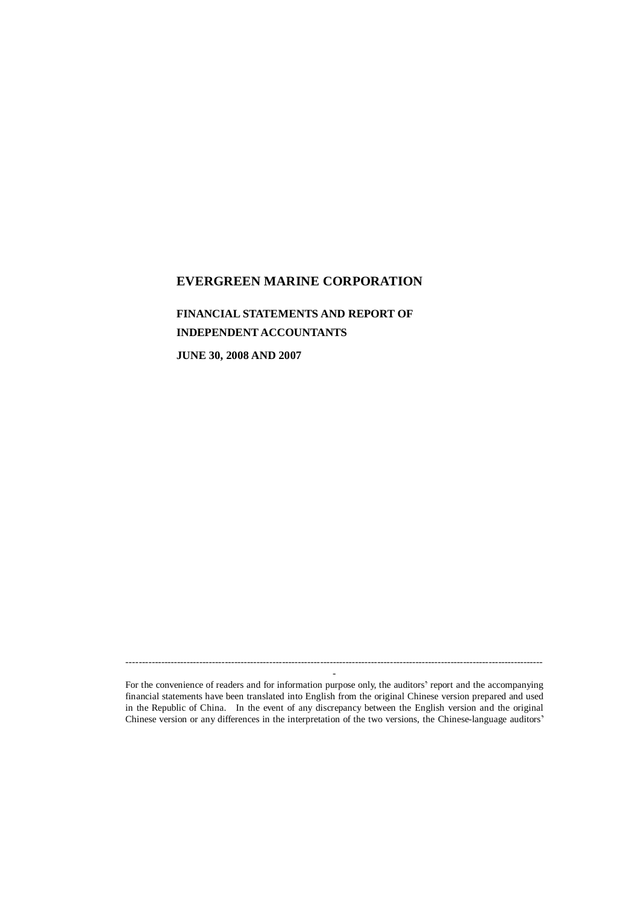# EVERGREEN MARINE CORPORATION

## FINANCIAL STATEMENTS AND REPORT OF INDEPENDENT ACCOUNTANTS

**JUNE 30, 2008 AND 2007**

---

For the convenience of readers and for information purpose only, the auditors' report and the accompanying financial statements have been translated into English from the original Chinese version prepared and used in the Republic of China. In the event of any discrepancy between the English version and the original Chinese version or any differences in the interpretation of the two versions, the Chinese-language auditors'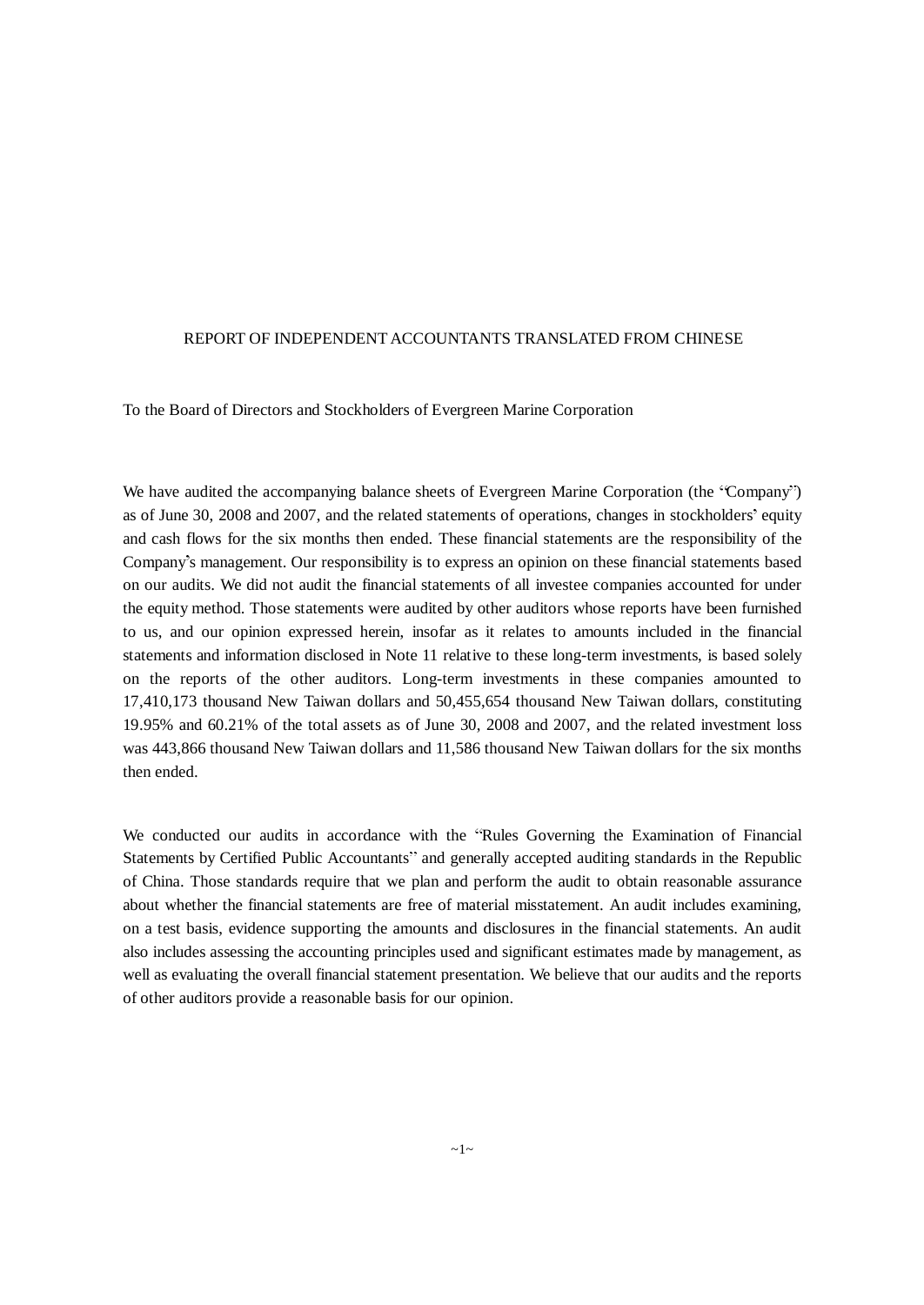# REPORT OF INDEPENDENT ACCOUNTANTS TRANSLATED FROM CHINESE

To the Board of Directors and Stockholders of Evergreen Marine Corporation

We have audited the accompanying balance sheets of Evergreen Marine Corporation (the "Company") as of June 30, 2008 and 2007, and the related statements of operations, changes in stockholders' equity and cash flows for the six months then ended. These financial statements are the responsibility of the Company's management. Our responsibility is to express an opinion on these financial statements based on our audits. We did not audit the financial statements of all investee companies accounted for under the equity method. Those statements were audited by other auditors whose reports have been furnished to us, and our opinion expressed herein, insofar as it relates to amounts included in the financial statements and information disclosed in Note 11 relative to these long-term investments, is based solely on the reports of the other auditors. Long-term investments in these companies amounted to 17,410,173 thousand New Taiwan dollars and 50,455,654 thousand New Taiwan dollars, constituting 19.95% and 60.21% of the total assets as of June 30, 2008 and 2007, and the related investment loss was 443,866 thousand New Taiwan dollars and 11,586 thousand New Taiwan dollars for the six months then ended.

We conducted our audits in accordance with the "Rules Governing the Examination of Financial Statements by Certified Public Accountants" and generally accepted auditing standards in the Republic of China. Those standards require that we plan and perform the audit to obtain reasonable assurance about whether the financial statements are free of material misstatement. An audit includes examining, on a test basis, evidence supporting the amounts and disclosures in the financial statements. An audit also includes assessing the accounting principles used and significant estimates made by management, as well as evaluating the overall financial statement presentation. We believe that our audits and the reports of other auditors provide a reasonable basis for our opinion.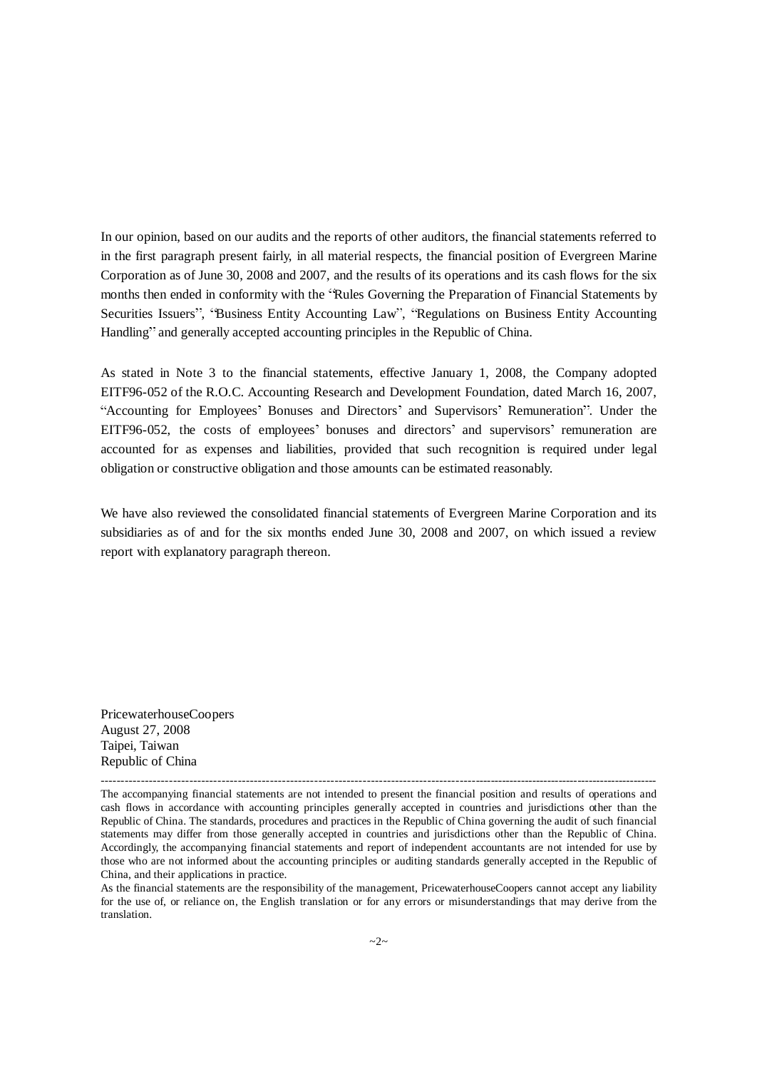In our opinion, based on our audits and the reports of other auditors, the financial statements referred to in the first paragraph present fairly, in all material respects, the financial position of Evergreen Marine Corporation as of June 30, 2008 and 2007, and the results of its operations and its cash flows for the six months then ended in conformity with the "Rules Governing the Preparation of Financial Statements by Securities Issuers", "Business Entity Accounting Law", "Regulations on Business Entity Accounting Handling" and generally accepted accounting principles in the Republic of China.

As stated in Note 3 to the financial statements, effective January 1, 2008, the Company adopted EITF96-052 of the R.O.C. Accounting Research and Development Foundation, dated March 16, 2007, "Accounting for Employees' Bonuses and Directors' and Supervisors' Remuneration". Under the EITF96-052, the costs of employees' bonuses and directors' and supervisors' remuneration are accounted for as expenses and liabilities, provided that such recognition is required under legal obligation or constructive obligation and those amounts can be estimated reasonably.

We have also reviewed the consolidated financial statements of Evergreen Marine Corporation and its subsidiaries as of and for the six months ended June 30, 2008 and 2007, on which issued a review report with explanatory paragraph thereon.

PricewaterhouseCoopers
August 27, 2008
Taipei, Taiwan
Republic of China

---

The accompanying financial statements are not intended to present the financial position and results of operations and cash flows in accordance with accounting principles generally accepted in countries and jurisdictions other than the Republic of China. The standards, procedures and practices in the Republic of China governing the audit of such financial statements may differ from those generally accepted in countries and jurisdictions other than the Republic of China. Accordingly, the accompanying financial statements and report of independent accountants are not intended for use by those who are not informed about the accounting principles or auditing standards generally accepted in the Republic of China, and their applications in practice.

As the financial statements are the responsibility of the management, PricewaterhouseCoopers cannot accept any liability for the use of, or reliance on, the English translation or for any errors or misunderstandings that may derive from the translation.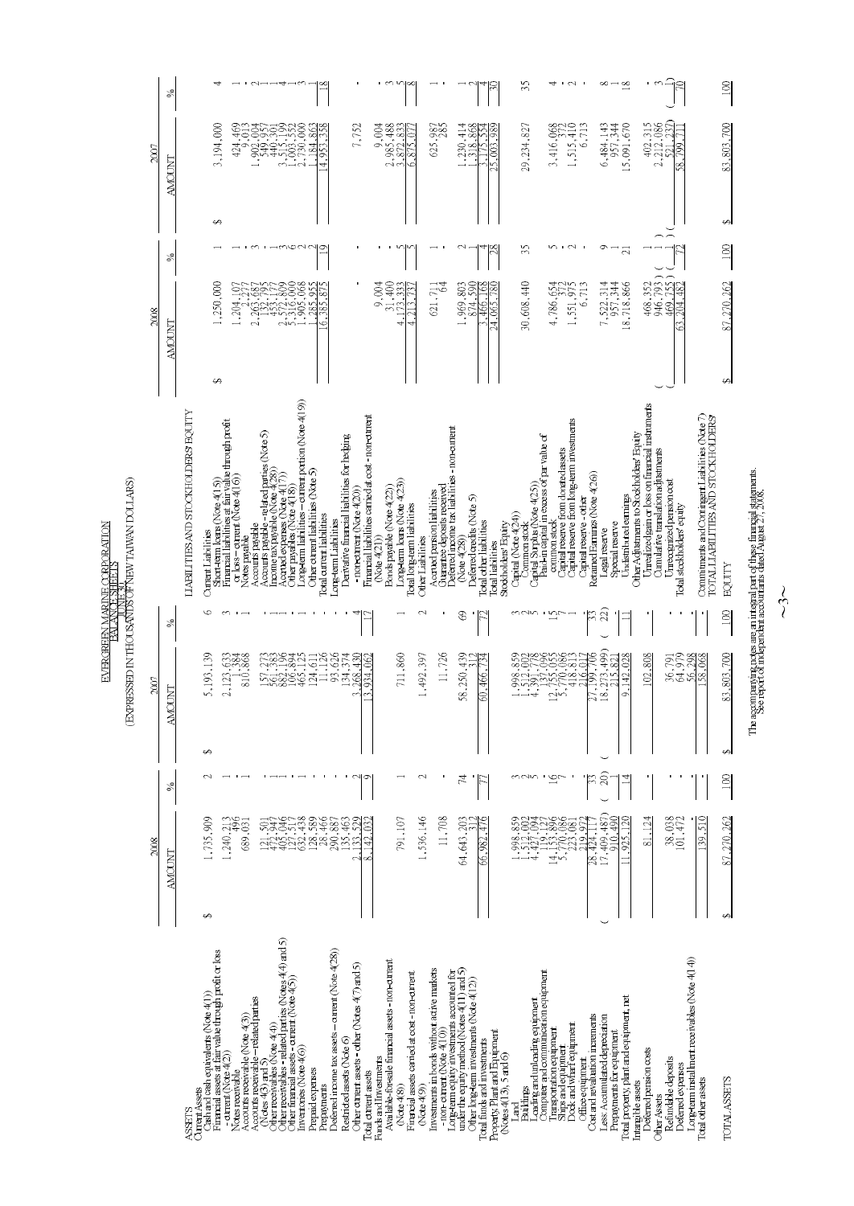# EVERGREEN MARINE CORPORATION
## BALANCE SHEETS
### JUNE 30
### (EXPRESSED IN THOUSANDS OF NEW TAIWAN DOLLARS)

| ASSETS | 2008 AMOUNT | % | 2007 AMOUNT | % |
|---|---|---|---|---|
| **Current Assets** | | | | |
| Cash and cash equivalents (Note 4(1)) | $ 1,735,909 | 2 | $ 5,193,139 | 6 |
| Financial assets at fair value through profit or loss - current (Note 4(2)) | 1,240,213 | 1 | 2,123,633 | 3 |
| Notes receivable | 496 | - | 3,384 | - |
| Accounts receivable (Note 4(3)) | 689,031 | 1 | 810,868 | 1 |
| Accounts receivable – related parties (Notes 4(3) and 5) | 121,501 | - | 157,273 | - |
| Other receivables (Note 4(4)) | 472,947 | 1 | 561,383 | 1 |
| Other receivables - related parties (Notes 4(4) and 5) | 405,046 | - | 682,196 | 1 |
| Other financial assets - current (Note 4(5)) | 127,517 | - | 52,184 | - |
| Inventories (Note 4(6)) | 632,438 | 1 | 465,125 | 1 |
| Prepaid expenses | 128,589 | - | 124,611 | - |
| Prepayments | 28,466 | - | 11,126 | - |
| Deferred income tax assets – current (Note 4(28)) | 290,887 | - | 93,626 | - |
| Restricted assets (Note 6) | 135,463 | - | 134,374 | - |
| Other current assets - other (Notes 4(7) and 5) | 2,133,529 | 2 | 3,268,430 | 4 |
| Total current assets | 8,142,032 | 9 | 13,934,062 | 17 |
| **Funds and Investments** | | | | |
| Available-for-sale financial assets - non-current (Note 4(8)) | 791,107 | 1 | 711,860 | 1 |
| Financial assets carried at cost - non-current (Note 4(9)) | 1,536,146 | 2 | 1,492,397 | 2 |
| Investments in bonds without active markets - non-current (Note 4(10)) | 11,708 | - | 11,726 | - |
| Long-term equity investments accounted for under the equity method (Notes 4(11) and 5) | 64,643,203 | 74 | 58,250,439 | 69 |
| Other long-term investments (Note 4(12)) | 312 | - | 312 | - |
| Total funds and investments | 66,982,476 | 77 | 60,466,734 | 72 |
| **Property, Plant and Equipment (Notes 4(13), 5 and 6)** | | | | |
| Land | 1,998,859 | 3 | 1,998,859 | 3 |
| Buildings | 1,512,002 | 2 | 1,512,002 | 2 |
| Loading and unloading equipment | 4,427,094 | 5 | 4,391,778 | 5 |
| Computer and communication equipment | 119,127 | - | 137,096 | - |
| Transportation equipment | 14,153,896 | 16 | 12,755,055 | 15 |
| Ships and equipment | 5,770,086 | 7 | 5,770,086 | 7 |
| Dock and wharf equipment | 223,081 | - | 418,813 | 1 |
| Office equipment | 219,972 | - | 216,017 | - |
| Cost and revaluation increments | 28,424,117 | 33 | 27,199,706 | 33 |
| Less: Accumulated depreciation | ( 17,409,487) | ( 20) | ( 18,273,499) | ( 22) |
| Prepayments for equipment | 910,490 | 1 | 215,821 | - |
| Total property, plant and equipment, net | 11,925,120 | 14 | 9,142,028 | 11 |
| **Intangible assets** | | | | |
| Deferred pension costs | 81,124 | - | 102,808 | - |
| **Other Assets** | | | | |
| Refundable deposits | 38,038 | - | 36,791 | - |
| Deferred expenses | 101,472 | - | 64,979 | - |
| Long-term installment receivables (Note 4(14)) | - | - | 56,298 | - |
| Total other assets | 139,510 | - | 158,068 | - |
| TOTAL ASSETS | $ 87,270,262 | 100 | $ 83,803,700 | 100 |

| LIABILITIES AND STOCKHOLDERS' EQUITY | 2008 AMOUNT | % | 2007 AMOUNT | % |
|---|---|---|---|---|
| **Current Liabilities** | | | | |
| Short-term loans (Note 4(15)) | $ 1,250,000 | 1 | $ 3,194,000 | 4 |
| Financial liabilities at fair value through profit or loss - current (Note 4(16)) | 1,204,107 | 1 | 424,469 | 1 |
| Notes payable | 2,277 | - | 9,013 | - |
| Accounts payable | 2,263,687 | 3 | 1,902,004 | 2 |
| Accounts payable - related parties (Note 5) | 132,795 | - | 549,957 | 1 |
| Income tax payable (Note 4(28)) | 453,177 | 1 | 440,301 | 1 |
| Accrued expenses (Note 4(17)) | 2,572,809 | 3 | 3,353,199 | 4 |
| Other payables (Note 4(18)) | 5,316,000 | 6 | 1,003,552 | 1 |
| Long-term liabilities – current portion (Note 4(19)) | 1,905,068 | 2 | 2,730,000 | 3 |
| Other current liabilities (Note 5) | 1,285,955 | 2 | 1,184,863 | 1 |
| Total current liabilities | 16,385,875 | 19 | 14,953,358 | 18 |
| **Long-term Liabilities** | | | | |
| Derivative financial liabilities for hedging - non-current (Note 4(20)) | - | - | 7,752 | - |
| Financial liabilities carried at cost - non-current (Note 4(21)) | 9,004 | - | 9,004 | - |
| Bonds payable (Note 4(22)) | 31,400 | - | 2,985,488 | 3 |
| Long-term loans (Note 4(23)) | 4,173,333 | 5 | 3,872,833 | 5 |
| Total long-term liabilities | 4,213,737 | 5 | 6,875,077 | 8 |
| **Other Liabilities** | | | | |
| Accrued pension liabilities | 621,711 | 1 | 625,987 | 1 |
| Guarantee deposits received | 64 | - | 285 | - |
| Deferred income tax liabilities - non-current (Note 4(28)) | 1,969,803 | 2 | 1,230,414 | 1 |
| Deferred credits (Note 5) | 874,590 | 1 | 1,319,868 | 2 |
| Total other liabilities | 3,466,168 | 4 | 3,176,554 | 4 |
| Total liabilities | 24,065,780 | 28 | 25,003,989 | 30 |
| **Stockholders' Equity** | | | | |
| Capital (Note 4(24)) | | | | |
| Common stock | 30,608,440 | 35 | 29,234,827 | 35 |
| Capital Surplus (Note 4(25)) | | | | |
| Paid-in capital in excess of par value of common stock | 4,786,554 | 5 | 3,416,068 | 4 |
| Capital reserve from donated assets | 372 | - | 372 | - |
| Capital reserve from long-term investments | 1,551,975 | 2 | 1,515,410 | 2 |
| Capital reserve - other | 6,713 | - | 6,713 | - |
| Retained Earnings (Note 4(26)) | | | | |
| Legal reserve | 7,522,314 | 9 | 6,484,143 | 8 |
| Special reserve | 957,344 | 1 | 957,344 | 1 |
| Undistributed earnings | 18,718,866 | 21 | 15,091,670 | 18 |
| Other Adjustments to Stockholders' Equity | | | | |
| Unrealized gain or loss on financial instruments | 468,352 | - | 402,315 | - |
| Cumulative translation adjustments | ( 946,793) | ( 1) | 2,212,086 | 3 |
| Unrecognized pension cost | ( 469,755) | ( 1) | ( 521,237) | ( 1) |
| Total stockholders' equity | 63,204,482 | 72 | 58,799,711 | 70 |
| Commitments and Contingent Liabilities (Note 7) | | | | |
| TOTAL LIABILITIES AND STOCKHOLDERS' EQUITY | $ 87,270,262 | 100 | $ 83,803,700 | 100 |

The accompanying notes are an integral part of these financial statements.
See report of independent accountants dated August 27, 2008.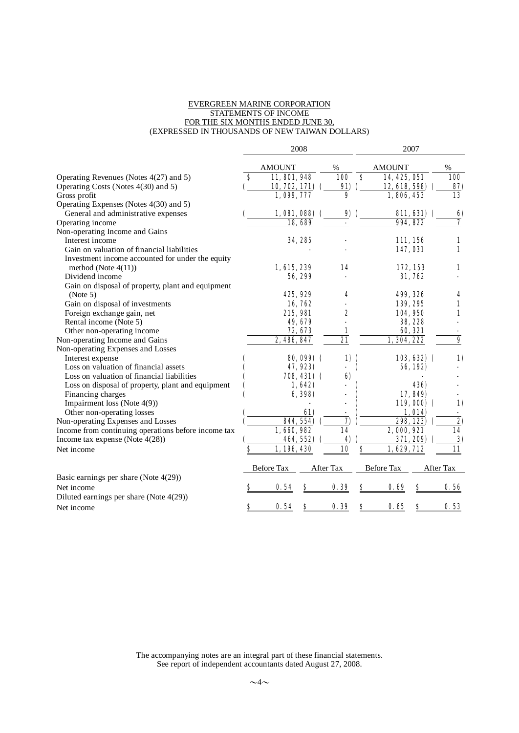EVERGREEN MARINE CORPORATION
STATEMENTS OF INCOME
FOR THE SIX MONTHS ENDED JUNE 30,
(EXPRESSED IN THOUSANDS OF NEW TAIWAN DOLLARS)

| | 2008 | | 2007 | |
|---|---|---|---|---|
| | AMOUNT | % | AMOUNT | % |
| Operating Revenues (Notes 4(27) and 5) | $ 11,801,948 | 100 | $ 14,425,051 | 100 |
| Operating Costs (Notes 4(30) and 5) | ( 10,702,171) | ( 91) | ( 12,618,598) | ( 87) |
| Gross profit | 1,099,777 | 9 | 1,806,453 | 13 |
| Operating Expenses (Notes 4(30) and 5) | | | | |
| General and administrative expenses | ( 1,081,088) | ( 9) | ( 811,631) | ( 6) |
| Operating income | 18,689 | - | 994,822 | 7 |
| Non-operating Income and Gains | | | | |
| Interest income | 34,285 | - | 111,156 | 1 |
| Gain on valuation of financial liabilities | - | - | 147,031 | 1 |
| Investment income accounted for under the equity method (Note 4(11)) | 1,615,239 | 14 | 172,153 | 1 |
| Dividend income | 56,299 | - | 31,762 | - |
| Gain on disposal of property, plant and equipment (Note 5) | 425,929 | 4 | 499,326 | 4 |
| Gain on disposal of investments | 16,762 | - | 139,295 | 1 |
| Foreign exchange gain, net | 215,981 | 2 | 104,950 | 1 |
| Rental income (Note 5) | 49,679 | - | 38,228 | - |
| Other non-operating income | 72,673 | 1 | 60,321 | - |
| Non-operating Income and Gains | 2,486,847 | 21 | 1,304,222 | 9 |
| Non-operating Expenses and Losses | | | | |
| Interest expense | ( 80,099) | ( 1) | ( 103,632) | ( 1) |
| Loss on valuation of financial assets | ( 47,923) | - | ( 56,192) | - |
| Loss on valuation of financial liabilities | ( 708,431) | ( 6) | - | - |
| Loss on disposal of property, plant and equipment | ( 1,642) | - | ( 436) | - |
| Financing charges | ( 6,398) | - | ( 17,849) | - |
| Impairment loss (Note 4(9)) | - | - | ( 119,000) | ( 1) |
| Other non-operating losses | ( 61) | - | ( 1,014) | - |
| Non-operating Expenses and Losses | ( 844,554) | ( 7) | ( 298,123) | ( 2) |
| Income from continuing operations before income tax | 1,660,982 | 14 | 2,000,921 | 14 |
| Income tax expense (Note 4(28)) | ( 464,552) | ( 4) | ( 371,209) | ( 3) |
| Net income | $ 1,196,430 | 10 | $ 1,629,712 | 11 |

| | 2008 Before Tax | 2008 After Tax | 2007 Before Tax | 2007 After Tax |
|---|---|---|---|---|
| Basic earnings per share (Note 4(29)) | | | | |
| Net income | $ 0.54 | $ 0.39 | $ 0.69 | $ 0.56 |
| Diluted earnings per share (Note 4(29)) | | | | |
| Net income | $ 0.54 | $ 0.39 | $ 0.65 | $ 0.53 |

The accompanying notes are an integral part of these financial statements.
See report of independent accountants dated August 27, 2008.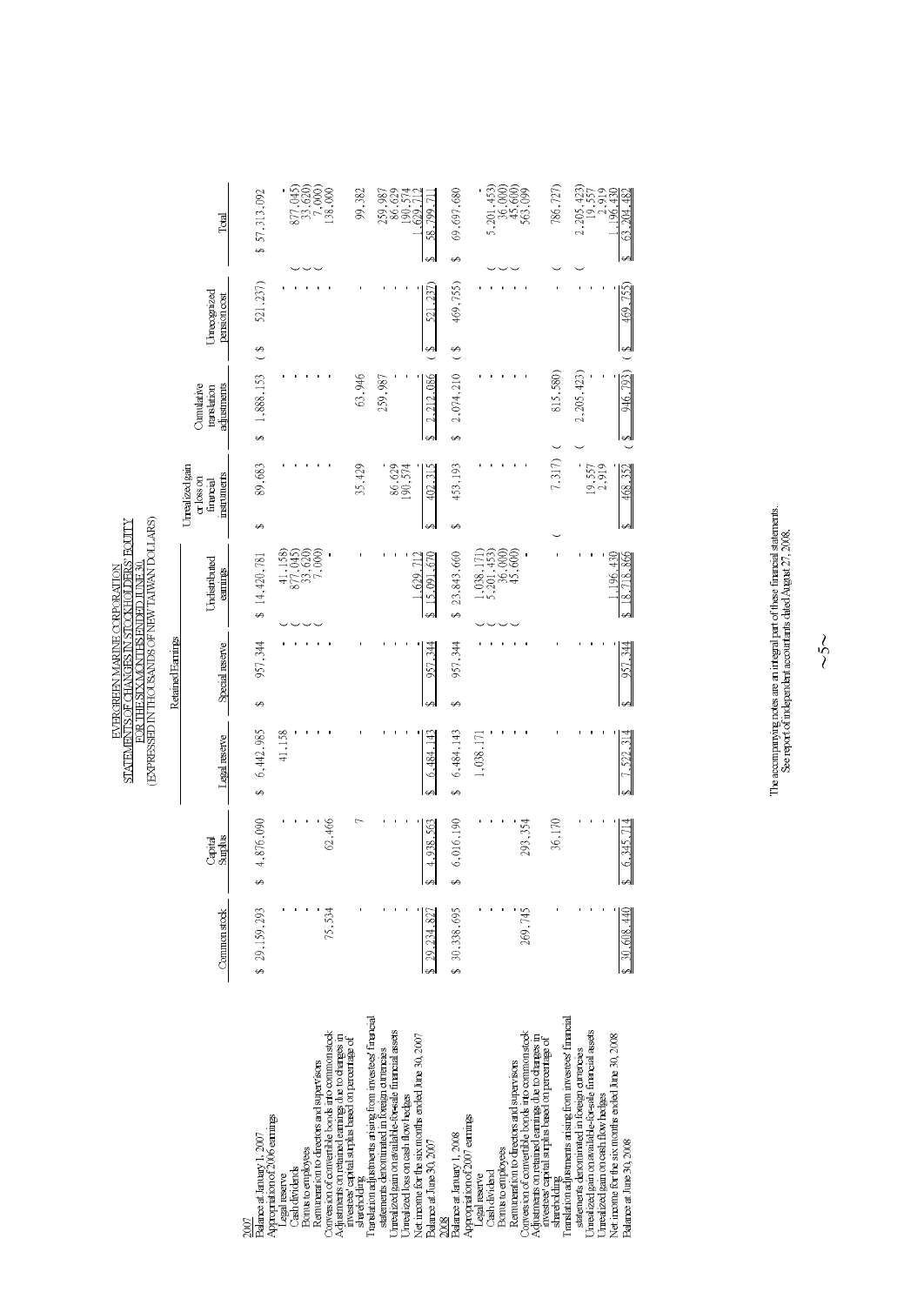# EVERGREEN MARINE CORPORATION
## STATEMENTS OF CHANGES IN STOCKHOLDERS' EQUITY
### FOR THE SIX MONTHS ENDED JUNE 30,
### (EXPRESSED IN THOUSANDS OF NEW TAIWAN DOLLARS)

| | Common stock | Capital Surplus | Retained Earnings | | | Unrealized gain or loss on financial instruments | Cumulative translation adjustments | Unrecognized pension cost | Total |
|---|---|---|---|---|---|---|---|---|---|
| | | | Legal reserve | Special reserve | Undistributed earnings | | | | |
| **2007** | | | | | | | | | |
| Balance at January 1, 2007 | $ 29,159,293 | $ 4,876,090 | $ 6,442,985 | $ 957,344 | $ 14,420,781 | $ 89,683 | $ 1,888,153 | ( $ 521,237) | $ 57,313,092 |
| Appropriation of 2006 earnings | | | | | | | | | |
| Legal reserve | - | - | 41,158 | - | ( 41,158) | - | - | - | - |
| Cash dividends | - | - | - | - | ( 877,045) | - | - | - | ( 877,045) |
| Bonus to employees | - | - | - | - | ( 33,620) | - | - | - | ( 33,620) |
| Remuneration to directors and supervisors | - | - | - | - | ( 7,000) | - | - | - | ( 7,000) |
| Conversion of convertible bonds into common stock | 75,534 | 62,466 | - | - | - | - | - | - | 138,000 |
| Adjustments on retained earnings due to changes in investees' capital surplus based on percentage of shareholding | - | 7 | - | - | - | 35,429 | 63,946 | - | 99,382 |
| Translation adjustments arising from investees' financial statements denominated in foreign currencies | - | - | - | - | - | - | 259,987 | - | 259,987 |
| Unrealized gain on available-for-sale financial assets | - | - | - | - | - | 86,629 | - | - | 86,629 |
| Unrealized loss on cash flow hedges | - | - | - | - | - | 190,574 | - | - | 190,574 |
| Net income for the six months ended June 30, 2007 | - | - | - | - | 1,629,712 | - | - | - | 1,629,712 |
| Balance at June 30, 2007 | $ 29,234,827 | $ 4,938,563 | $ 6,484,143 | $ 957,344 | $ 15,091,670 | $ 402,315 | $ 2,212,086 | ( $ 521,237) | $ 58,799,711 |
| **2008** | | | | | | | | | |
| Balance at January 1, 2008 | $ 30,338,695 | $ 6,016,190 | $ 6,484,143 | $ 957,344 | $ 23,843,660 | $ 453,193 | $ 2,074,210 | ( $ 469,755) | $ 69,697,680 |
| Appropriation of 2007 earnings | | | | | | | | | |
| Legal reserve | - | - | 1,038,171 | - | ( 1,038,171) | - | - | - | - |
| Cash dividend | - | - | - | - | ( 5,201,453) | - | - | - | ( 5,201,453) |
| Bonus to employees | - | - | - | - | ( 36,000) | - | - | - | ( 36,000) |
| Remuneration to directors and supervisors | - | - | - | - | ( 45,600) | - | - | - | ( 45,600) |
| Conversion of convertible bonds into common stock | 269,745 | 293,354 | - | - | - | - | - | - | 563,099 |
| Adjustments on retained earnings due to changes in investees' capital surplus based on percentage of shareholding | - | 36,170 | - | - | - | ( 7,317) | ( 815,580) | - | ( 786,727) |
| Translation adjustments arising from investees' financial statements denominated in foreign currencies | - | - | - | - | - | - | ( 2,205,423) | - | ( 2,205,423) |
| Unrealized gain on available-for-sale financial assets | - | - | - | - | - | 19,557 | - | - | 19,557 |
| Unrealized gain on cash flow hedges | - | - | - | - | - | 2,919 | - | - | 2,919 |
| Net income for the six months ended June 30, 2008 | - | - | - | - | 1,196,430 | - | - | - | 1,196,430 |
| Balance at June 30, 2008 | $ 30,608,440 | $ 6,345,714 | $ 7,522,314 | $ 957,344 | $ 18,718,866 | $ 468,352 | ( $ 946,793) | ( $ 469,755) | $ 63,204,482 |

The accompanying notes are an integral part of these financial statements.
See report of independent accountants dated August 27, 2008.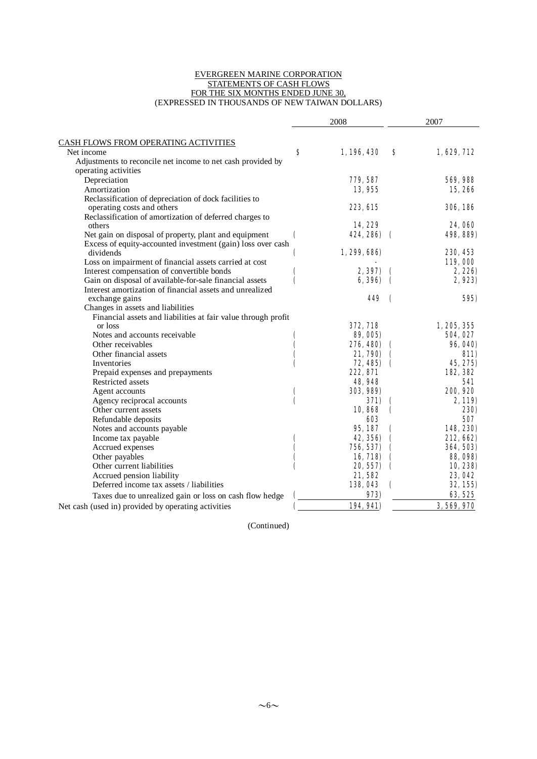EVERGREEN MARINE CORPORATION
STATEMENTS OF CASH FLOWS
FOR THE SIX MONTHS ENDED JUNE 30,
(EXPRESSED IN THOUSANDS OF NEW TAIWAN DOLLARS)

| | 2008 | 2007 |
|---|---|---|
| CASH FLOWS FROM OPERATING ACTIVITIES | | |
| Net income | $ 1,196,430 | $ 1,629,712 |
| Adjustments to reconcile net income to net cash provided by operating activities | | |
| Depreciation | 779,587 | 569,988 |
| Amortization | 13,955 | 15,266 |
| Reclassification of depreciation of dock facilities to operating costs and others | 223,615 | 306,186 |
| Reclassification of amortization of deferred charges to others | 14,229 | 24,060 |
| Net gain on disposal of property, plant and equipment | ( 424,286) | ( 498,889) |
| Excess of equity-accounted investment (gain) loss over cash dividends | ( 1,299,686) | 230,453 |
| Loss on impairment of financial assets carried at cost | - | 119,000 |
| Interest compensation of convertible bonds | ( 2,397) | ( 2,226) |
| Gain on disposal of available-for-sale financial assets | ( 6,396) | ( 2,923) |
| Interest amortization of financial assets and unrealized exchange gains | 449 | ( 595) |
| Changes in assets and liabilities | | |
| Financial assets and liabilities at fair value through profit or loss | 372,718 | 1,205,355 |
| Notes and accounts receivable | ( 89,005) | 504,027 |
| Other receivables | ( 276,480) | ( 96,040) |
| Other financial assets | ( 21,790) | ( 811) |
| Inventories | ( 72,485) | ( 45,275) |
| Prepaid expenses and prepayments | 222,871 | 182,382 |
| Restricted assets | 48,948 | 541 |
| Agent accounts | ( 303,989) | 200,920 |
| Agency reciprocal accounts | ( 371) | ( 2,119) |
| Other current assets | 10,868 | ( 230) |
| Refundable deposits | 603 | 507 |
| Notes and accounts payable | 95,187 | ( 148,230) |
| Income tax payable | ( 42,356) | ( 212,662) |
| Accrued expenses | ( 756,537) | ( 364,503) |
| Other payables | ( 16,718) | ( 88,098) |
| Other current liabilities | ( 20,557) | ( 10,238) |
| Accrued pension liability | 21,582 | 23,042 |
| Deferred income tax assets / liabilities | 138,043 | ( 32,155) |
| Taxes due to unrealized gain or loss on cash flow hedge | ( 973) | 63,525 |
| Net cash (used in) provided by operating activities | ( 194,941) | 3,569,970 |

(Continued)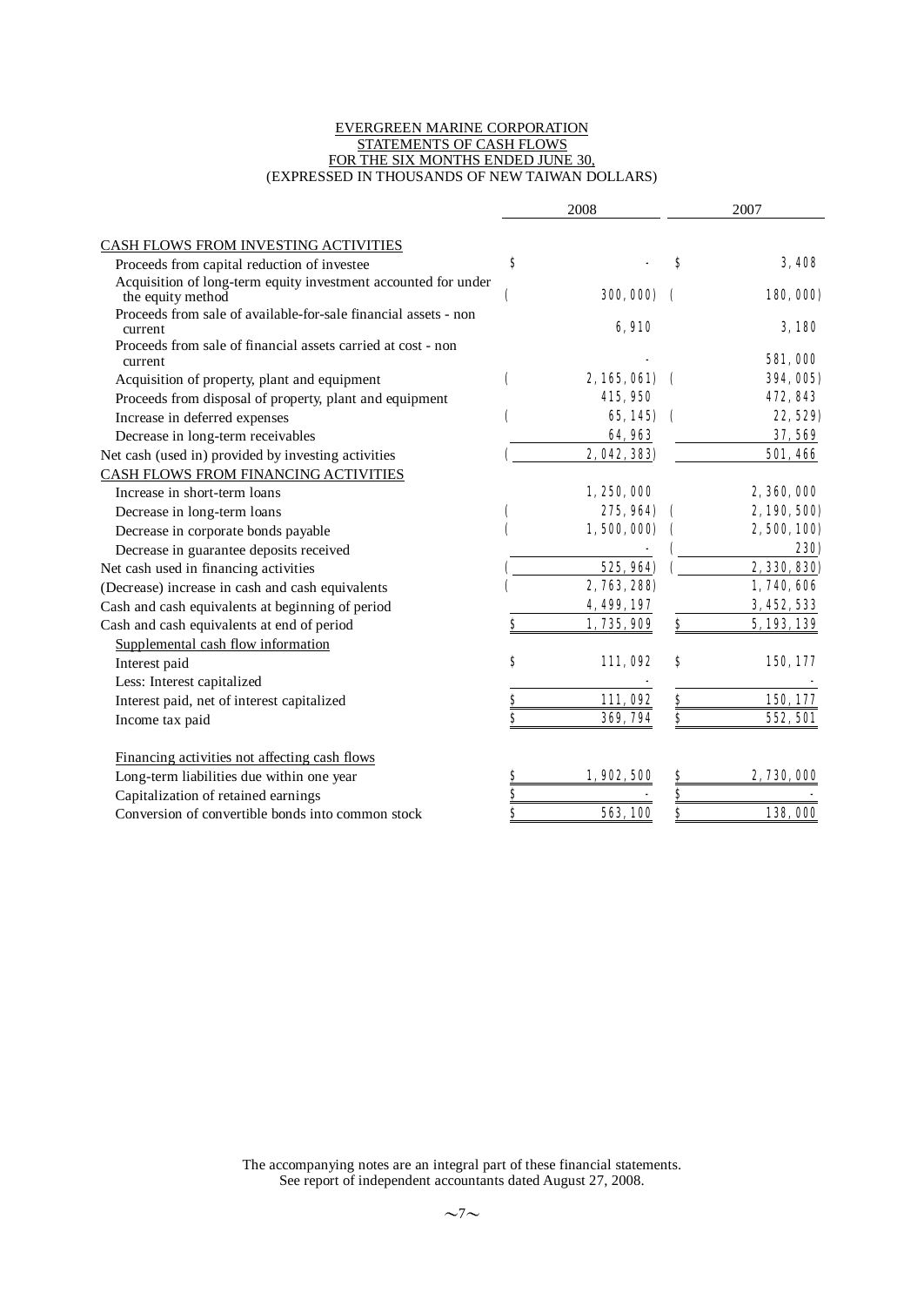EVERGREEN MARINE CORPORATION
STATEMENTS OF CASH FLOWS
FOR THE SIX MONTHS ENDED JUNE 30,
(EXPRESSED IN THOUSANDS OF NEW TAIWAN DOLLARS)

| | 2008 | 2007 |
|---|---|---|
| CASH FLOWS FROM INVESTING ACTIVITIES | | |
| Proceeds from capital reduction of investee | $ - | $ 3,408 |
| Acquisition of long-term equity investment accounted for under the equity method | ( 300,000) | ( 180,000) |
| Proceeds from sale of available-for-sale financial assets - non current | 6,910 | 3,180 |
| Proceeds from sale of financial assets carried at cost - non current | - | 581,000 |
| Acquisition of property, plant and equipment | ( 2,165,061) | ( 394,005) |
| Proceeds from disposal of property, plant and equipment | 415,950 | 472,843 |
| Increase in deferred expenses | ( 65,145) | ( 22,529) |
| Decrease in long-term receivables | 64,963 | 37,569 |
| Net cash (used in) provided by investing activities | ( 2,042,383) | 501,466 |
| CASH FLOWS FROM FINANCING ACTIVITIES | | |
| Increase in short-term loans | 1,250,000 | 2,360,000 |
| Decrease in long-term loans | ( 275,964) | ( 2,190,500) |
| Decrease in corporate bonds payable | ( 1,500,000) | ( 2,500,100) |
| Decrease in guarantee deposits received | - | ( 230) |
| Net cash used in financing activities | ( 525,964) | ( 2,330,830) |
| (Decrease) increase in cash and cash equivalents | ( 2,763,288) | 1,740,606 |
| Cash and cash equivalents at beginning of period | 4,499,197 | 3,452,533 |
| Cash and cash equivalents at end of period | $ 1,735,909 | $ 5,193,139 |
| Supplemental cash flow information | | |
| Interest paid | $ 111,092 | $ 150,177 |
| Less: Interest capitalized | - | - |
| Interest paid, net of interest capitalized | $ 111,092 | $ 150,177 |
| Income tax paid | $ 369,794 | $ 552,501 |
| Financing activities not affecting cash flows | | |
| Long-term liabilities due within one year | $ 1,902,500 | $ 2,730,000 |
| Capitalization of retained earnings | $ - | $ - |
| Conversion of convertible bonds into common stock | $ 563,100 | $ 138,000 |

The accompanying notes are an integral part of these financial statements.
See report of independent accountants dated August 27, 2008.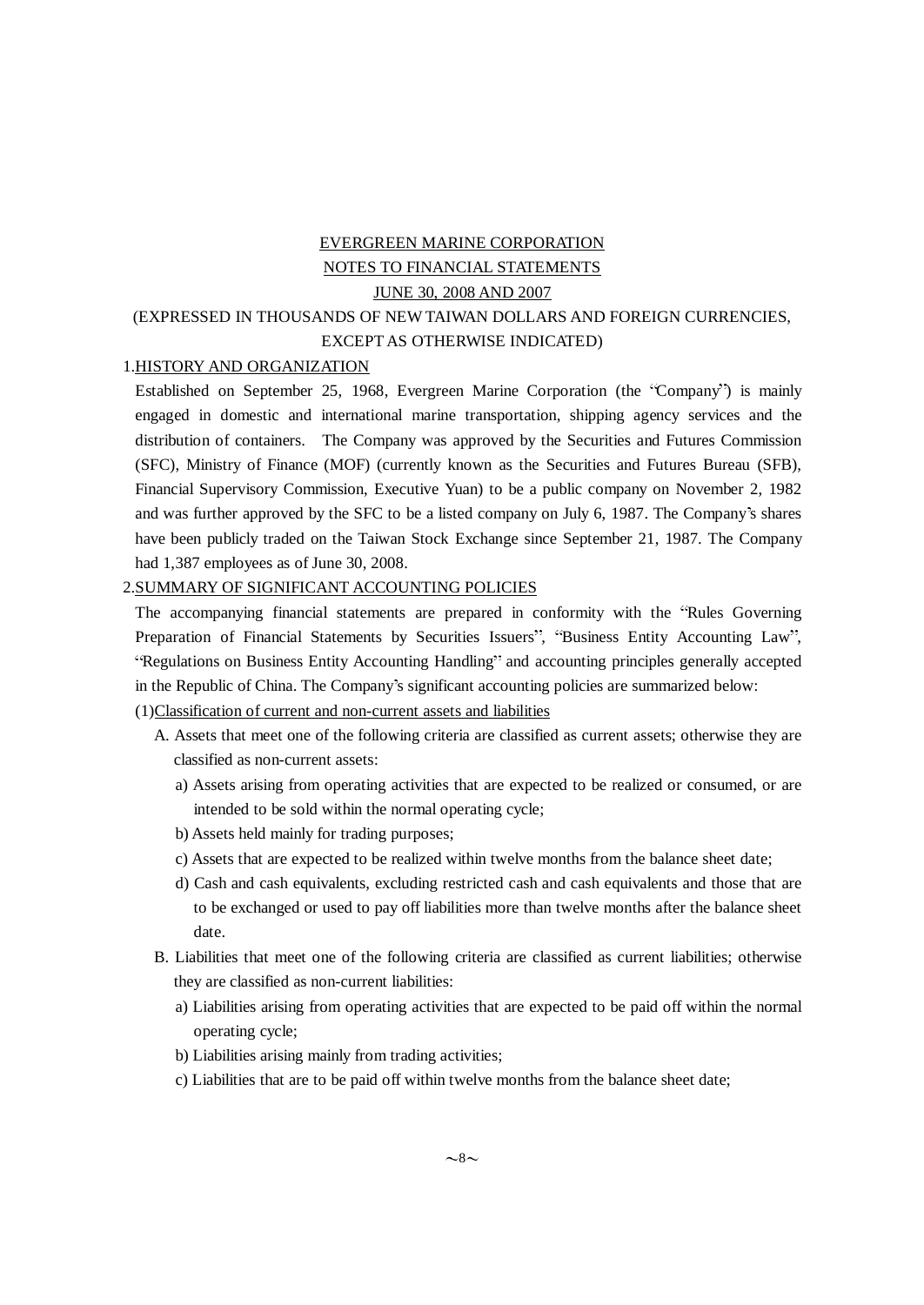EVERGREEN MARINE CORPORATION

NOTES TO FINANCIAL STATEMENTS

JUNE 30, 2008 AND 2007

(EXPRESSED IN THOUSANDS OF NEW TAIWAN DOLLARS AND FOREIGN CURRENCIES, EXCEPT AS OTHERWISE INDICATED)

1.HISTORY AND ORGANIZATION

Established on September 25, 1968, Evergreen Marine Corporation (the "Company") is mainly engaged in domestic and international marine transportation, shipping agency services and the distribution of containers. The Company was approved by the Securities and Futures Commission (SFC), Ministry of Finance (MOF) (currently known as the Securities and Futures Bureau (SFB), Financial Supervisory Commission, Executive Yuan) to be a public company on November 2, 1982 and was further approved by the SFC to be a listed company on July 6, 1987. The Company's shares have been publicly traded on the Taiwan Stock Exchange since September 21, 1987. The Company had 1,387 employees as of June 30, 2008.

2.SUMMARY OF SIGNIFICANT ACCOUNTING POLICIES

The accompanying financial statements are prepared in conformity with the "Rules Governing Preparation of Financial Statements by Securities Issuers", "Business Entity Accounting Law", "Regulations on Business Entity Accounting Handling" and accounting principles generally accepted in the Republic of China. The Company's significant accounting policies are summarized below:

(1)Classification of current and non-current assets and liabilities

A. Assets that meet one of the following criteria are classified as current assets; otherwise they are classified as non-current assets:

a) Assets arising from operating activities that are expected to be realized or consumed, or are intended to be sold within the normal operating cycle;

b) Assets held mainly for trading purposes;

c) Assets that are expected to be realized within twelve months from the balance sheet date;

d) Cash and cash equivalents, excluding restricted cash and cash equivalents and those that are to be exchanged or used to pay off liabilities more than twelve months after the balance sheet date.

B. Liabilities that meet one of the following criteria are classified as current liabilities; otherwise they are classified as non-current liabilities:

a) Liabilities arising from operating activities that are expected to be paid off within the normal operating cycle;

b) Liabilities arising mainly from trading activities;

c) Liabilities that are to be paid off within twelve months from the balance sheet date;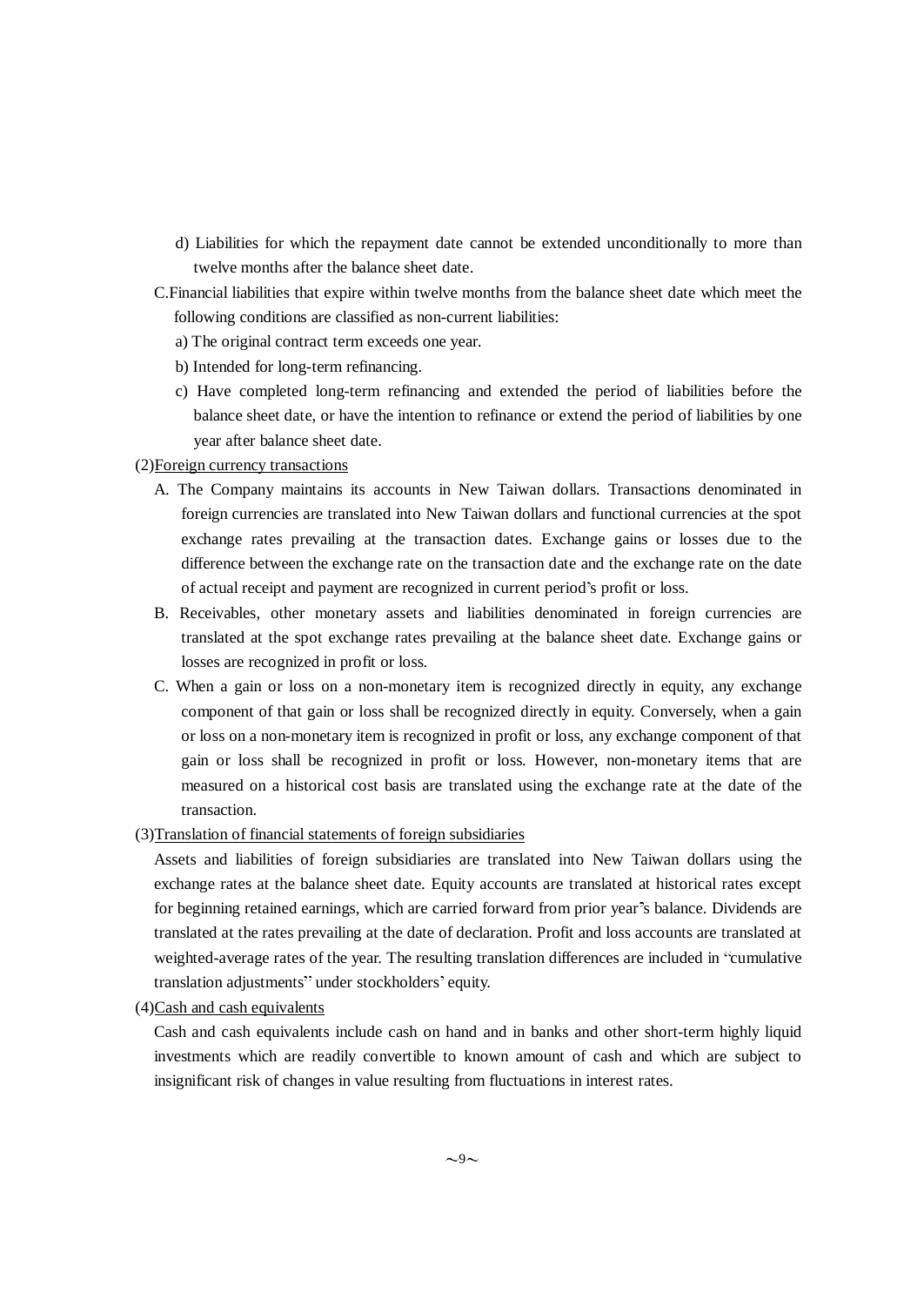d) Liabilities for which the repayment date cannot be extended unconditionally to more than twelve months after the balance sheet date.

C. Financial liabilities that expire within twelve months from the balance sheet date which meet the following conditions are classified as non-current liabilities:

a) The original contract term exceeds one year.

b) Intended for long-term refinancing.

c) Have completed long-term refinancing and extended the period of liabilities before the balance sheet date, or have the intention to refinance or extend the period of liabilities by one year after balance sheet date.

(2) Foreign currency transactions

A. The Company maintains its accounts in New Taiwan dollars. Transactions denominated in foreign currencies are translated into New Taiwan dollars and functional currencies at the spot exchange rates prevailing at the transaction dates. Exchange gains or losses due to the difference between the exchange rate on the transaction date and the exchange rate on the date of actual receipt and payment are recognized in current period's profit or loss.

B. Receivables, other monetary assets and liabilities denominated in foreign currencies are translated at the spot exchange rates prevailing at the balance sheet date. Exchange gains or losses are recognized in profit or loss.

C. When a gain or loss on a non-monetary item is recognized directly in equity, any exchange component of that gain or loss shall be recognized directly in equity. Conversely, when a gain or loss on a non-monetary item is recognized in profit or loss, any exchange component of that gain or loss shall be recognized in profit or loss. However, non-monetary items that are measured on a historical cost basis are translated using the exchange rate at the date of the transaction.

(3) Translation of financial statements of foreign subsidiaries

Assets and liabilities of foreign subsidiaries are translated into New Taiwan dollars using the exchange rates at the balance sheet date. Equity accounts are translated at historical rates except for beginning retained earnings, which are carried forward from prior year's balance. Dividends are translated at the rates prevailing at the date of declaration. Profit and loss accounts are translated at weighted-average rates of the year. The resulting translation differences are included in "cumulative translation adjustments" under stockholders' equity.

(4) Cash and cash equivalents

Cash and cash equivalents include cash on hand and in banks and other short-term highly liquid investments which are readily convertible to known amount of cash and which are subject to insignificant risk of changes in value resulting from fluctuations in interest rates.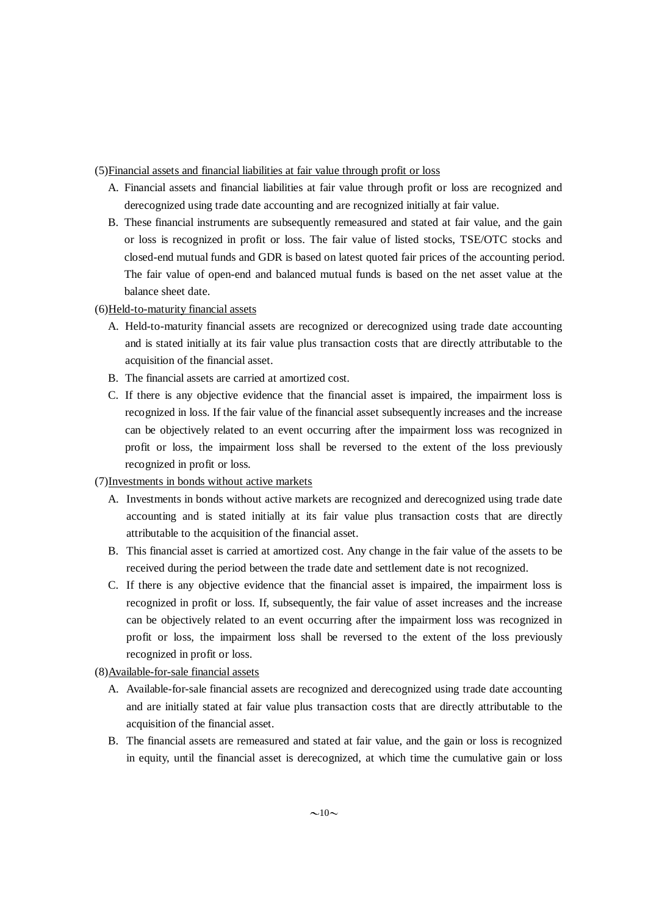(5)Financial assets and financial liabilities at fair value through profit or loss

A. Financial assets and financial liabilities at fair value through profit or loss are recognized and derecognized using trade date accounting and are recognized initially at fair value.

B. These financial instruments are subsequently remeasured and stated at fair value, and the gain or loss is recognized in profit or loss. The fair value of listed stocks, TSE/OTC stocks and closed-end mutual funds and GDR is based on latest quoted fair prices of the accounting period. The fair value of open-end and balanced mutual funds is based on the net asset value at the balance sheet date.

(6)Held-to-maturity financial assets

A. Held-to-maturity financial assets are recognized or derecognized using trade date accounting and is stated initially at its fair value plus transaction costs that are directly attributable to the acquisition of the financial asset.

B. The financial assets are carried at amortized cost.

C. If there is any objective evidence that the financial asset is impaired, the impairment loss is recognized in loss. If the fair value of the financial asset subsequently increases and the increase can be objectively related to an event occurring after the impairment loss was recognized in profit or loss, the impairment loss shall be reversed to the extent of the loss previously recognized in profit or loss.

(7)Investments in bonds without active markets

A. Investments in bonds without active markets are recognized and derecognized using trade date accounting and is stated initially at its fair value plus transaction costs that are directly attributable to the acquisition of the financial asset.

B. This financial asset is carried at amortized cost. Any change in the fair value of the assets to be received during the period between the trade date and settlement date is not recognized.

C. If there is any objective evidence that the financial asset is impaired, the impairment loss is recognized in profit or loss. If, subsequently, the fair value of asset increases and the increase can be objectively related to an event occurring after the impairment loss was recognized in profit or loss, the impairment loss shall be reversed to the extent of the loss previously recognized in profit or loss.

(8)Available-for-sale financial assets

A. Available-for-sale financial assets are recognized and derecognized using trade date accounting and are initially stated at fair value plus transaction costs that are directly attributable to the acquisition of the financial asset.

B. The financial assets are remeasured and stated at fair value, and the gain or loss is recognized in equity, until the financial asset is derecognized, at which time the cumulative gain or loss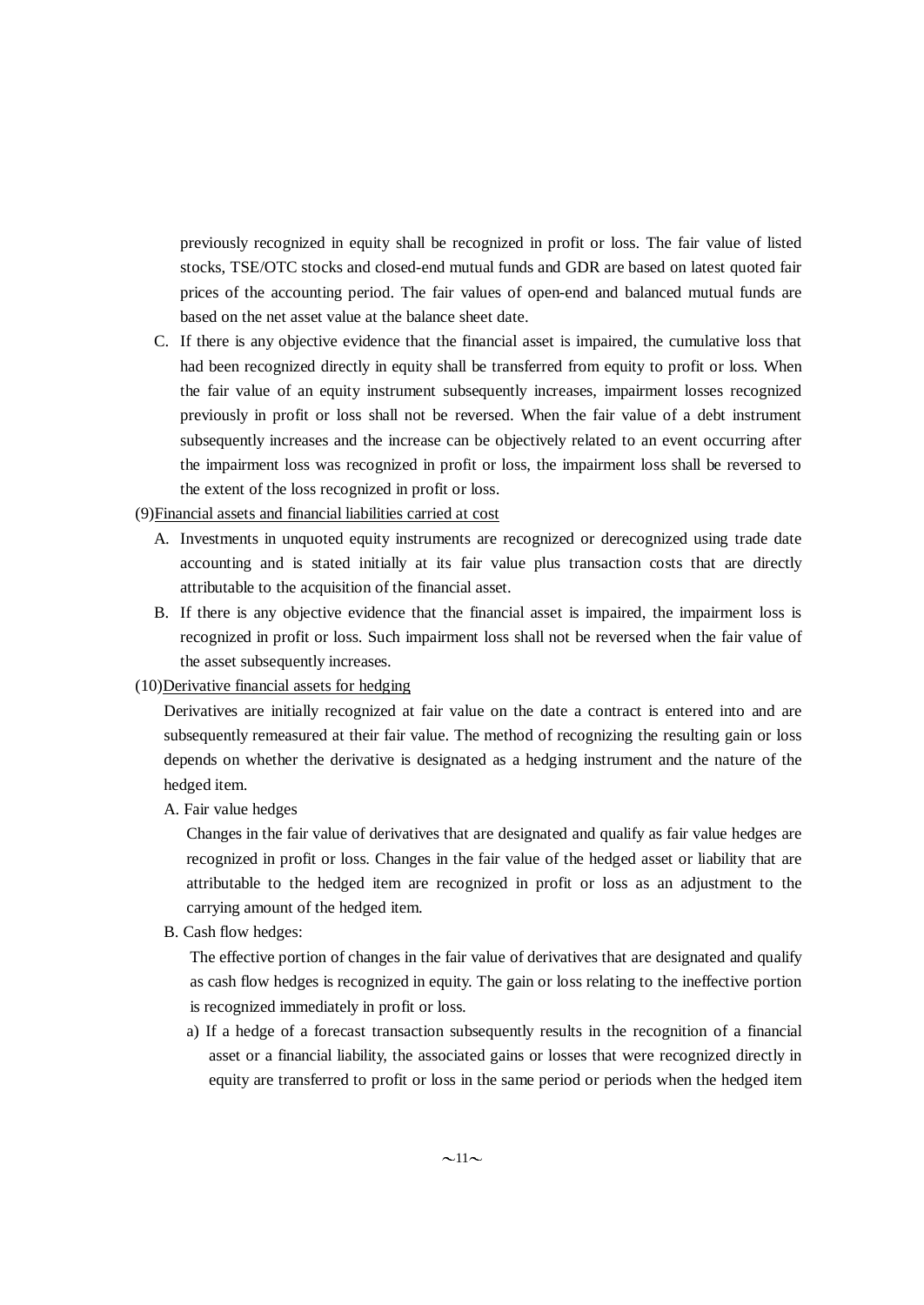previously recognized in equity shall be recognized in profit or loss. The fair value of listed stocks, TSE/OTC stocks and closed-end mutual funds and GDR are based on latest quoted fair prices of the accounting period. The fair values of open-end and balanced mutual funds are based on the net asset value at the balance sheet date.

C. If there is any objective evidence that the financial asset is impaired, the cumulative loss that had been recognized directly in equity shall be transferred from equity to profit or loss. When the fair value of an equity instrument subsequently increases, impairment losses recognized previously in profit or loss shall not be reversed. When the fair value of a debt instrument subsequently increases and the increase can be objectively related to an event occurring after the impairment loss was recognized in profit or loss, the impairment loss shall be reversed to the extent of the loss recognized in profit or loss.

(9)<u>Financial assets and financial liabilities carried at cost</u>

A. Investments in unquoted equity instruments are recognized or derecognized using trade date accounting and is stated initially at its fair value plus transaction costs that are directly attributable to the acquisition of the financial asset.

B. If there is any objective evidence that the financial asset is impaired, the impairment loss is recognized in profit or loss. Such impairment loss shall not be reversed when the fair value of the asset subsequently increases.

(10)<u>Derivative financial assets for hedging</u>

Derivatives are initially recognized at fair value on the date a contract is entered into and are subsequently remeasured at their fair value. The method of recognizing the resulting gain or loss depends on whether the derivative is designated as a hedging instrument and the nature of the hedged item.

A. Fair value hedges

Changes in the fair value of derivatives that are designated and qualify as fair value hedges are recognized in profit or loss. Changes in the fair value of the hedged asset or liability that are attributable to the hedged item are recognized in profit or loss as an adjustment to the carrying amount of the hedged item.

B. Cash flow hedges:

The effective portion of changes in the fair value of derivatives that are designated and qualify as cash flow hedges is recognized in equity. The gain or loss relating to the ineffective portion is recognized immediately in profit or loss.

a) If a hedge of a forecast transaction subsequently results in the recognition of a financial asset or a financial liability, the associated gains or losses that were recognized directly in equity are transferred to profit or loss in the same period or periods when the hedged item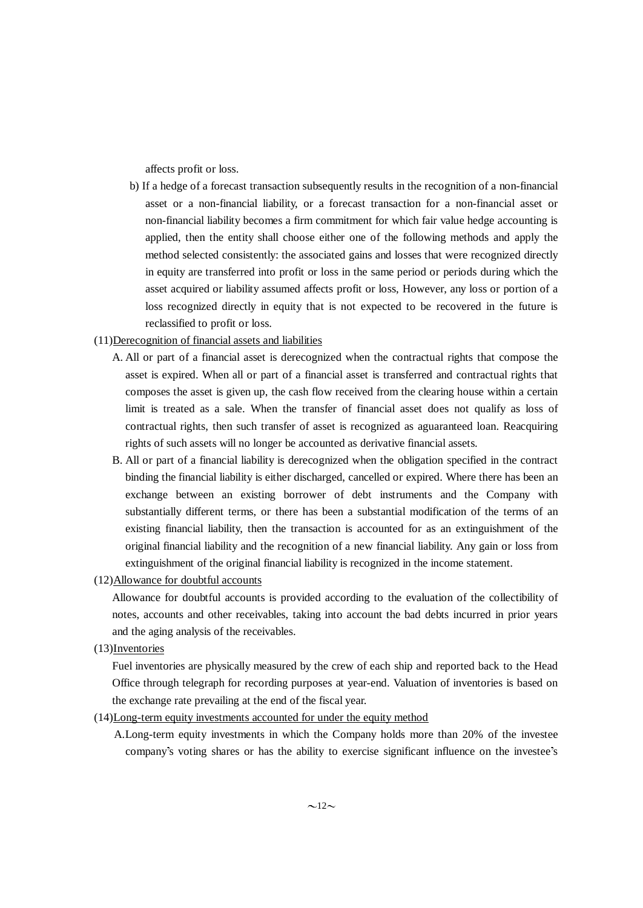affects profit or loss.

b) If a hedge of a forecast transaction subsequently results in the recognition of a non-financial asset or a non-financial liability, or a forecast transaction for a non-financial asset or non-financial liability becomes a firm commitment for which fair value hedge accounting is applied, then the entity shall choose either one of the following methods and apply the method selected consistently: the associated gains and losses that were recognized directly in equity are transferred into profit or loss in the same period or periods during which the asset acquired or liability assumed affects profit or loss, However, any loss or portion of a loss recognized directly in equity that is not expected to be recovered in the future is reclassified to profit or loss.

(11)Derecognition of financial assets and liabilities

A. All or part of a financial asset is derecognized when the contractual rights that compose the asset is expired. When all or part of a financial asset is transferred and contractual rights that composes the asset is given up, the cash flow received from the clearing house within a certain limit is treated as a sale. When the transfer of financial asset does not qualify as loss of contractual rights, then such transfer of asset is recognized as aguaranteed loan. Reacquiring rights of such assets will no longer be accounted as derivative financial assets.

B. All or part of a financial liability is derecognized when the obligation specified in the contract binding the financial liability is either discharged, cancelled or expired. Where there has been an exchange between an existing borrower of debt instruments and the Company with substantially different terms, or there has been a substantial modification of the terms of an existing financial liability, then the transaction is accounted for as an extinguishment of the original financial liability and the recognition of a new financial liability. Any gain or loss from extinguishment of the original financial liability is recognized in the income statement.

(12)Allowance for doubtful accounts

Allowance for doubtful accounts is provided according to the evaluation of the collectibility of notes, accounts and other receivables, taking into account the bad debts incurred in prior years and the aging analysis of the receivables.

(13)Inventories

Fuel inventories are physically measured by the crew of each ship and reported back to the Head Office through telegraph for recording purposes at year-end. Valuation of inventories is based on the exchange rate prevailing at the end of the fiscal year.

(14)Long-term equity investments accounted for under the equity method

A.Long-term equity investments in which the Company holds more than 20% of the investee company's voting shares or has the ability to exercise significant influence on the investee's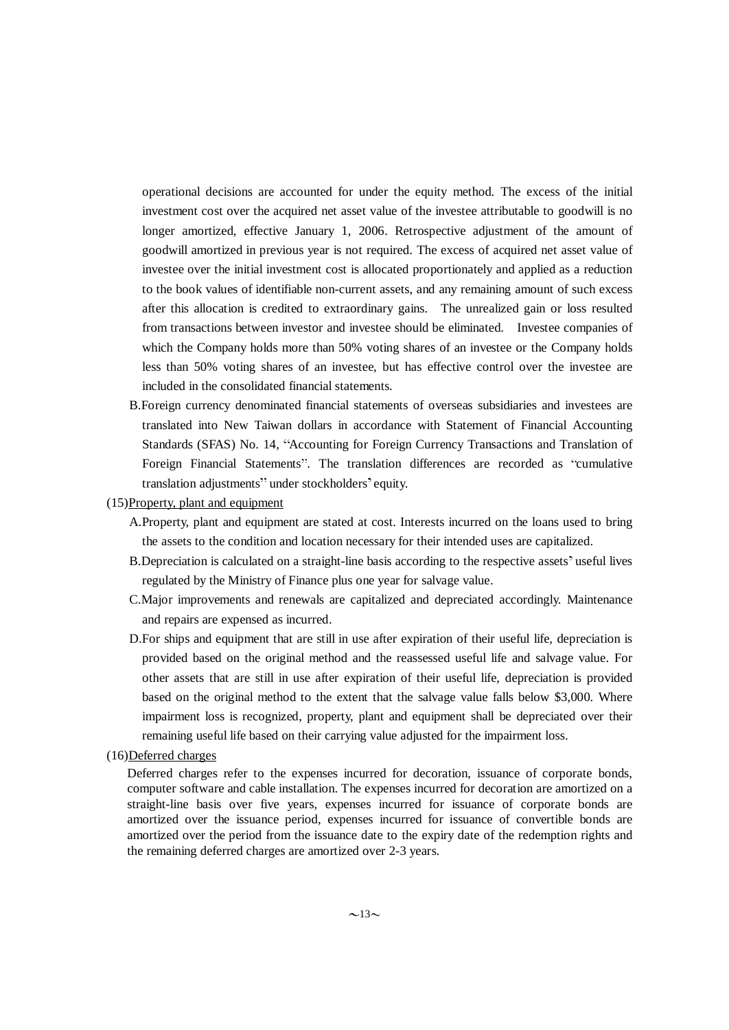operational decisions are accounted for under the equity method. The excess of the initial investment cost over the acquired net asset value of the investee attributable to goodwill is no longer amortized, effective January 1, 2006. Retrospective adjustment of the amount of goodwill amortized in previous year is not required. The excess of acquired net asset value of investee over the initial investment cost is allocated proportionately and applied as a reduction to the book values of identifiable non-current assets, and any remaining amount of such excess after this allocation is credited to extraordinary gains. The unrealized gain or loss resulted from transactions between investor and investee should be eliminated. Investee companies of which the Company holds more than 50% voting shares of an investee or the Company holds less than 50% voting shares of an investee, but has effective control over the investee are included in the consolidated financial statements.

B.Foreign currency denominated financial statements of overseas subsidiaries and investees are translated into New Taiwan dollars in accordance with Statement of Financial Accounting Standards (SFAS) No. 14, "Accounting for Foreign Currency Transactions and Translation of Foreign Financial Statements". The translation differences are recorded as "cumulative translation adjustments" under stockholders' equity.

(15)Property, plant and equipment

A.Property, plant and equipment are stated at cost. Interests incurred on the loans used to bring the assets to the condition and location necessary for their intended uses are capitalized.

B.Depreciation is calculated on a straight-line basis according to the respective assets' useful lives regulated by the Ministry of Finance plus one year for salvage value.

C.Major improvements and renewals are capitalized and depreciated accordingly. Maintenance and repairs are expensed as incurred.

D.For ships and equipment that are still in use after expiration of their useful life, depreciation is provided based on the original method and the reassessed useful life and salvage value. For other assets that are still in use after expiration of their useful life, depreciation is provided based on the original method to the extent that the salvage value falls below $3,000. Where impairment loss is recognized, property, plant and equipment shall be depreciated over their remaining useful life based on their carrying value adjusted for the impairment loss.

(16)Deferred charges

Deferred charges refer to the expenses incurred for decoration, issuance of corporate bonds, computer software and cable installation. The expenses incurred for decoration are amortized on a straight-line basis over five years, expenses incurred for issuance of corporate bonds are amortized over the issuance period, expenses incurred for issuance of convertible bonds are amortized over the period from the issuance date to the expiry date of the redemption rights and the remaining deferred charges are amortized over 2-3 years.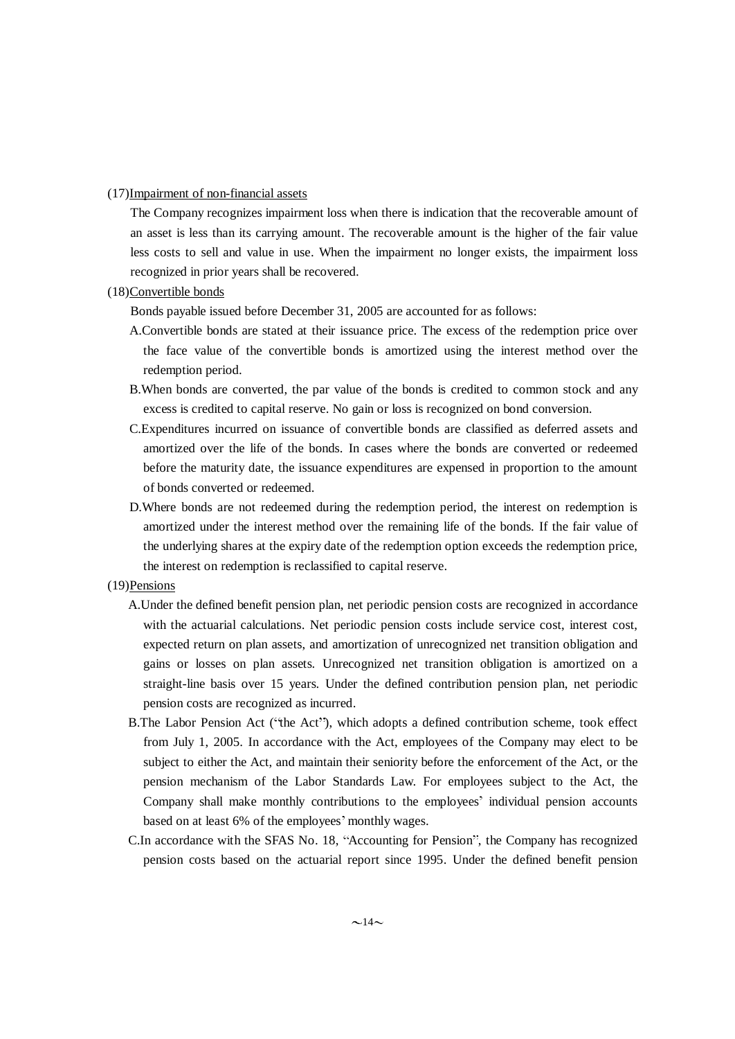(17)Impairment of non-financial assets

The Company recognizes impairment loss when there is indication that the recoverable amount of an asset is less than its carrying amount. The recoverable amount is the higher of the fair value less costs to sell and value in use. When the impairment no longer exists, the impairment loss recognized in prior years shall be recovered.

(18)Convertible bonds

Bonds payable issued before December 31, 2005 are accounted for as follows:

A.Convertible bonds are stated at their issuance price. The excess of the redemption price over the face value of the convertible bonds is amortized using the interest method over the redemption period.

B.When bonds are converted, the par value of the bonds is credited to common stock and any excess is credited to capital reserve. No gain or loss is recognized on bond conversion.

C.Expenditures incurred on issuance of convertible bonds are classified as deferred assets and amortized over the life of the bonds. In cases where the bonds are converted or redeemed before the maturity date, the issuance expenditures are expensed in proportion to the amount of bonds converted or redeemed.

D.Where bonds are not redeemed during the redemption period, the interest on redemption is amortized under the interest method over the remaining life of the bonds. If the fair value of the underlying shares at the expiry date of the redemption option exceeds the redemption price, the interest on redemption is reclassified to capital reserve.

(19)Pensions

A.Under the defined benefit pension plan, net periodic pension costs are recognized in accordance with the actuarial calculations. Net periodic pension costs include service cost, interest cost, expected return on plan assets, and amortization of unrecognized net transition obligation and gains or losses on plan assets. Unrecognized net transition obligation is amortized on a straight-line basis over 15 years. Under the defined contribution pension plan, net periodic pension costs are recognized as incurred.

B.The Labor Pension Act ("the Act"), which adopts a defined contribution scheme, took effect from July 1, 2005. In accordance with the Act, employees of the Company may elect to be subject to either the Act, and maintain their seniority before the enforcement of the Act, or the pension mechanism of the Labor Standards Law. For employees subject to the Act, the Company shall make monthly contributions to the employees' individual pension accounts based on at least 6% of the employees' monthly wages.

C.In accordance with the SFAS No. 18, "Accounting for Pension", the Company has recognized pension costs based on the actuarial report since 1995. Under the defined benefit pension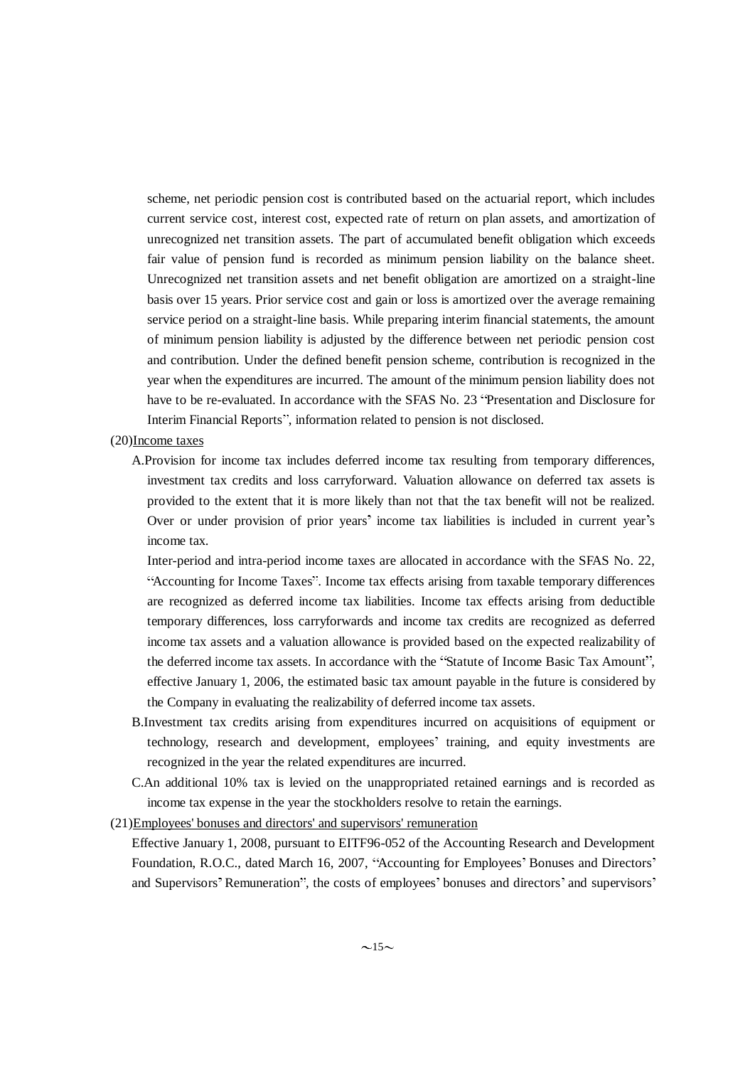scheme, net periodic pension cost is contributed based on the actuarial report, which includes current service cost, interest cost, expected rate of return on plan assets, and amortization of unrecognized net transition assets. The part of accumulated benefit obligation which exceeds fair value of pension fund is recorded as minimum pension liability on the balance sheet. Unrecognized net transition assets and net benefit obligation are amortized on a straight-line basis over 15 years. Prior service cost and gain or loss is amortized over the average remaining service period on a straight-line basis. While preparing interim financial statements, the amount of minimum pension liability is adjusted by the difference between net periodic pension cost and contribution. Under the defined benefit pension scheme, contribution is recognized in the year when the expenditures are incurred. The amount of the minimum pension liability does not have to be re-evaluated. In accordance with the SFAS No. 23 "Presentation and Disclosure for Interim Financial Reports", information related to pension is not disclosed.

(20)Income taxes

A.Provision for income tax includes deferred income tax resulting from temporary differences, investment tax credits and loss carryforward. Valuation allowance on deferred tax assets is provided to the extent that it is more likely than not that the tax benefit will not be realized. Over or under provision of prior years' income tax liabilities is included in current year's income tax.

Inter-period and intra-period income taxes are allocated in accordance with the SFAS No. 22, "Accounting for Income Taxes". Income tax effects arising from taxable temporary differences are recognized as deferred income tax liabilities. Income tax effects arising from deductible temporary differences, loss carryforwards and income tax credits are recognized as deferred income tax assets and a valuation allowance is provided based on the expected realizability of the deferred income tax assets. In accordance with the "Statute of Income Basic Tax Amount", effective January 1, 2006, the estimated basic tax amount payable in the future is considered by the Company in evaluating the realizability of deferred income tax assets.

B.Investment tax credits arising from expenditures incurred on acquisitions of equipment or technology, research and development, employees' training, and equity investments are recognized in the year the related expenditures are incurred.

C.An additional 10% tax is levied on the unappropriated retained earnings and is recorded as income tax expense in the year the stockholders resolve to retain the earnings.

(21)Employees' bonuses and directors' and supervisors' remuneration

Effective January 1, 2008, pursuant to EITF96-052 of the Accounting Research and Development Foundation, R.O.C., dated March 16, 2007, "Accounting for Employees' Bonuses and Directors' and Supervisors' Remuneration", the costs of employees' bonuses and directors' and supervisors'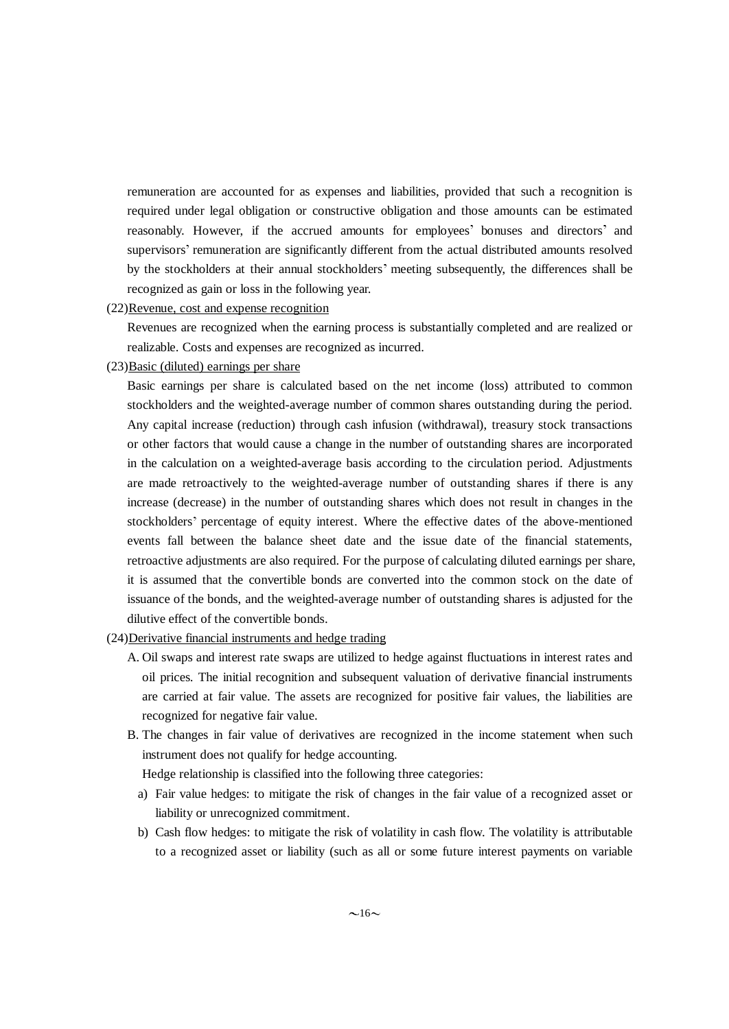remuneration are accounted for as expenses and liabilities, provided that such a recognition is required under legal obligation or constructive obligation and those amounts can be estimated reasonably. However, if the accrued amounts for employees' bonuses and directors' and supervisors' remuneration are significantly different from the actual distributed amounts resolved by the stockholders at their annual stockholders' meeting subsequently, the differences shall be recognized as gain or loss in the following year.

(22)Revenue, cost and expense recognition

Revenues are recognized when the earning process is substantially completed and are realized or realizable. Costs and expenses are recognized as incurred.

(23)Basic (diluted) earnings per share

Basic earnings per share is calculated based on the net income (loss) attributed to common stockholders and the weighted-average number of common shares outstanding during the period. Any capital increase (reduction) through cash infusion (withdrawal), treasury stock transactions or other factors that would cause a change in the number of outstanding shares are incorporated in the calculation on a weighted-average basis according to the circulation period. Adjustments are made retroactively to the weighted-average number of outstanding shares if there is any increase (decrease) in the number of outstanding shares which does not result in changes in the stockholders' percentage of equity interest. Where the effective dates of the above-mentioned events fall between the balance sheet date and the issue date of the financial statements, retroactive adjustments are also required. For the purpose of calculating diluted earnings per share, it is assumed that the convertible bonds are converted into the common stock on the date of issuance of the bonds, and the weighted-average number of outstanding shares is adjusted for the dilutive effect of the convertible bonds.

(24)Derivative financial instruments and hedge trading

A. Oil swaps and interest rate swaps are utilized to hedge against fluctuations in interest rates and oil prices. The initial recognition and subsequent valuation of derivative financial instruments are carried at fair value. The assets are recognized for positive fair values, the liabilities are recognized for negative fair value.

B. The changes in fair value of derivatives are recognized in the income statement when such instrument does not qualify for hedge accounting.

Hedge relationship is classified into the following three categories:

a) Fair value hedges: to mitigate the risk of changes in the fair value of a recognized asset or liability or unrecognized commitment.

b) Cash flow hedges: to mitigate the risk of volatility in cash flow. The volatility is attributable to a recognized asset or liability (such as all or some future interest payments on variable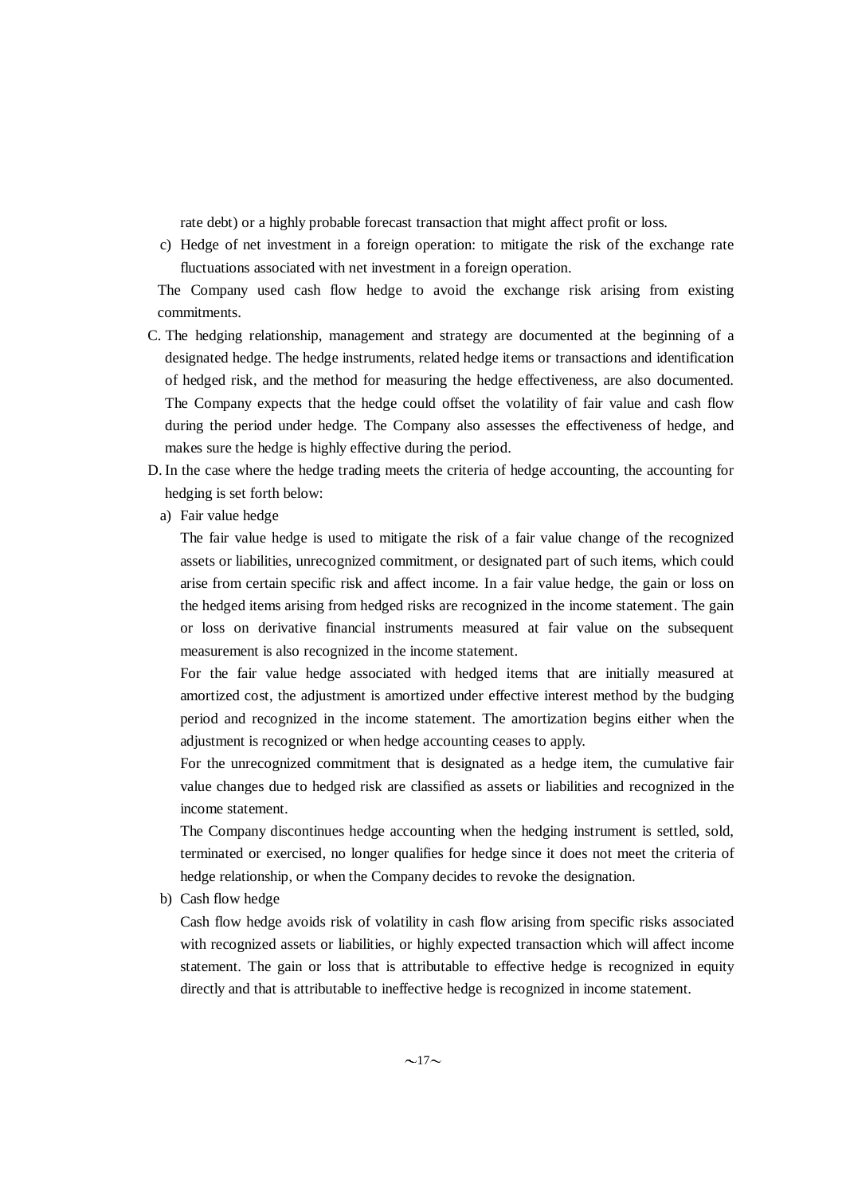rate debt) or a highly probable forecast transaction that might affect profit or loss.

c) Hedge of net investment in a foreign operation: to mitigate the risk of the exchange rate fluctuations associated with net investment in a foreign operation.

The Company used cash flow hedge to avoid the exchange risk arising from existing commitments.

C. The hedging relationship, management and strategy are documented at the beginning of a designated hedge. The hedge instruments, related hedge items or transactions and identification of hedged risk, and the method for measuring the hedge effectiveness, are also documented. The Company expects that the hedge could offset the volatility of fair value and cash flow during the period under hedge. The Company also assesses the effectiveness of hedge, and makes sure the hedge is highly effective during the period.

D. In the case where the hedge trading meets the criteria of hedge accounting, the accounting for hedging is set forth below:

a) Fair value hedge

The fair value hedge is used to mitigate the risk of a fair value change of the recognized assets or liabilities, unrecognized commitment, or designated part of such items, which could arise from certain specific risk and affect income. In a fair value hedge, the gain or loss on the hedged items arising from hedged risks are recognized in the income statement. The gain or loss on derivative financial instruments measured at fair value on the subsequent measurement is also recognized in the income statement.

For the fair value hedge associated with hedged items that are initially measured at amortized cost, the adjustment is amortized under effective interest method by the budging period and recognized in the income statement. The amortization begins either when the adjustment is recognized or when hedge accounting ceases to apply.

For the unrecognized commitment that is designated as a hedge item, the cumulative fair value changes due to hedged risk are classified as assets or liabilities and recognized in the income statement.

The Company discontinues hedge accounting when the hedging instrument is settled, sold, terminated or exercised, no longer qualifies for hedge since it does not meet the criteria of hedge relationship, or when the Company decides to revoke the designation.

b) Cash flow hedge

Cash flow hedge avoids risk of volatility in cash flow arising from specific risks associated with recognized assets or liabilities, or highly expected transaction which will affect income statement. The gain or loss that is attributable to effective hedge is recognized in equity directly and that is attributable to ineffective hedge is recognized in income statement.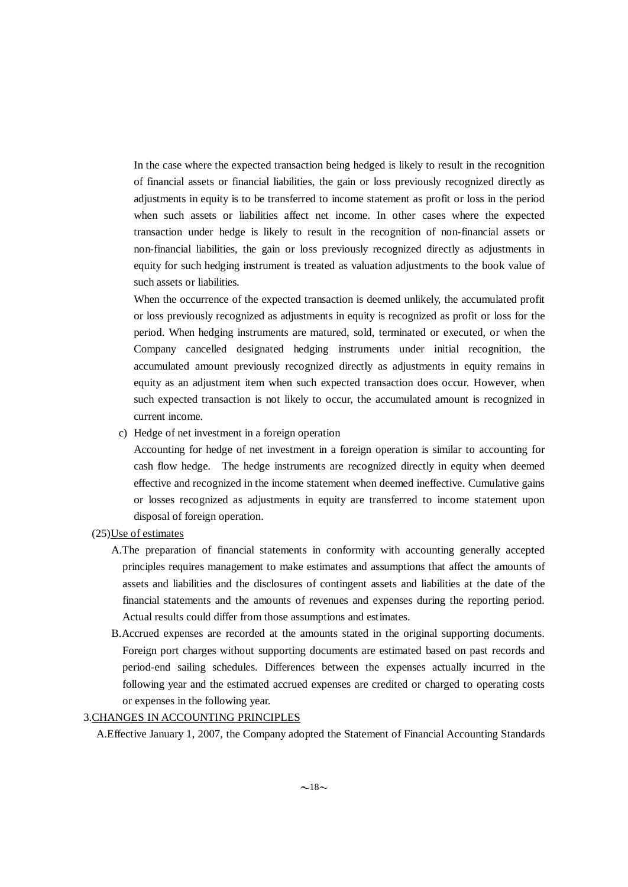In the case where the expected transaction being hedged is likely to result in the recognition of financial assets or financial liabilities, the gain or loss previously recognized directly as adjustments in equity is to be transferred to income statement as profit or loss in the period when such assets or liabilities affect net income. In other cases where the expected transaction under hedge is likely to result in the recognition of non-financial assets or non-financial liabilities, the gain or loss previously recognized directly as adjustments in equity for such hedging instrument is treated as valuation adjustments to the book value of such assets or liabilities.

When the occurrence of the expected transaction is deemed unlikely, the accumulated profit or loss previously recognized as adjustments in equity is recognized as profit or loss for the period. When hedging instruments are matured, sold, terminated or executed, or when the Company cancelled designated hedging instruments under initial recognition, the accumulated amount previously recognized directly as adjustments in equity remains in equity as an adjustment item when such expected transaction does occur. However, when such expected transaction is not likely to occur, the accumulated amount is recognized in current income.

c) Hedge of net investment in a foreign operation

Accounting for hedge of net investment in a foreign operation is similar to accounting for cash flow hedge. The hedge instruments are recognized directly in equity when deemed effective and recognized in the income statement when deemed ineffective. Cumulative gains or losses recognized as adjustments in equity are transferred to income statement upon disposal of foreign operation.

(25)Use of estimates

A.The preparation of financial statements in conformity with accounting generally accepted principles requires management to make estimates and assumptions that affect the amounts of assets and liabilities and the disclosures of contingent assets and liabilities at the date of the financial statements and the amounts of revenues and expenses during the reporting period. Actual results could differ from those assumptions and estimates.

B.Accrued expenses are recorded at the amounts stated in the original supporting documents. Foreign port charges without supporting documents are estimated based on past records and period-end sailing schedules. Differences between the expenses actually incurred in the following year and the estimated accrued expenses are credited or charged to operating costs or expenses in the following year.

3.CHANGES IN ACCOUNTING PRINCIPLES

A.Effective January 1, 2007, the Company adopted the Statement of Financial Accounting Standards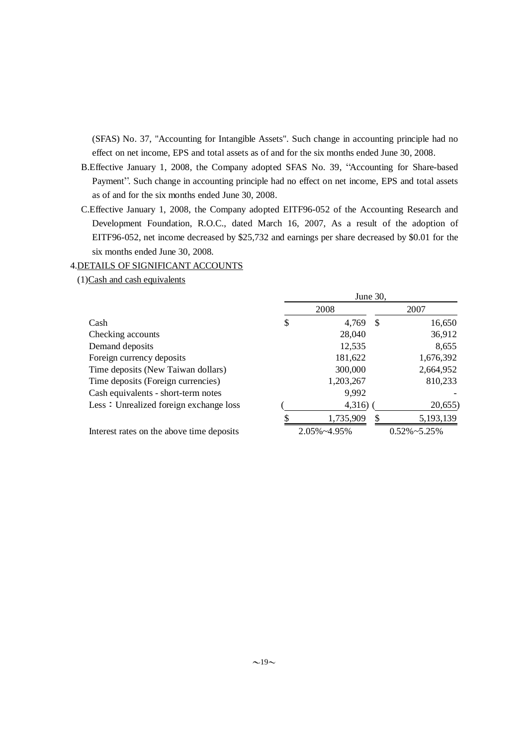(SFAS) No. 37, "Accounting for Intangible Assets". Such change in accounting principle had no effect on net income, EPS and total assets as of and for the six months ended June 30, 2008.

B.Effective January 1, 2008, the Company adopted SFAS No. 39, "Accounting for Share-based Payment". Such change in accounting principle had no effect on net income, EPS and total assets as of and for the six months ended June 30, 2008.

C.Effective January 1, 2008, the Company adopted EITF96-052 of the Accounting Research and Development Foundation, R.O.C., dated March 16, 2007, As a result of the adoption of EITF96-052, net income decreased by $25,732 and earnings per share decreased by $0.01 for the six months ended June 30, 2008.

4.DETAILS OF SIGNIFICANT ACCOUNTS

(1)Cash and cash equivalents

| | June 30, | |
|---|---|---|
| | 2008 | 2007 |
| Cash | $ 4,769 | $ 16,650 |
| Checking accounts | 28,040 | 36,912 |
| Demand deposits | 12,535 | 8,655 |
| Foreign currency deposits | 181,622 | 1,676,392 |
| Time deposits (New Taiwan dollars) | 300,000 | 2,664,952 |
| Time deposits (Foreign currencies) | 1,203,267 | 810,233 |
| Cash equivalents - short-term notes | 9,992 | - |
| Less：Unrealized foreign exchange loss | ( 4,316) | ( 20,655) |
| | $ 1,735,909 | $ 5,193,139 |
| Interest rates on the above time deposits | 2.05%~4.95% | 0.52%~5.25% |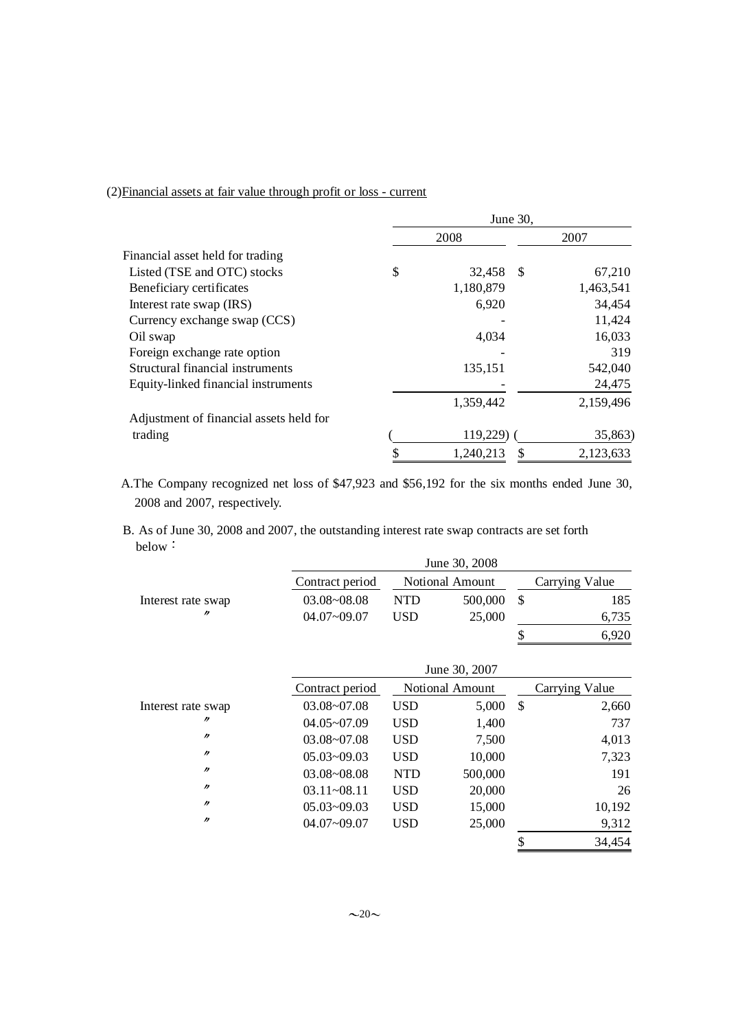(2)Financial assets at fair value through profit or loss - current

| | June 30, 2008 | June 30, 2007 |
|---|---|---|
| Financial asset held for trading | | |
| Listed (TSE and OTC) stocks | $ 32,458 | $ 67,210 |
| Beneficiary certificates | 1,180,879 | 1,463,541 |
| Interest rate swap (IRS) | 6,920 | 34,454 |
| Currency exchange swap (CCS) | - | 11,424 |
| Oil swap | 4,034 | 16,033 |
| Foreign exchange rate option | - | 319 |
| Structural financial instruments | 135,151 | 542,040 |
| Equity-linked financial instruments | - | 24,475 |
| | 1,359,442 | 2,159,496 |
| Adjustment of financial assets held for trading | ( 119,229) | ( 35,863) |
| | $ 1,240,213 | $ 2,123,633 |

A.The Company recognized net loss of $47,923 and $56,192 for the six months ended June 30, 2008 and 2007, respectively.

B. As of June 30, 2008 and 2007, the outstanding interest rate swap contracts are set forth below：

| June 30, 2008 | Contract period | Notional Amount | | Carrying Value |
|---|---|---|---|---|
| Interest rate swap | 03.08~08.08 | NTD | 500,000 | $ 185 |
| 〃 | 04.07~09.07 | USD | 25,000 | 6,735 |
| | | | | $ 6,920 |

| June 30, 2007 | Contract period | Notional Amount | | Carrying Value |
|---|---|---|---|---|
| Interest rate swap | 03.08~07.08 | USD | 5,000 | $ 2,660 |
| 〃 | 04.05~07.09 | USD | 1,400 | 737 |
| 〃 | 03.08~07.08 | USD | 7,500 | 4,013 |
| 〃 | 05.03~09.03 | USD | 10,000 | 7,323 |
| 〃 | 03.08~08.08 | NTD | 500,000 | 191 |
| 〃 | 03.11~08.11 | USD | 20,000 | 26 |
| 〃 | 05.03~09.03 | USD | 15,000 | 10,192 |
| 〃 | 04.07~09.07 | USD | 25,000 | 9,312 |
| | | | | $ 34,454 |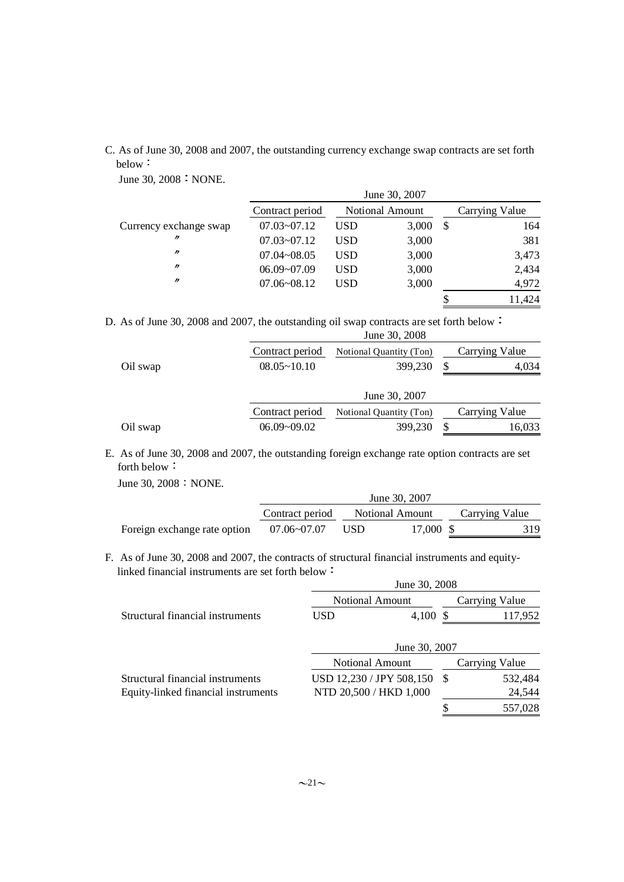C. As of June 30, 2008 and 2007, the outstanding currency exchange swap contracts are set forth below：

June 30, 2008：NONE.

| | June 30, 2007 | | | |
|---|---|---|---|---|
| | Contract period | Notional Amount | | Carrying Value |
| Currency exchange swap | 07.03~07.12 | USD | 3,000 | $ 164 |
| 〃 | 07.03~07.12 | USD | 3,000 | 381 |
| 〃 | 07.04~08.05 | USD | 3,000 | 3,473 |
| 〃 | 06.09~07.09 | USD | 3,000 | 2,434 |
| 〃 | 07.06~08.12 | USD | 3,000 | 4,972 |
| | | | | $ 11,424 |

D. As of June 30, 2008 and 2007, the outstanding oil swap contracts are set forth below：

| | June 30, 2008 | | |
|---|---|---|---|
| | Contract period | Notional Quantity (Ton) | Carrying Value |
| Oil swap | 08.05~10.10 | 399,230 | $ 4,034 |

| | June 30, 2007 | | |
|---|---|---|---|
| | Contract period | Notional Quantity (Ton) | Carrying Value |
| Oil swap | 06.09~09.02 | 399,230 | $ 16,033 |

E. As of June 30, 2008 and 2007, the outstanding foreign exchange rate option contracts are set forth below：

June 30, 2008：NONE.

| | June 30, 2007 | | | |
|---|---|---|---|---|
| | Contract period | Notional Amount | | Carrying Value |
| Foreign exchange rate option | 07.06~07.07 | USD | 17,000 | $ 319 |

F. As of June 30, 2008 and 2007, the contracts of structural financial instruments and equity-linked financial instruments are set forth below：

| | June 30, 2008 | | |
|---|---|---|---|
| | Notional Amount | | Carrying Value |
| Structural financial instruments | USD | 4,100 | $ 117,952 |

| | June 30, 2007 | |
|---|---|---|
| | Notional Amount | Carrying Value |
| Structural financial instruments | USD 12,230 / JPY 508,150 | $ 532,484 |
| Equity-linked financial instruments | NTD 20,500 / HKD 1,000 | 24,544 |
| | | $ 557,028 |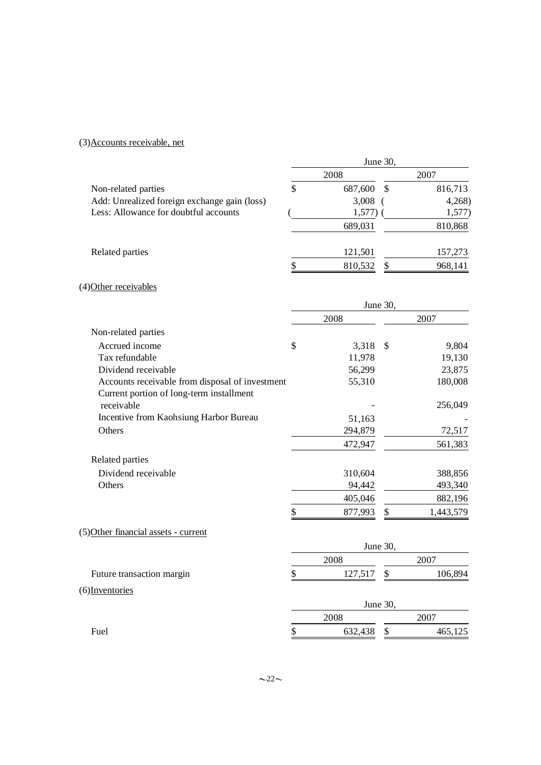(3)Accounts receivable, net

| | June 30, 2008 | June 30, 2007 |
|---|---|---|
| Non-related parties | $ 687,600 | $ 816,713 |
| Add: Unrealized foreign exchange gain (loss) | 3,008 | ( 4,268) |
| Less: Allowance for doubtful accounts | ( 1,577) | ( 1,577) |
| | 689,031 | 810,868 |
| Related parties | 121,501 | 157,273 |
| | $ 810,532 | $ 968,141 |

(4)Other receivables

| | June 30, 2008 | June 30, 2007 |
|---|---|---|
| Non-related parties | | |
| Accrued income | $ 3,318 | $ 9,804 |
| Tax refundable | 11,978 | 19,130 |
| Dividend receivable | 56,299 | 23,875 |
| Accounts receivable from disposal of investment | 55,310 | 180,008 |
| Current portion of long-term installment receivable | - | 256,049 |
| Incentive from Kaohsiung Harbor Bureau | 51,163 | - |
| Others | 294,879 | 72,517 |
| | 472,947 | 561,383 |
| Related parties | | |
| Dividend receivable | 310,604 | 388,856 |
| Others | 94,442 | 493,340 |
| | 405,046 | 882,196 |
| | $ 877,993 | $ 1,443,579 |

(5)Other financial assets - current

| | June 30, 2008 | June 30, 2007 |
|---|---|---|
| Future transaction margin | $ 127,517 | $ 106,894 |

(6)Inventories

| | June 30, 2008 | June 30, 2007 |
|---|---|---|
| Fuel | $ 632,438 | $ 465,125 |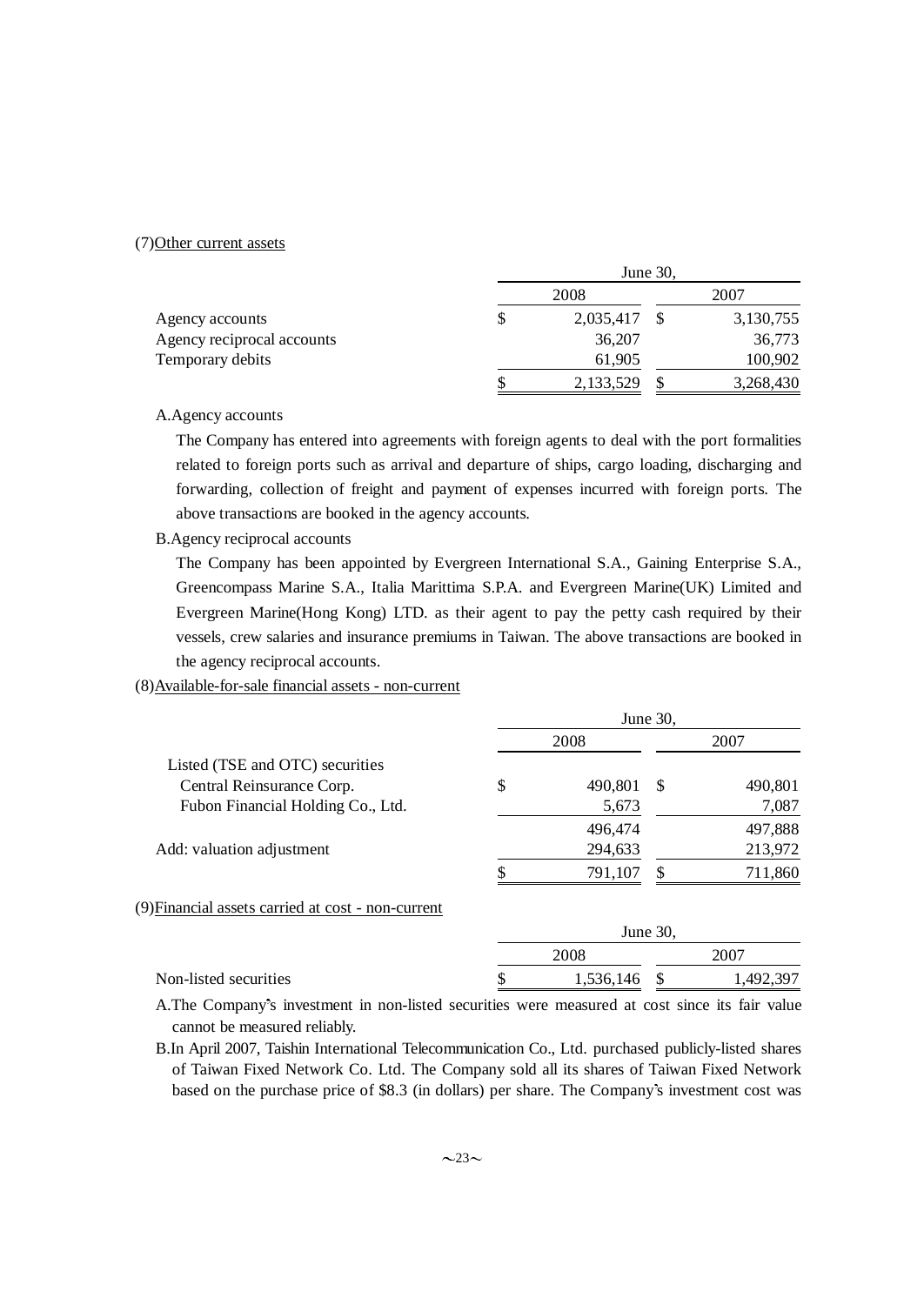(7)Other current assets

| | June 30, | |
|---|---|---|
| | 2008 | 2007 |
| Agency accounts | $ 2,035,417 | $ 3,130,755 |
| Agency reciprocal accounts | 36,207 | 36,773 |
| Temporary debits | 61,905 | 100,902 |
| | $ 2,133,529 | $ 3,268,430 |

A.Agency accounts

The Company has entered into agreements with foreign agents to deal with the port formalities related to foreign ports such as arrival and departure of ships, cargo loading, discharging and forwarding, collection of freight and payment of expenses incurred with foreign ports. The above transactions are booked in the agency accounts.

B.Agency reciprocal accounts

The Company has been appointed by Evergreen International S.A., Gaining Enterprise S.A., Greencompass Marine S.A., Italia Marittima S.P.A. and Evergreen Marine(UK) Limited and Evergreen Marine(Hong Kong) LTD. as their agent to pay the petty cash required by their vessels, crew salaries and insurance premiums in Taiwan. The above transactions are booked in the agency reciprocal accounts.

(8)Available-for-sale financial assets - non-current

| | June 30, | |
|---|---|---|
| | 2008 | 2007 |
| Listed (TSE and OTC) securities | | |
| Central Reinsurance Corp. | $ 490,801 | $ 490,801 |
| Fubon Financial Holding Co., Ltd. | 5,673 | 7,087 |
| | 496,474 | 497,888 |
| Add: valuation adjustment | 294,633 | 213,972 |
| | $ 791,107 | $ 711,860 |

(9)Financial assets carried at cost - non-current

| | June 30, | |
|---|---|---|
| | 2008 | 2007 |
| Non-listed securities | $ 1,536,146 | $ 1,492,397 |

A.The Company's investment in non-listed securities were measured at cost since its fair value cannot be measured reliably.

B.In April 2007, Taishin International Telecommunication Co., Ltd. purchased publicly-listed shares of Taiwan Fixed Network Co. Ltd. The Company sold all its shares of Taiwan Fixed Network based on the purchase price of $8.3 (in dollars) per share. The Company's investment cost was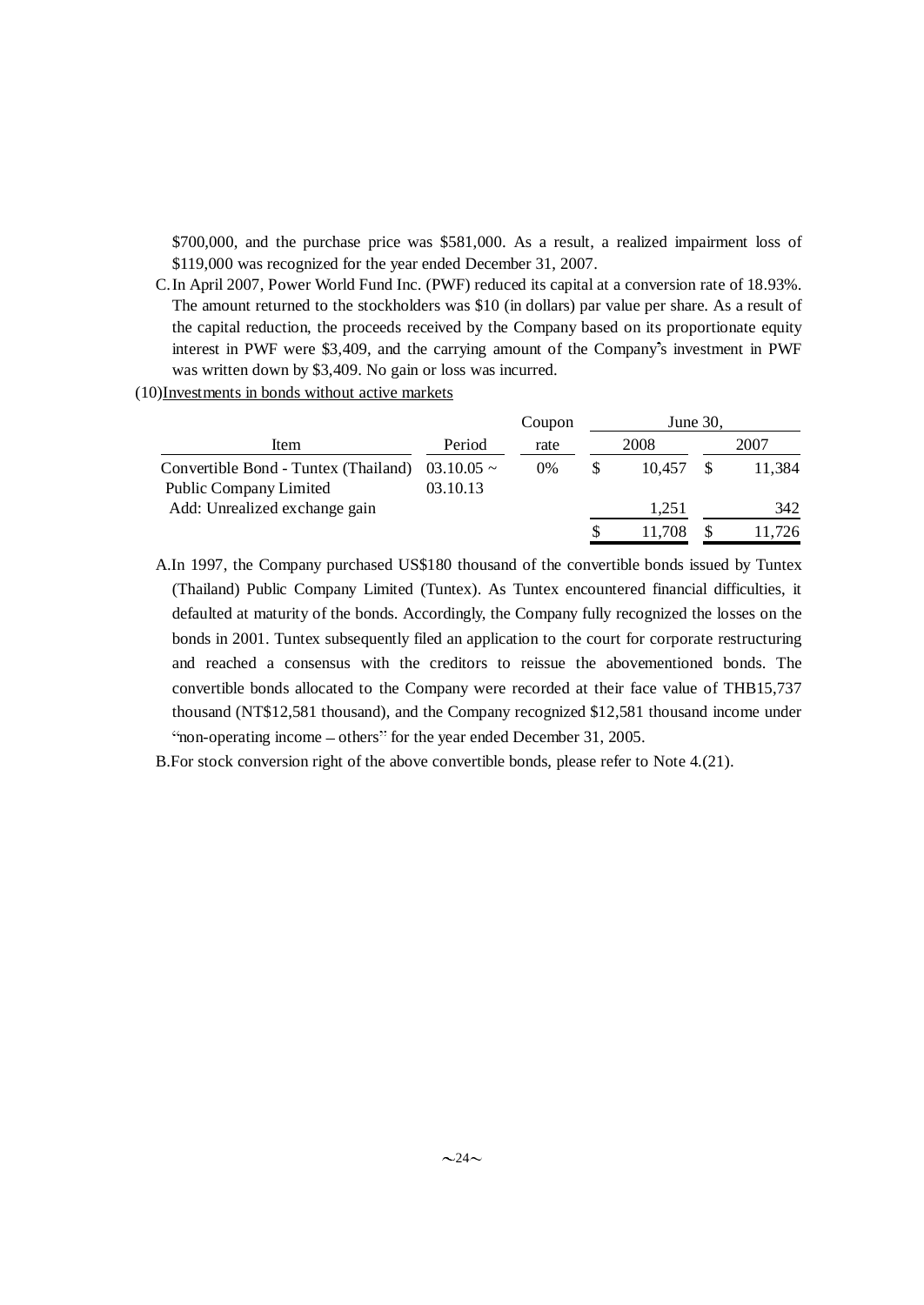$700,000, and the purchase price was $581,000. As a result, a realized impairment loss of $119,000 was recognized for the year ended December 31, 2007.

C. In April 2007, Power World Fund Inc. (PWF) reduced its capital at a conversion rate of 18.93%. The amount returned to the stockholders was $10 (in dollars) par value per share. As a result of the capital reduction, the proceeds received by the Company based on its proportionate equity interest in PWF were $3,409, and the carrying amount of the Company's investment in PWF was written down by $3,409. No gain or loss was incurred.

(10)Investments in bonds without active markets

| Item | Period | Coupon rate | June 30, 2008 | June 30, 2007 |
|---|---|---|---|---|
| Convertible Bond - Tuntex (Thailand) Public Company Limited | 03.10.05 ~ 03.10.13 | 0% | $ 10,457 | $ 11,384 |
| Add: Unrealized exchange gain | | | 1,251 | 342 |
| | | | $ 11,708 | $ 11,726 |

A. In 1997, the Company purchased US$180 thousand of the convertible bonds issued by Tuntex (Thailand) Public Company Limited (Tuntex). As Tuntex encountered financial difficulties, it defaulted at maturity of the bonds. Accordingly, the Company fully recognized the losses on the bonds in 2001. Tuntex subsequently filed an application to the court for corporate restructuring and reached a consensus with the creditors to reissue the abovementioned bonds. The convertible bonds allocated to the Company were recorded at their face value of THB15,737 thousand (NT$12,581 thousand), and the Company recognized $12,581 thousand income under "non-operating income – others" for the year ended December 31, 2005.

B. For stock conversion right of the above convertible bonds, please refer to Note 4.(21).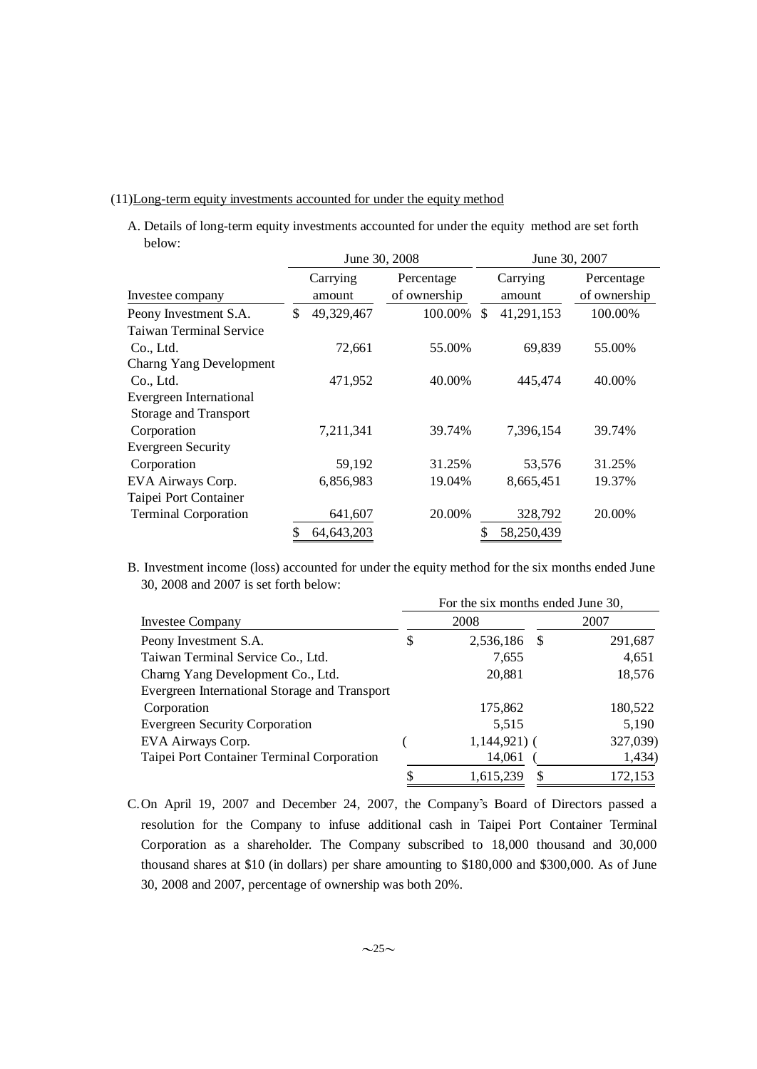(11)Long-term equity investments accounted for under the equity method

A. Details of long-term equity investments accounted for under the equity method are set forth below:

| | June 30, 2008 | | June 30, 2007 | |
|---|---|---|---|---|
| Investee company | Carrying amount | Percentage of ownership | Carrying amount | Percentage of ownership |
| Peony Investment S.A. | $ 49,329,467 | 100.00% | $ 41,291,153 | 100.00% |
| Taiwan Terminal Service Co., Ltd. | 72,661 | 55.00% | 69,839 | 55.00% |
| Charng Yang Development Co., Ltd. | 471,952 | 40.00% | 445,474 | 40.00% |
| Evergreen International Storage and Transport Corporation | 7,211,341 | 39.74% | 7,396,154 | 39.74% |
| Evergreen Security Corporation | 59,192 | 31.25% | 53,576 | 31.25% |
| EVA Airways Corp. | 6,856,983 | 19.04% | 8,665,451 | 19.37% |
| Taipei Port Container Terminal Corporation | 641,607 | 20.00% | 328,792 | 20.00% |
| | $ 64,643,203 | | $ 58,250,439 | |

B. Investment income (loss) accounted for under the equity method for the six months ended June 30, 2008 and 2007 is set forth below:

| | For the six months ended June 30, | |
|---|---|---|
| Investee Company | 2008 | 2007 |
| Peony Investment S.A. | $ 2,536,186 | $ 291,687 |
| Taiwan Terminal Service Co., Ltd. | 7,655 | 4,651 |
| Charng Yang Development Co., Ltd. | 20,881 | 18,576 |
| Evergreen International Storage and Transport Corporation | 175,862 | 180,522 |
| Evergreen Security Corporation | 5,515 | 5,190 |
| EVA Airways Corp. | ( 1,144,921) | ( 327,039) |
| Taipei Port Container Terminal Corporation | 14,061 | ( 1,434) |
| | $ 1,615,239 | $ 172,153 |

C. On April 19, 2007 and December 24, 2007, the Company's Board of Directors passed a resolution for the Company to infuse additional cash in Taipei Port Container Terminal Corporation as a shareholder. The Company subscribed to 18,000 thousand and 30,000 thousand shares at $10 (in dollars) per share amounting to $180,000 and $300,000. As of June 30, 2008 and 2007, percentage of ownership was both 20%.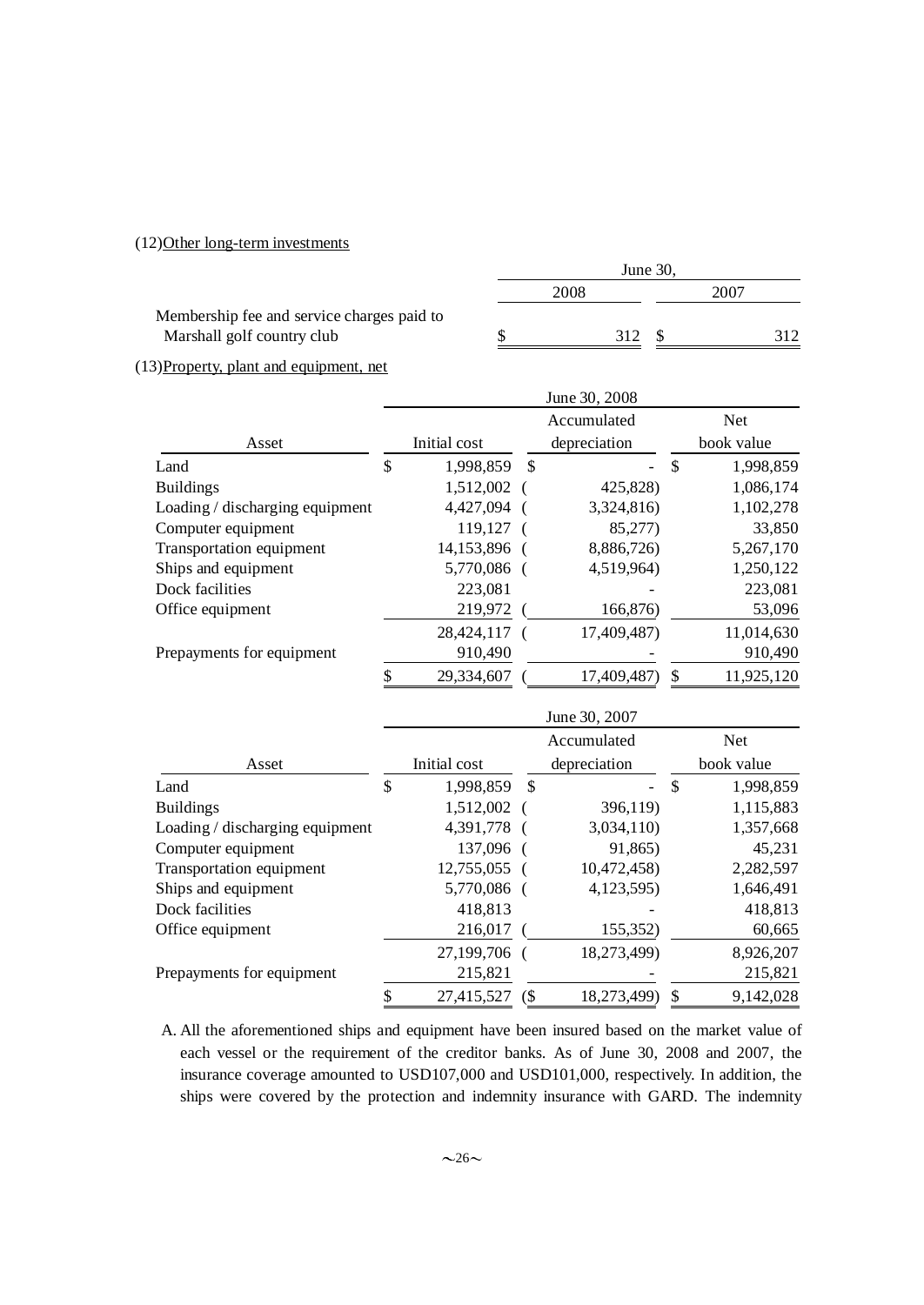(12)Other long-term investments

| | June 30, 2008 | June 30, 2007 |
|---|---|---|
| Membership fee and service charges paid to Marshall golf country club | $ 312 | $ 312 |

(13)Property, plant and equipment, net

| Asset | June 30, 2008 Initial cost | Accumulated depreciation | Net book value |
|---|---|---|---|
| Land | $ 1,998,859 | $ - | $ 1,998,859 |
| Buildings | 1,512,002 | ( 425,828) | 1,086,174 |
| Loading / discharging equipment | 4,427,094 | ( 3,324,816) | 1,102,278 |
| Computer equipment | 119,127 | ( 85,277) | 33,850 |
| Transportation equipment | 14,153,896 | ( 8,886,726) | 5,267,170 |
| Ships and equipment | 5,770,086 | ( 4,519,964) | 1,250,122 |
| Dock facilities | 223,081 | - | 223,081 |
| Office equipment | 219,972 | ( 166,876) | 53,096 |
| | 28,424,117 | ( 17,409,487) | 11,014,630 |
| Prepayments for equipment | 910,490 | - | 910,490 |
| | $ 29,334,607 | ( 17,409,487) | $ 11,925,120 |

| Asset | June 30, 2007 Initial cost | Accumulated depreciation | Net book value |
|---|---|---|---|
| Land | $ 1,998,859 | $ - | $ 1,998,859 |
| Buildings | 1,512,002 | ( 396,119) | 1,115,883 |
| Loading / discharging equipment | 4,391,778 | ( 3,034,110) | 1,357,668 |
| Computer equipment | 137,096 | ( 91,865) | 45,231 |
| Transportation equipment | 12,755,055 | ( 10,472,458) | 2,282,597 |
| Ships and equipment | 5,770,086 | ( 4,123,595) | 1,646,491 |
| Dock facilities | 418,813 | - | 418,813 |
| Office equipment | 216,017 | ( 155,352) | 60,665 |
| | 27,199,706 | ( 18,273,499) | 8,926,207 |
| Prepayments for equipment | 215,821 | - | 215,821 |
| | $ 27,415,527 | ($ 18,273,499) | $ 9,142,028 |

A. All the aforementioned ships and equipment have been insured based on the market value of each vessel or the requirement of the creditor banks. As of June 30, 2008 and 2007, the insurance coverage amounted to USD107,000 and USD101,000, respectively. In addition, the ships were covered by the protection and indemnity insurance with GARD. The indemnity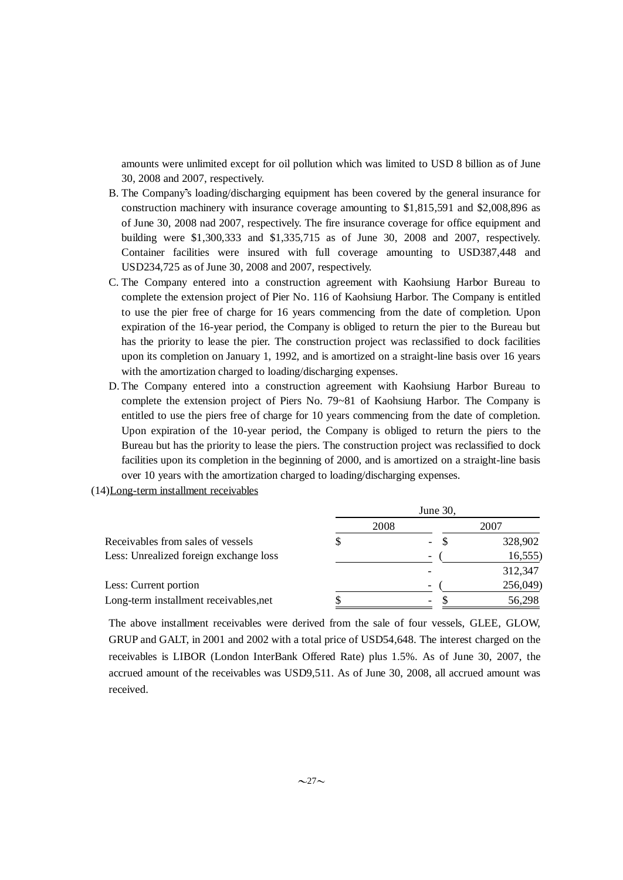amounts were unlimited except for oil pollution which was limited to USD 8 billion as of June 30, 2008 and 2007, respectively.

B. The Company's loading/discharging equipment has been covered by the general insurance for construction machinery with insurance coverage amounting to $1,815,591 and $2,008,896 as of June 30, 2008 nad 2007, respectively. The fire insurance coverage for office equipment and building were $1,300,333 and $1,335,715 as of June 30, 2008 and 2007, respectively. Container facilities were insured with full coverage amounting to USD387,448 and USD234,725 as of June 30, 2008 and 2007, respectively.

C. The Company entered into a construction agreement with Kaohsiung Harbor Bureau to complete the extension project of Pier No. 116 of Kaohsiung Harbor. The Company is entitled to use the pier free of charge for 16 years commencing from the date of completion. Upon expiration of the 16-year period, the Company is obliged to return the pier to the Bureau but has the priority to lease the pier. The construction project was reclassified to dock facilities upon its completion on January 1, 1992, and is amortized on a straight-line basis over 16 years with the amortization charged to loading/discharging expenses.

D. The Company entered into a construction agreement with Kaohsiung Harbor Bureau to complete the extension project of Piers No. 79~81 of Kaohsiung Harbor. The Company is entitled to use the piers free of charge for 10 years commencing from the date of completion. Upon expiration of the 10-year period, the Company is obliged to return the piers to the Bureau but has the priority to lease the piers. The construction project was reclassified to dock facilities upon its completion in the beginning of 2000, and is amortized on a straight-line basis over 10 years with the amortization charged to loading/discharging expenses.

(14)Long-term installment receivables

| | June 30, 2008 | June 30, 2007 |
|---|---|---|
| Receivables from sales of vessels | $ - | $ 328,902 |
| Less: Unrealized foreign exchange loss | - | ( 16,555) |
| | - | 312,347 |
| Less: Current portion | - | ( 256,049) |
| Long-term installment receivables,net | $ - | $ 56,298 |

The above installment receivables were derived from the sale of four vessels, GLEE, GLOW, GRUP and GALT, in 2001 and 2002 with a total price of USD54,648. The interest charged on the receivables is LIBOR (London InterBank Offered Rate) plus 1.5%. As of June 30, 2007, the accrued amount of the receivables was USD9,511. As of June 30, 2008, all accrued amount was received.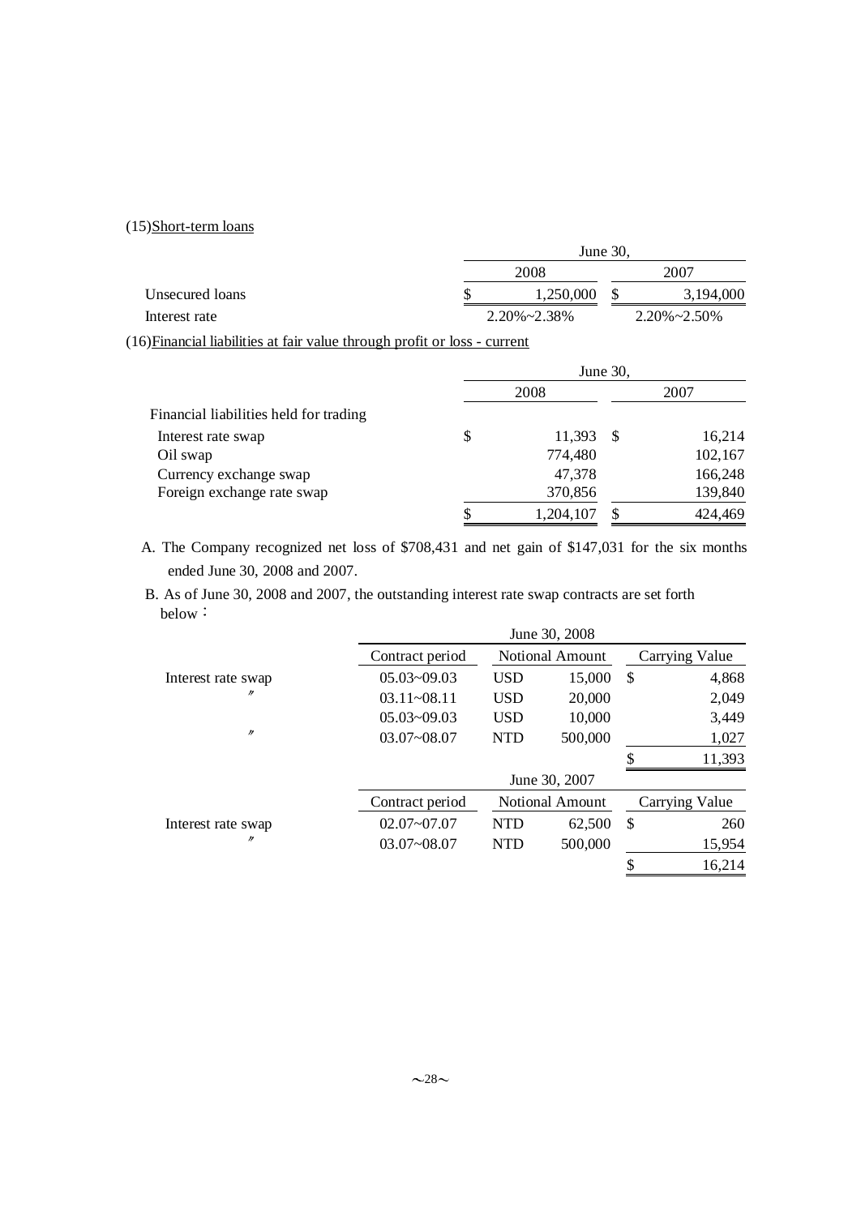(15)Short-term loans

| | June 30, 2008 | June 30, 2007 |
|---|---|---|
| Unsecured loans | $ 1,250,000 | $ 3,194,000 |
| Interest rate | 2.20%~2.38% | 2.20%~2.50% |

(16)Financial liabilities at fair value through profit or loss - current

| | June 30, 2008 | June 30, 2007 |
|---|---|---|
| Financial liabilities held for trading | | |
| Interest rate swap | $ 11,393 | $ 16,214 |
| Oil swap | 774,480 | 102,167 |
| Currency exchange swap | 47,378 | 166,248 |
| Foreign exchange rate swap | 370,856 | 139,840 |
| | $ 1,204,107 | $ 424,469 |

A. The Company recognized net loss of $708,431 and net gain of $147,031 for the six months ended June 30, 2008 and 2007.

B. As of June 30, 2008 and 2007, the outstanding interest rate swap contracts are set forth below：

| | June 30, 2008 | | | |
|---|---|---|---|---|
| | Contract period | Notional Amount | | Carrying Value |
| Interest rate swap | 05.03~09.03 | USD | 15,000 | $ 4,868 |
| 〃 | 03.11~08.11 | USD | 20,000 | 2,049 |
| | 05.03~09.03 | USD | 10,000 | 3,449 |
| 〃 | 03.07~08.07 | NTD | 500,000 | 1,027 |
| | | | | $ 11,393 |

| | June 30, 2007 | | | |
|---|---|---|---|---|
| | Contract period | Notional Amount | | Carrying Value |
| Interest rate swap | 02.07~07.07 | NTD | 62,500 | $ 260 |
| 〃 | 03.07~08.07 | NTD | 500,000 | 15,954 |
| | | | | $ 16,214 |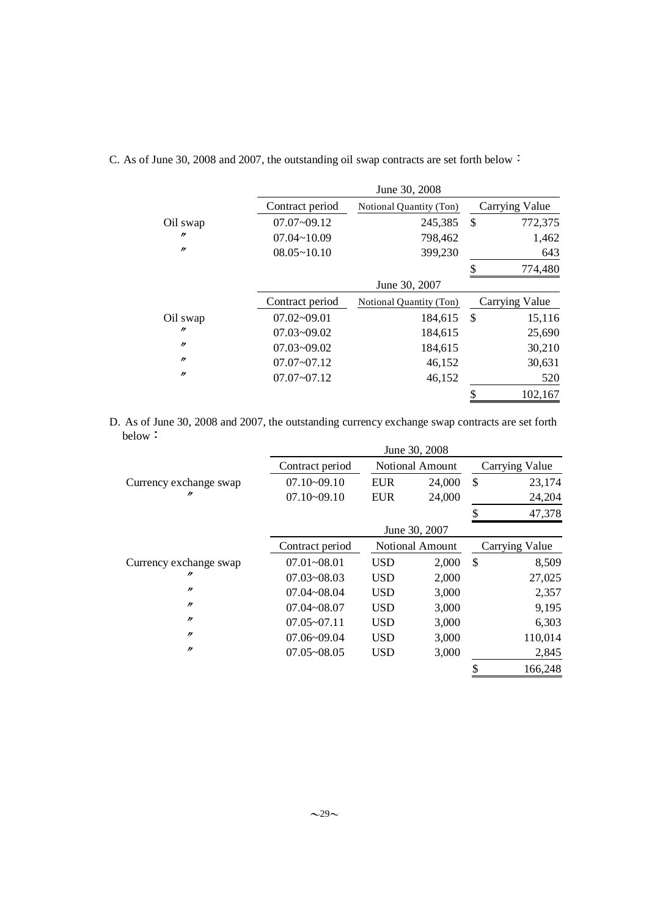C. As of June 30, 2008 and 2007, the outstanding oil swap contracts are set forth below：

| | June 30, 2008 | | |
|---|---|---|---|
| | Contract period | Notional Quantity (Ton) | Carrying Value |
| Oil swap | 07.07~09.12 | 245,385 | $ 772,375 |
| 〃 | 07.04~10.09 | 798,462 | 1,462 |
| 〃 | 08.05~10.10 | 399,230 | 643 |
| | | | $ 774,480 |

| | June 30, 2007 | | |
|---|---|---|---|
| | Contract period | Notional Quantity (Ton) | Carrying Value |
| Oil swap | 07.02~09.01 | 184,615 | $ 15,116 |
| 〃 | 07.03~09.02 | 184,615 | 25,690 |
| 〃 | 07.03~09.02 | 184,615 | 30,210 |
| 〃 | 07.07~07.12 | 46,152 | 30,631 |
| 〃 | 07.07~07.12 | 46,152 | 520 |
| | | | $ 102,167 |

D. As of June 30, 2008 and 2007, the outstanding currency exchange swap contracts are set forth below：

| | June 30, 2008 | | | |
|---|---|---|---|---|
| | Contract period | Notional Amount | | Carrying Value |
| Currency exchange swap | 07.10~09.10 | EUR | 24,000 | $ 23,174 |
| 〃 | 07.10~09.10 | EUR | 24,000 | 24,204 |
| | | | | $ 47,378 |

| | June 30, 2007 | | | |
|---|---|---|---|---|
| | Contract period | Notional Amount | | Carrying Value |
| Currency exchange swap | 07.01~08.01 | USD | 2,000 | $ 8,509 |
| 〃 | 07.03~08.03 | USD | 2,000 | 27,025 |
| 〃 | 07.04~08.04 | USD | 3,000 | 2,357 |
| 〃 | 07.04~08.07 | USD | 3,000 | 9,195 |
| 〃 | 07.05~07.11 | USD | 3,000 | 6,303 |
| 〃 | 07.06~09.04 | USD | 3,000 | 110,014 |
| 〃 | 07.05~08.05 | USD | 3,000 | 2,845 |
| | | | | $ 166,248 |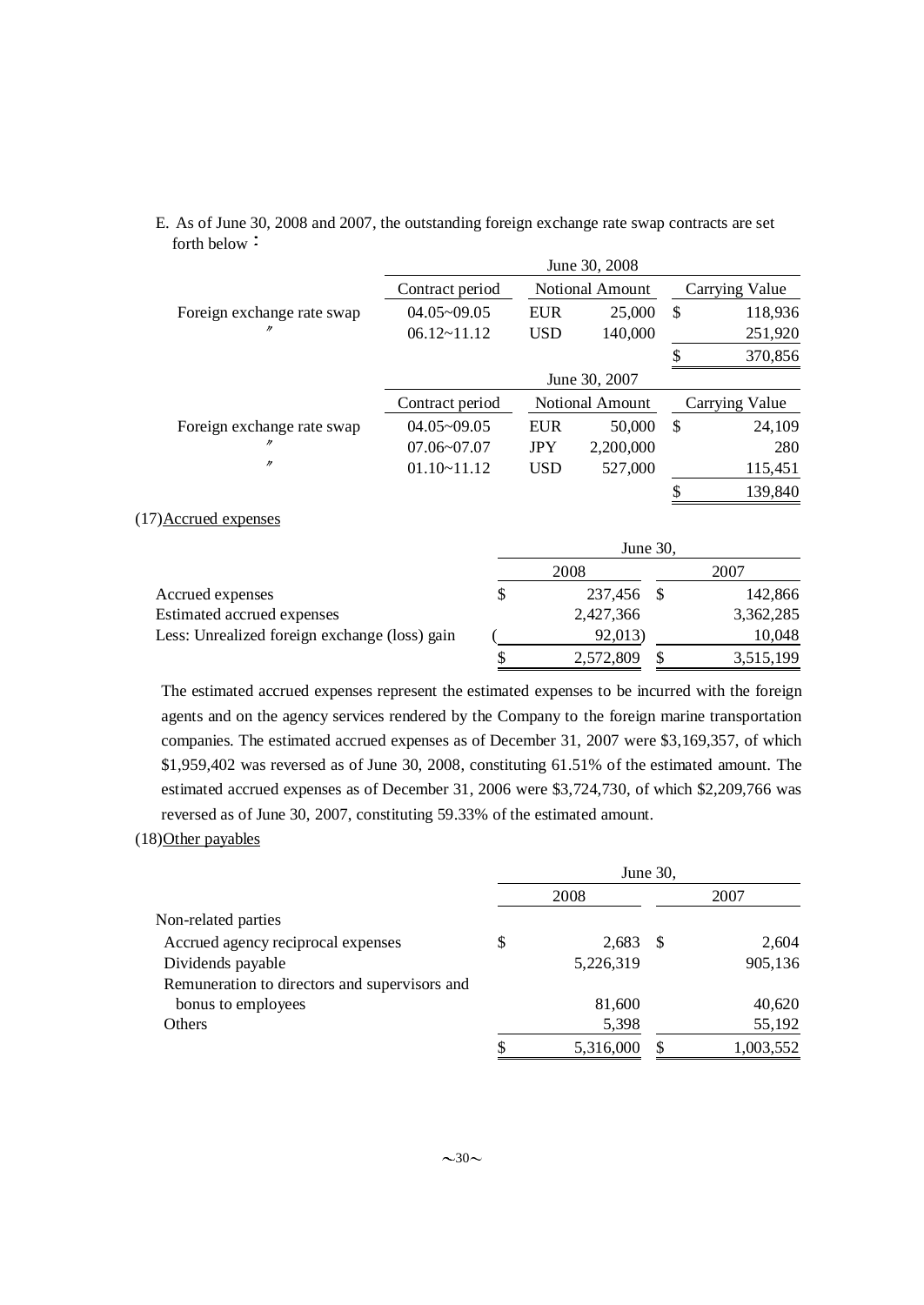E. As of June 30, 2008 and 2007, the outstanding foreign exchange rate swap contracts are set forth below：

| | June 30, 2008 | | | | |
|---|---|---|---|---|---|
| | Contract period | Notional Amount | | Carrying Value | |
| Foreign exchange rate swap | 04.05~09.05 | EUR | 25,000 | $ | 118,936 |
| 〃 | 06.12~11.12 | USD | 140,000 | | 251,920 |
| | | | | $ | 370,856 |

| | June 30, 2007 | | | | |
|---|---|---|---|---|---|
| | Contract period | Notional Amount | | Carrying Value | |
| Foreign exchange rate swap | 04.05~09.05 | EUR | 50,000 | $ | 24,109 |
| 〃 | 07.06~07.07 | JPY | 2,200,000 | | 280 |
| 〃 | 01.10~11.12 | USD | 527,000 | | 115,451 |
| | | | | $ | 139,840 |

(17)Accrued expenses

| | June 30, | |
|---|---|---|
| | 2008 | 2007 |
| Accrued expenses | $ 237,456 | $ 142,866 |
| Estimated accrued expenses | 2,427,366 | 3,362,285 |
| Less: Unrealized foreign exchange (loss) gain | ( 92,013) | 10,048 |
| | $ 2,572,809 | $ 3,515,199 |

The estimated accrued expenses represent the estimated expenses to be incurred with the foreign agents and on the agency services rendered by the Company to the foreign marine transportation companies. The estimated accrued expenses as of December 31, 2007 were $3,169,357, of which $1,959,402 was reversed as of June 30, 2008, constituting 61.51% of the estimated amount. The estimated accrued expenses as of December 31, 2006 were $3,724,730, of which $2,209,766 was reversed as of June 30, 2007, constituting 59.33% of the estimated amount.

(18)Other payables

| | June 30, | |
|---|---|---|
| | 2008 | 2007 |
| Non-related parties | | |
| Accrued agency reciprocal expenses | $ 2,683 | $ 2,604 |
| Dividends payable | 5,226,319 | 905,136 |
| Remuneration to directors and supervisors and bonus to employees | 81,600 | 40,620 |
| Others | 5,398 | 55,192 |
| | $ 5,316,000 | $ 1,003,552 |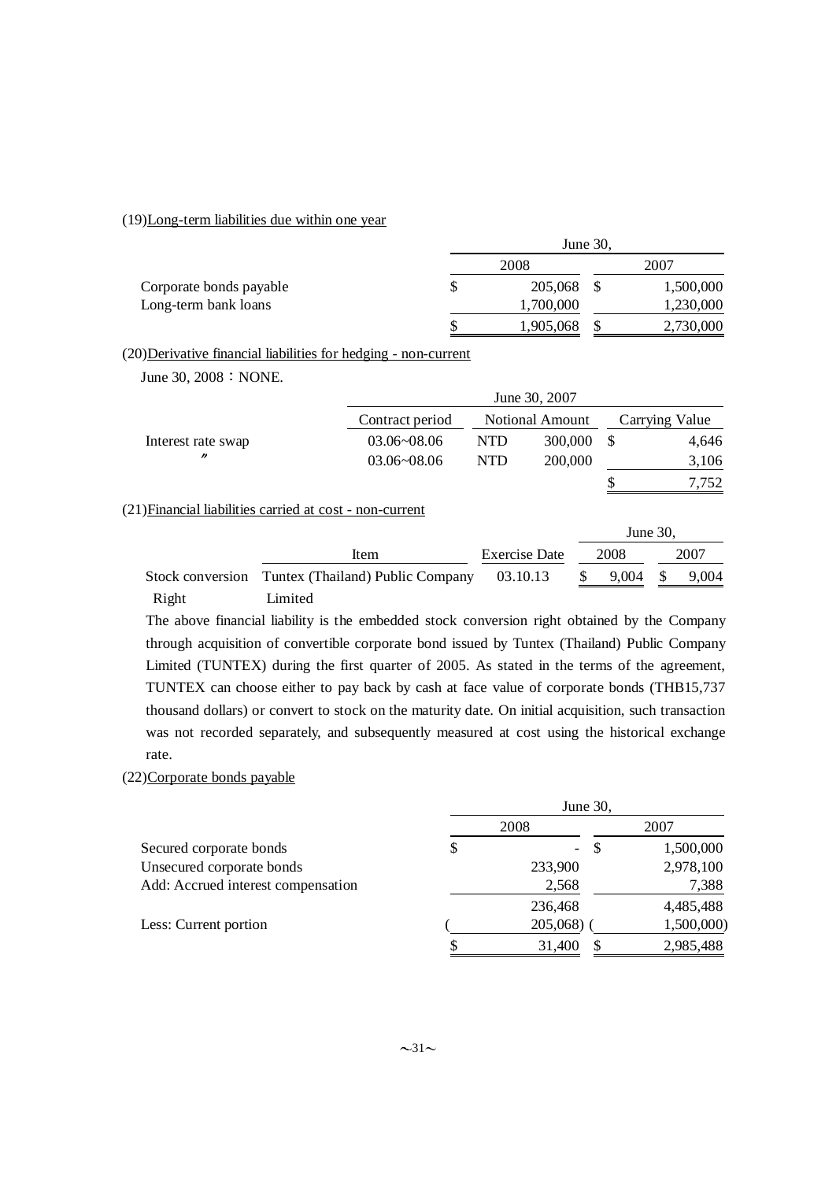(19)Long-term liabilities due within one year

| | June 30, 2008 | June 30, 2007 |
|---|---|---|
| Corporate bonds payable | $ 205,068 | $ 1,500,000 |
| Long-term bank loans | 1,700,000 | 1,230,000 |
| | $ 1,905,068 | $ 2,730,000 |

(20)Derivative financial liabilities for hedging - non-current

June 30, 2008：NONE.

| June 30, 2007 | Contract period | Notional Amount | | Carrying Value |
|---|---|---|---|---|
| Interest rate swap | 03.06~08.06 | NTD | 300,000 | $ 4,646 |
| 〃 | 03.06~08.06 | NTD | 200,000 | 3,106 |
| | | | | $ 7,752 |

(21)Financial liabilities carried at cost - non-current

| | Item | Exercise Date | June 30, 2008 | June 30, 2007 |
|---|---|---|---|---|
| Stock conversion Right | Tuntex (Thailand) Public Company Limited | 03.10.13 | $ 9,004 | $ 9,004 |

The above financial liability is the embedded stock conversion right obtained by the Company through acquisition of convertible corporate bond issued by Tuntex (Thailand) Public Company Limited (TUNTEX) during the first quarter of 2005. As stated in the terms of the agreement, TUNTEX can choose either to pay back by cash at face value of corporate bonds (THB15,737 thousand dollars) or convert to stock on the maturity date. On initial acquisition, such transaction was not recorded separately, and subsequently measured at cost using the historical exchange rate.

(22)Corporate bonds payable

| | June 30, 2008 | June 30, 2007 |
|---|---|---|
| Secured corporate bonds | $ - | $ 1,500,000 |
| Unsecured corporate bonds | 233,900 | 2,978,100 |
| Add: Accrued interest compensation | 2,568 | 7,388 |
| | 236,468 | 4,485,488 |
| Less: Current portion | ( 205,068) | ( 1,500,000) |
| | $ 31,400 | $ 2,985,488 |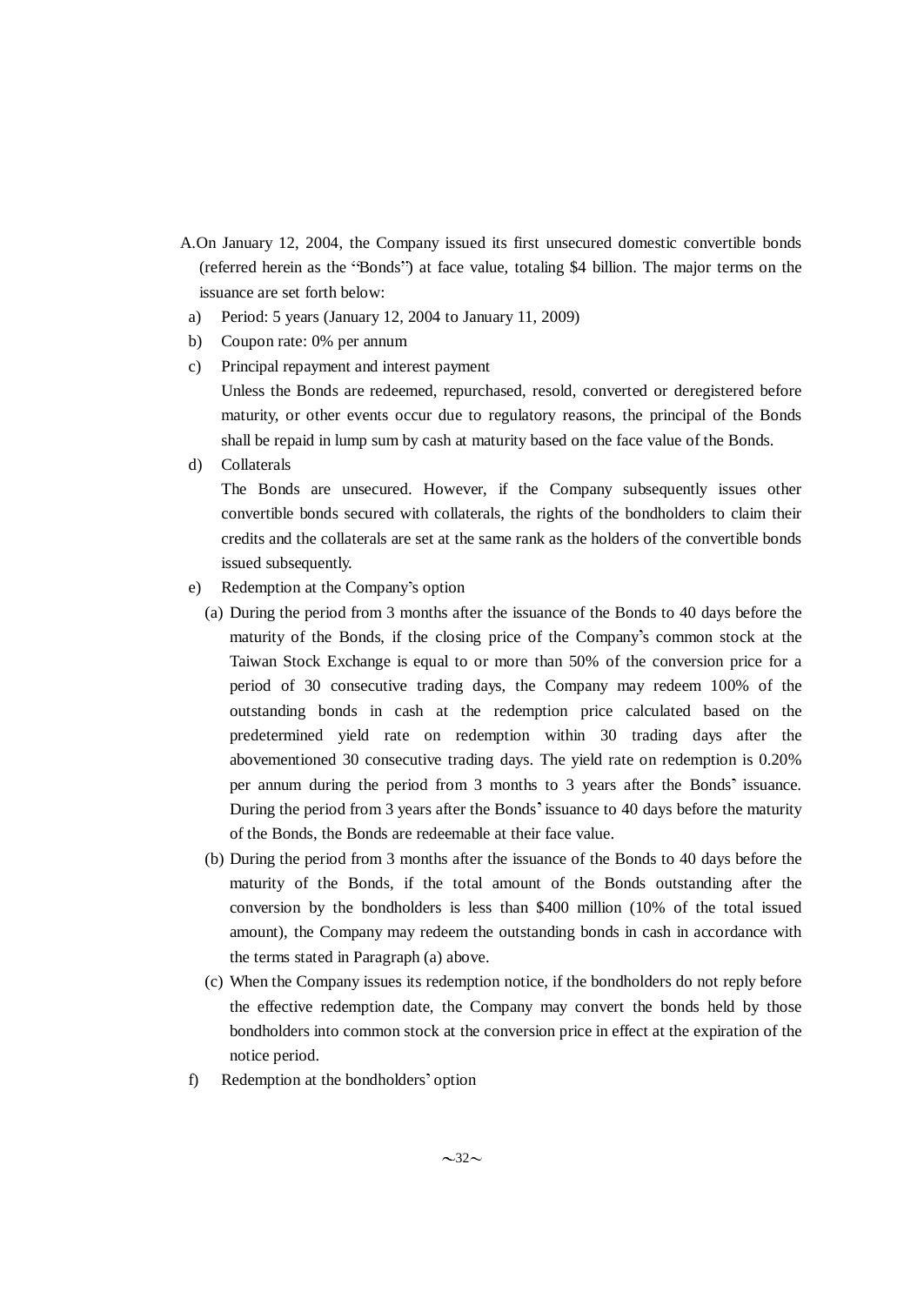A. On January 12, 2004, the Company issued its first unsecured domestic convertible bonds (referred herein as the "Bonds") at face value, totaling $4 billion. The major terms on the issuance are set forth below:

a) Period: 5 years (January 12, 2004 to January 11, 2009)

b) Coupon rate: 0% per annum

c) Principal repayment and interest payment

   Unless the Bonds are redeemed, repurchased, resold, converted or deregistered before maturity, or other events occur due to regulatory reasons, the principal of the Bonds shall be repaid in lump sum by cash at maturity based on the face value of the Bonds.

d) Collaterals

   The Bonds are unsecured. However, if the Company subsequently issues other convertible bonds secured with collaterals, the rights of the bondholders to claim their credits and the collaterals are set at the same rank as the holders of the convertible bonds issued subsequently.

e) Redemption at the Company's option

   (a) During the period from 3 months after the issuance of the Bonds to 40 days before the maturity of the Bonds, if the closing price of the Company's common stock at the Taiwan Stock Exchange is equal to or more than 50% of the conversion price for a period of 30 consecutive trading days, the Company may redeem 100% of the outstanding bonds in cash at the redemption price calculated based on the predetermined yield rate on redemption within 30 trading days after the abovementioned 30 consecutive trading days. The yield rate on redemption is 0.20% per annum during the period from 3 months to 3 years after the Bonds' issuance. During the period from 3 years after the Bonds' issuance to 40 days before the maturity of the Bonds, the Bonds are redeemable at their face value.

   (b) During the period from 3 months after the issuance of the Bonds to 40 days before the maturity of the Bonds, if the total amount of the Bonds outstanding after the conversion by the bondholders is less than $400 million (10% of the total issued amount), the Company may redeem the outstanding bonds in cash in accordance with the terms stated in Paragraph (a) above.

   (c) When the Company issues its redemption notice, if the bondholders do not reply before the effective redemption date, the Company may convert the bonds held by those bondholders into common stock at the conversion price in effect at the expiration of the notice period.

f) Redemption at the bondholders' option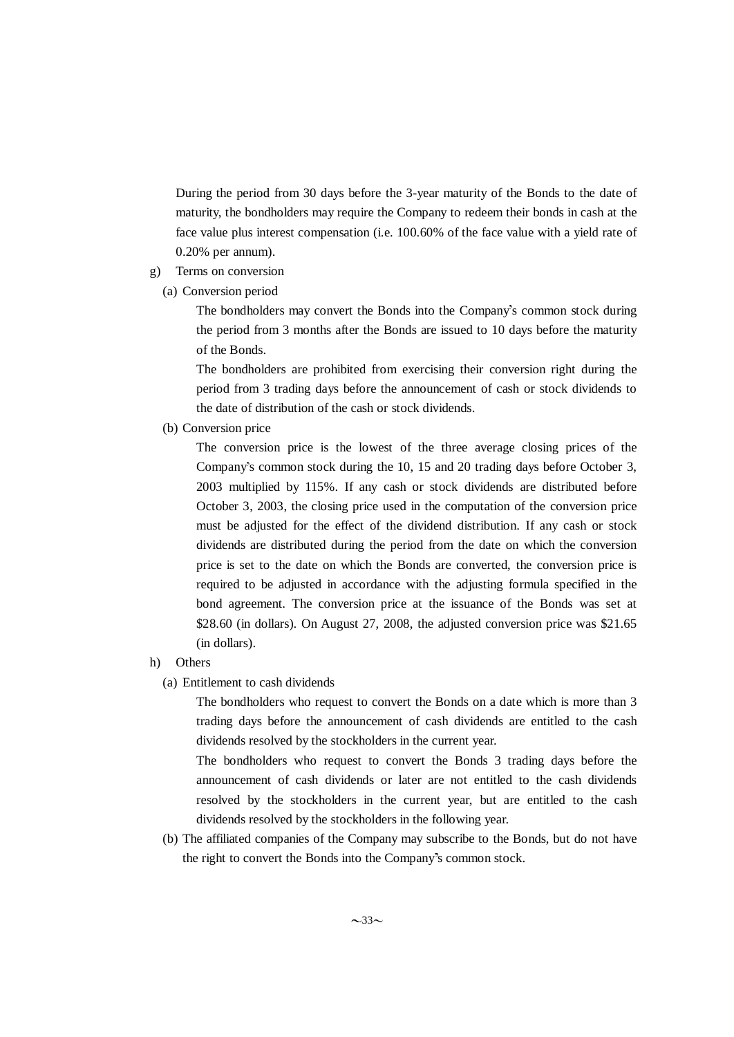During the period from 30 days before the 3-year maturity of the Bonds to the date of maturity, the bondholders may require the Company to redeem their bonds in cash at the face value plus interest compensation (i.e. 100.60% of the face value with a yield rate of 0.20% per annum).

g) Terms on conversion

(a) Conversion period

The bondholders may convert the Bonds into the Company's common stock during the period from 3 months after the Bonds are issued to 10 days before the maturity of the Bonds.

The bondholders are prohibited from exercising their conversion right during the period from 3 trading days before the announcement of cash or stock dividends to the date of distribution of the cash or stock dividends.

(b) Conversion price

The conversion price is the lowest of the three average closing prices of the Company's common stock during the 10, 15 and 20 trading days before October 3, 2003 multiplied by 115%. If any cash or stock dividends are distributed before October 3, 2003, the closing price used in the computation of the conversion price must be adjusted for the effect of the dividend distribution. If any cash or stock dividends are distributed during the period from the date on which the conversion price is set to the date on which the Bonds are converted, the conversion price is required to be adjusted in accordance with the adjusting formula specified in the bond agreement. The conversion price at the issuance of the Bonds was set at $28.60 (in dollars). On August 27, 2008, the adjusted conversion price was $21.65 (in dollars).

h) Others

(a) Entitlement to cash dividends

The bondholders who request to convert the Bonds on a date which is more than 3 trading days before the announcement of cash dividends are entitled to the cash dividends resolved by the stockholders in the current year.

The bondholders who request to convert the Bonds 3 trading days before the announcement of cash dividends or later are not entitled to the cash dividends resolved by the stockholders in the current year, but are entitled to the cash dividends resolved by the stockholders in the following year.

(b) The affiliated companies of the Company may subscribe to the Bonds, but do not have the right to convert the Bonds into the Company's common stock.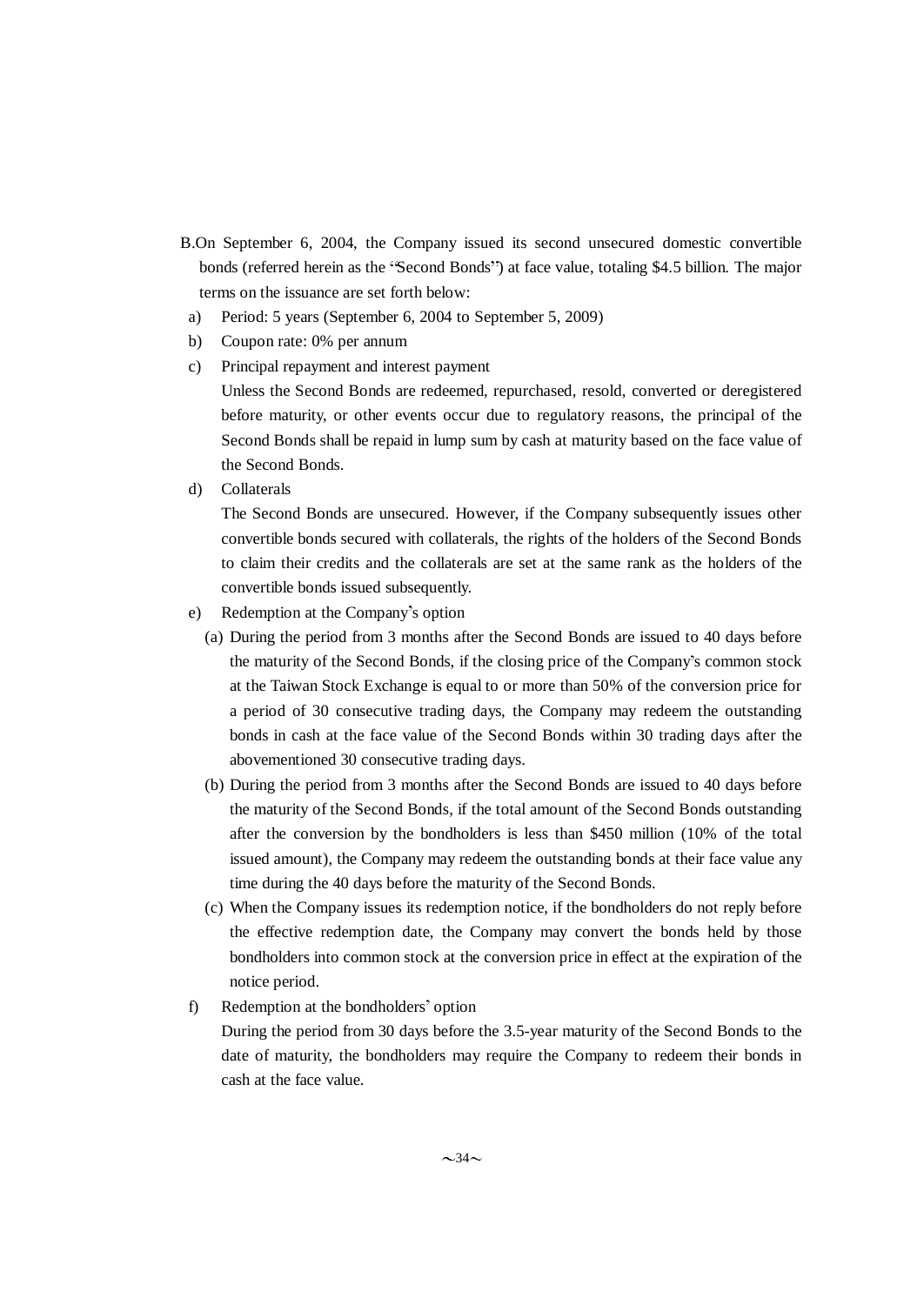B.On September 6, 2004, the Company issued its second unsecured domestic convertible bonds (referred herein as the "Second Bonds") at face value, totaling $4.5 billion. The major terms on the issuance are set forth below:

a) Period: 5 years (September 6, 2004 to September 5, 2009)

b) Coupon rate: 0% per annum

c) Principal repayment and interest payment

   Unless the Second Bonds are redeemed, repurchased, resold, converted or deregistered before maturity, or other events occur due to regulatory reasons, the principal of the Second Bonds shall be repaid in lump sum by cash at maturity based on the face value of the Second Bonds.

d) Collaterals

   The Second Bonds are unsecured. However, if the Company subsequently issues other convertible bonds secured with collaterals, the rights of the holders of the Second Bonds to claim their credits and the collaterals are set at the same rank as the holders of the convertible bonds issued subsequently.

e) Redemption at the Company's option

   (a) During the period from 3 months after the Second Bonds are issued to 40 days before the maturity of the Second Bonds, if the closing price of the Company's common stock at the Taiwan Stock Exchange is equal to or more than 50% of the conversion price for a period of 30 consecutive trading days, the Company may redeem the outstanding bonds in cash at the face value of the Second Bonds within 30 trading days after the abovementioned 30 consecutive trading days.

   (b) During the period from 3 months after the Second Bonds are issued to 40 days before the maturity of the Second Bonds, if the total amount of the Second Bonds outstanding after the conversion by the bondholders is less than $450 million (10% of the total issued amount), the Company may redeem the outstanding bonds at their face value any time during the 40 days before the maturity of the Second Bonds.

   (c) When the Company issues its redemption notice, if the bondholders do not reply before the effective redemption date, the Company may convert the bonds held by those bondholders into common stock at the conversion price in effect at the expiration of the notice period.

f) Redemption at the bondholders' option

   During the period from 30 days before the 3.5-year maturity of the Second Bonds to the date of maturity, the bondholders may require the Company to redeem their bonds in cash at the face value.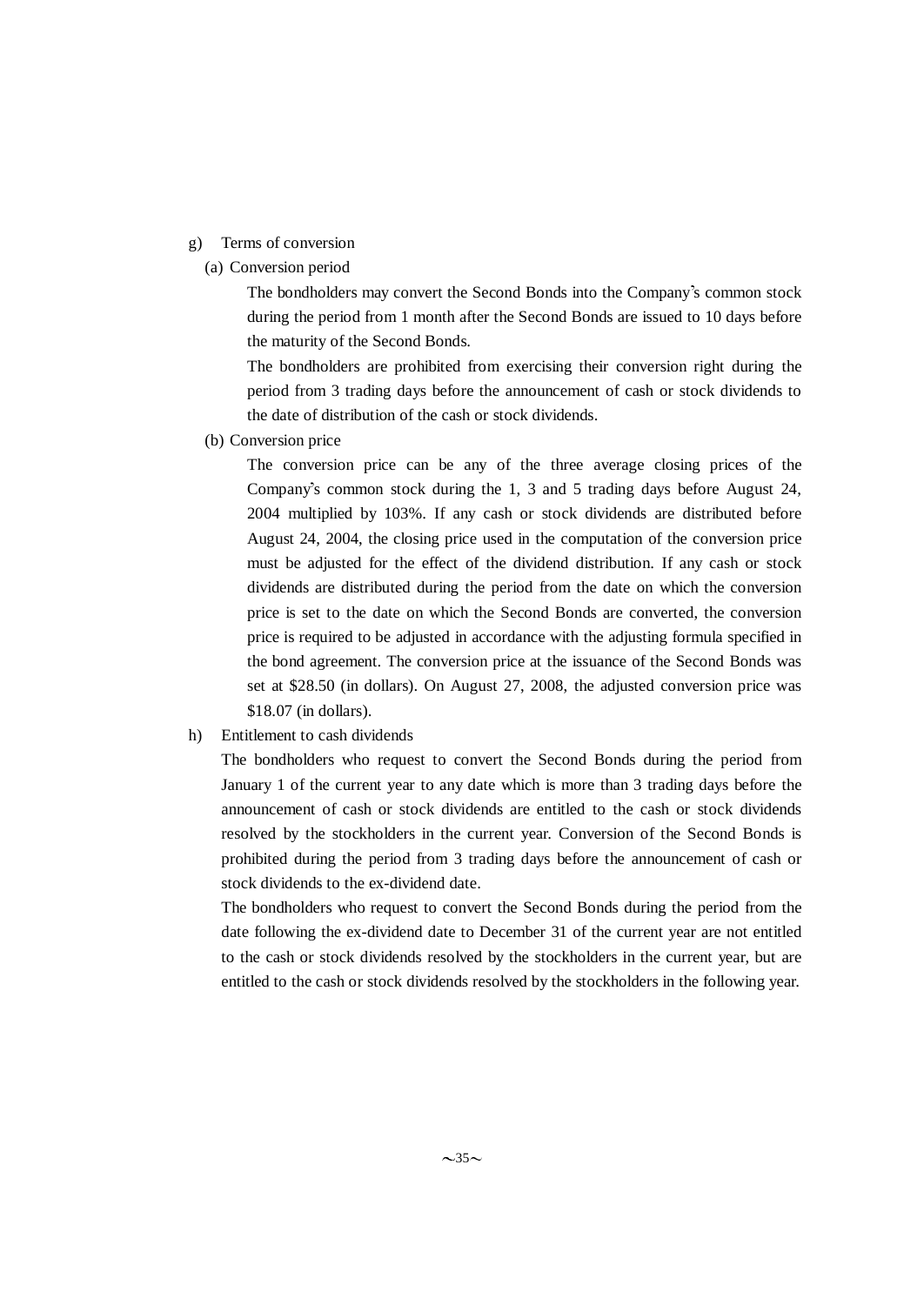g) Terms of conversion

(a) Conversion period

The bondholders may convert the Second Bonds into the Company's common stock during the period from 1 month after the Second Bonds are issued to 10 days before the maturity of the Second Bonds.

The bondholders are prohibited from exercising their conversion right during the period from 3 trading days before the announcement of cash or stock dividends to the date of distribution of the cash or stock dividends.

(b) Conversion price

The conversion price can be any of the three average closing prices of the Company's common stock during the 1, 3 and 5 trading days before August 24, 2004 multiplied by 103%. If any cash or stock dividends are distributed before August 24, 2004, the closing price used in the computation of the conversion price must be adjusted for the effect of the dividend distribution. If any cash or stock dividends are distributed during the period from the date on which the conversion price is set to the date on which the Second Bonds are converted, the conversion price is required to be adjusted in accordance with the adjusting formula specified in the bond agreement. The conversion price at the issuance of the Second Bonds was set at $28.50 (in dollars). On August 27, 2008, the adjusted conversion price was $18.07 (in dollars).

h) Entitlement to cash dividends

The bondholders who request to convert the Second Bonds during the period from January 1 of the current year to any date which is more than 3 trading days before the announcement of cash or stock dividends are entitled to the cash or stock dividends resolved by the stockholders in the current year. Conversion of the Second Bonds is prohibited during the period from 3 trading days before the announcement of cash or stock dividends to the ex-dividend date.

The bondholders who request to convert the Second Bonds during the period from the date following the ex-dividend date to December 31 of the current year are not entitled to the cash or stock dividends resolved by the stockholders in the current year, but are entitled to the cash or stock dividends resolved by the stockholders in the following year.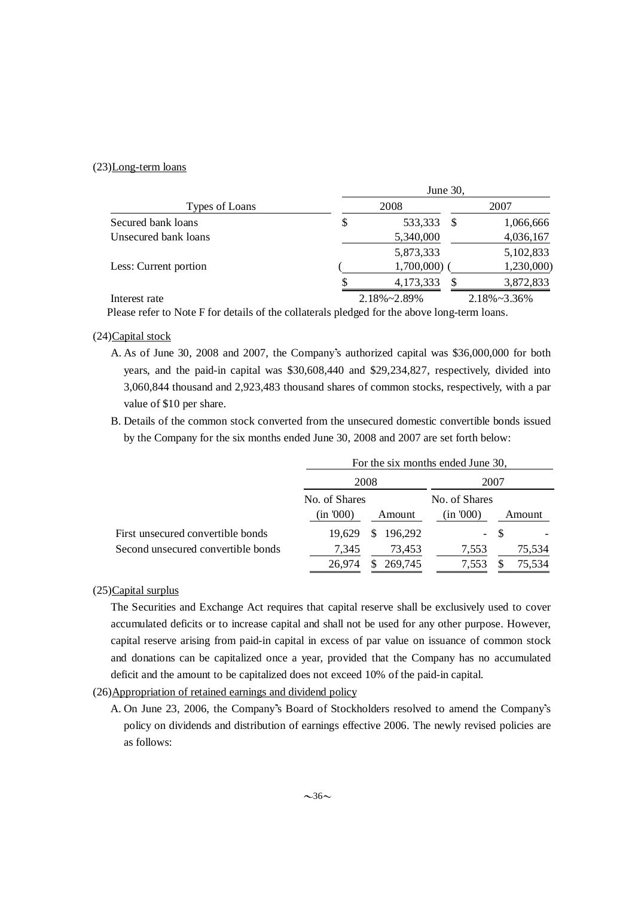(23)Long-term loans

| Types of Loans | June 30, 2008 | June 30, 2007 |
|---|---|---|
| Secured bank loans | $ 533,333 | $ 1,066,666 |
| Unsecured bank loans | 5,340,000 | 4,036,167 |
| | 5,873,333 | 5,102,833 |
| Less: Current portion | ( 1,700,000) | ( 1,230,000) |
| | $ 4,173,333 | $ 3,872,833 |
| Interest rate | 2.18%~2.89% | 2.18%~3.36% |

Please refer to Note F for details of the collaterals pledged for the above long-term loans.

(24)Capital stock

A. As of June 30, 2008 and 2007, the Company's authorized capital was $36,000,000 for both years, and the paid-in capital was $30,608,440 and $29,234,827, respectively, divided into 3,060,844 thousand and 2,923,483 thousand shares of common stocks, respectively, with a par value of $10 per share.

B. Details of the common stock converted from the unsecured domestic convertible bonds issued by the Company for the six months ended June 30, 2008 and 2007 are set forth below:

| | For the six months ended June 30, 2008 | | For the six months ended June 30, 2007 | |
|---|---|---|---|---|
| | No. of Shares (in '000) | Amount | No. of Shares (in '000) | Amount |
| First unsecured convertible bonds | 19,629 | $ 196,292 | - | $ - |
| Second unsecured convertible bonds | 7,345 | 73,453 | 7,553 | 75,534 |
| | 26,974 | $ 269,745 | 7,553 | $ 75,534 |

(25)Capital surplus

The Securities and Exchange Act requires that capital reserve shall be exclusively used to cover accumulated deficits or to increase capital and shall not be used for any other purpose. However, capital reserve arising from paid-in capital in excess of par value on issuance of common stock and donations can be capitalized once a year, provided that the Company has no accumulated deficit and the amount to be capitalized does not exceed 10% of the paid-in capital.

(26)Appropriation of retained earnings and dividend policy

A. On June 23, 2006, the Company's Board of Stockholders resolved to amend the Company's policy on dividends and distribution of earnings effective 2006. The newly revised policies are as follows: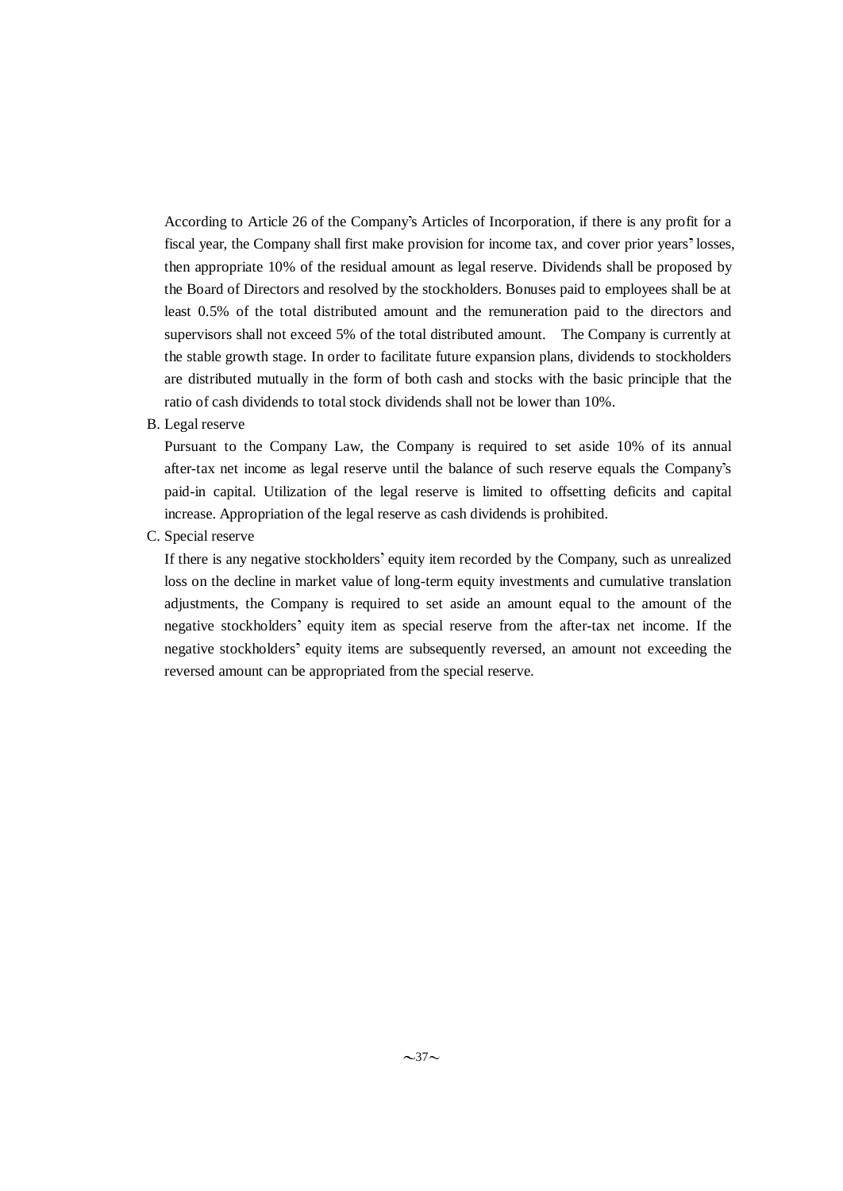According to Article 26 of the Company's Articles of Incorporation, if there is any profit for a fiscal year, the Company shall first make provision for income tax, and cover prior years' losses, then appropriate 10% of the residual amount as legal reserve. Dividends shall be proposed by the Board of Directors and resolved by the stockholders. Bonuses paid to employees shall be at least 0.5% of the total distributed amount and the remuneration paid to the directors and supervisors shall not exceed 5% of the total distributed amount. The Company is currently at the stable growth stage. In order to facilitate future expansion plans, dividends to stockholders are distributed mutually in the form of both cash and stocks with the basic principle that the ratio of cash dividends to total stock dividends shall not be lower than 10%.

B. Legal reserve

Pursuant to the Company Law, the Company is required to set aside 10% of its annual after-tax net income as legal reserve until the balance of such reserve equals the Company's paid-in capital. Utilization of the legal reserve is limited to offsetting deficits and capital increase. Appropriation of the legal reserve as cash dividends is prohibited.

C. Special reserve

If there is any negative stockholders' equity item recorded by the Company, such as unrealized loss on the decline in market value of long-term equity investments and cumulative translation adjustments, the Company is required to set aside an amount equal to the amount of the negative stockholders' equity item as special reserve from the after-tax net income. If the negative stockholders' equity items are subsequently reversed, an amount not exceeding the reversed amount can be appropriated from the special reserve.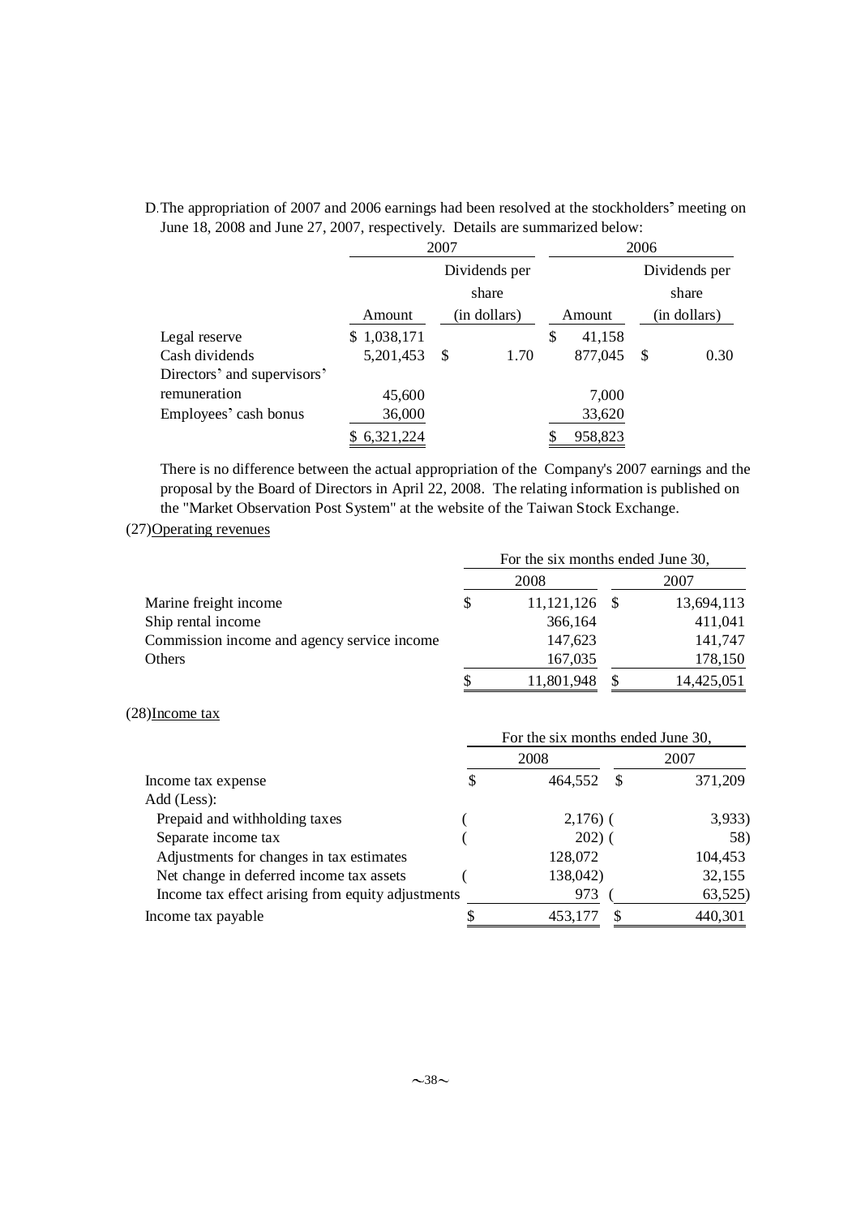D. The appropriation of 2007 and 2006 earnings had been resolved at the stockholders' meeting on June 18, 2008 and June 27, 2007, respectively. Details are summarized below:

| | 2007 | | 2006 | |
|---|---|---|---|---|
| | Amount | Dividends per share (in dollars) | Amount | Dividends per share (in dollars) |
| Legal reserve | $ 1,038,171 | | $ 41,158 | |
| Cash dividends | 5,201,453 | $ 1.70 | 877,045 | $ 0.30 |
| Directors' and supervisors' remuneration | 45,600 | | 7,000 | |
| Employees' cash bonus | 36,000 | | 33,620 | |
| | $ 6,321,224 | | $ 958,823 | |

There is no difference between the actual appropriation of the Company's 2007 earnings and the proposal by the Board of Directors in April 22, 2008. The relating information is published on the "Market Observation Post System" at the website of the Taiwan Stock Exchange.

(27)Operating revenues

| | For the six months ended June 30, | |
|---|---|---|
| | 2008 | 2007 |
| Marine freight income | $ 11,121,126 | $ 13,694,113 |
| Ship rental income | 366,164 | 411,041 |
| Commission income and agency service income | 147,623 | 141,747 |
| Others | 167,035 | 178,150 |
| | $ 11,801,948 | $ 14,425,051 |

(28)Income tax

| | For the six months ended June 30, | |
|---|---|---|
| | 2008 | 2007 |
| Income tax expense | $ 464,552 | $ 371,209 |
| Add (Less): | | |
| Prepaid and withholding taxes | ( 2,176) | ( 3,933) |
| Separate income tax | ( 202) | ( 58) |
| Adjustments for changes in tax estimates | 128,072 | 104,453 |
| Net change in deferred income tax assets | ( 138,042) | 32,155 |
| Income tax effect arising from equity adjustments | 973 | ( 63,525) |
| Income tax payable | $ 453,177 | $ 440,301 |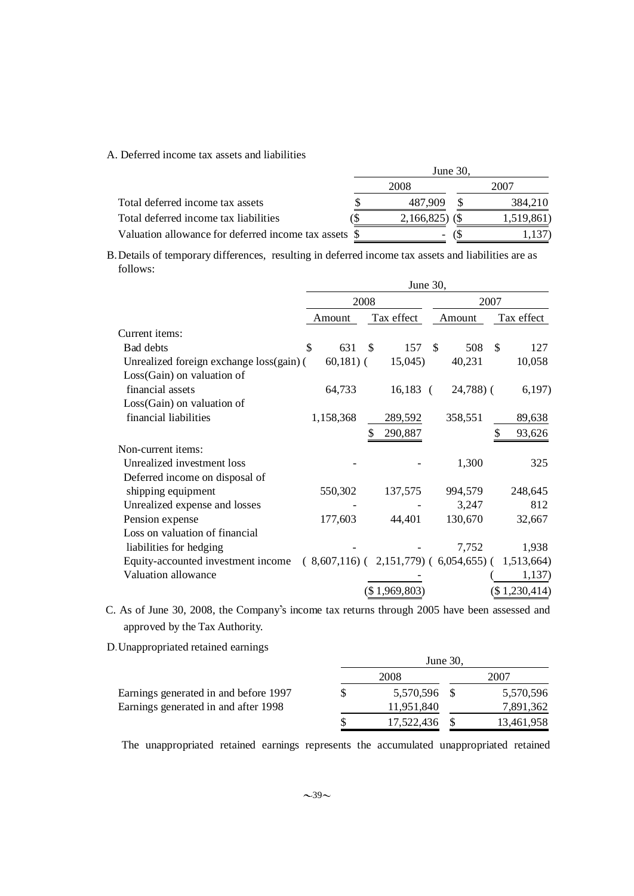A. Deferred income tax assets and liabilities

| | June 30, | |
|---|---|---|
| | 2008 | 2007 |
| Total deferred income tax assets | $ 487,909 | $ 384,210 |
| Total deferred income tax liabilities | ($ 2,166,825) | ($ 1,519,861) |
| Valuation allowance for deferred income tax assets | $ - | ($ 1,137) |

B. Details of temporary differences, resulting in deferred income tax assets and liabilities are as follows:

| | June 30, | | | |
|---|---|---|---|---|
| | 2008 | | 2007 | |
| | Amount | Tax effect | Amount | Tax effect |
| Current items: | | | | |
| Bad debts | $ 631 | $ 157 | $ 508 | $ 127 |
| Unrealized foreign exchange loss(gain) | ( 60,181) | ( 15,045) | 40,231 | 10,058 |
| Loss(Gain) on valuation of financial assets | 64,733 | 16,183 | ( 24,788) | ( 6,197) |
| Loss(Gain) on valuation of financial liabilities | 1,158,368 | 289,592 | 358,551 | 89,638 |
| | | $ 290,887 | | $ 93,626 |
| Non-current items: | | | | |
| Unrealized investment loss | - | - | 1,300 | 325 |
| Deferred income on disposal of shipping equipment | 550,302 | 137,575 | 994,579 | 248,645 |
| Unrealized expense and losses | - | - | 3,247 | 812 |
| Pension expense | 177,603 | 44,401 | 130,670 | 32,667 |
| Loss on valuation of financial liabilities for hedging | - | - | 7,752 | 1,938 |
| Equity-accounted investment income | ( 8,607,116) | ( 2,151,779) | ( 6,054,655) | ( 1,513,664) |
| Valuation allowance | | - | | ( 1,137) |
| | | ($ 1,969,803) | | ($ 1,230,414) |

C. As of June 30, 2008, the Company's income tax returns through 2005 have been assessed and approved by the Tax Authority.

D. Unappropriated retained earnings

| | June 30, | |
|---|---|---|
| | 2008 | 2007 |
| Earnings generated in and before 1997 | $ 5,570,596 | $ 5,570,596 |
| Earnings generated in and after 1998 | 11,951,840 | 7,891,362 |
| | $ 17,522,436 | $ 13,461,958 |

The unappropriated retained earnings represents the accumulated unappropriated retained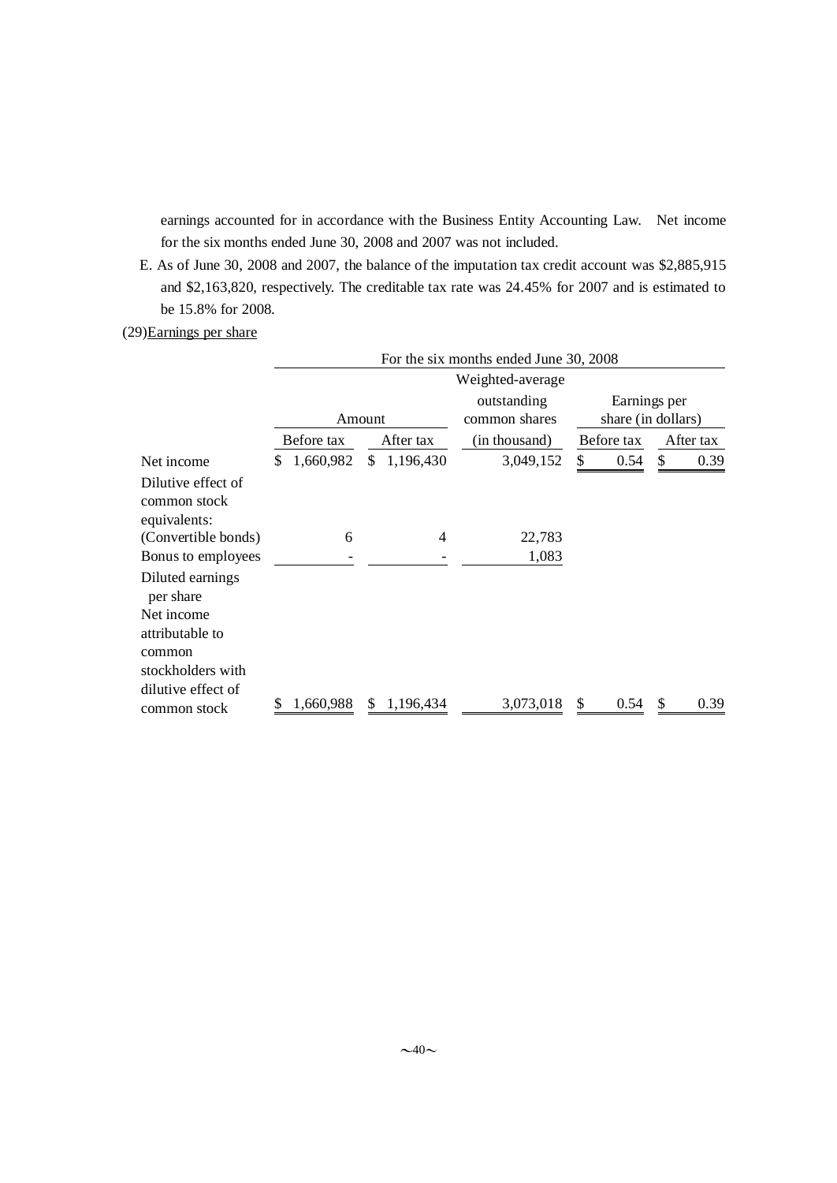earnings accounted for in accordance with the Business Entity Accounting Law. Net income for the six months ended June 30, 2008 and 2007 was not included.

E. As of June 30, 2008 and 2007, the balance of the imputation tax credit account was $2,885,915 and $2,163,820, respectively. The creditable tax rate was 24.45% for 2007 and is estimated to be 15.8% for 2008.

(29)Earnings per share

| | For the six months ended June 30, 2008 | | | | |
|---|---|---|---|---|---|
| | Amount | | Weighted-average outstanding common shares | Earnings per share (in dollars) | |
| | Before tax | After tax | (in thousand) | Before tax | After tax |
| Net income | $ 1,660,982 | $ 1,196,430 | 3,049,152 | $ 0.54 | $ 0.39 |
| Dilutive effect of common stock equivalents: | | | | | |
| (Convertible bonds) | 6 | 4 | 22,783 | | |
| Bonus to employees | - | - | 1,083 | | |
| Diluted earnings per share | | | | | |
| Net income attributable to common stockholders with dilutive effect of common stock | $ 1,660,988 | $ 1,196,434 | 3,073,018 | $ 0.54 | $ 0.39 |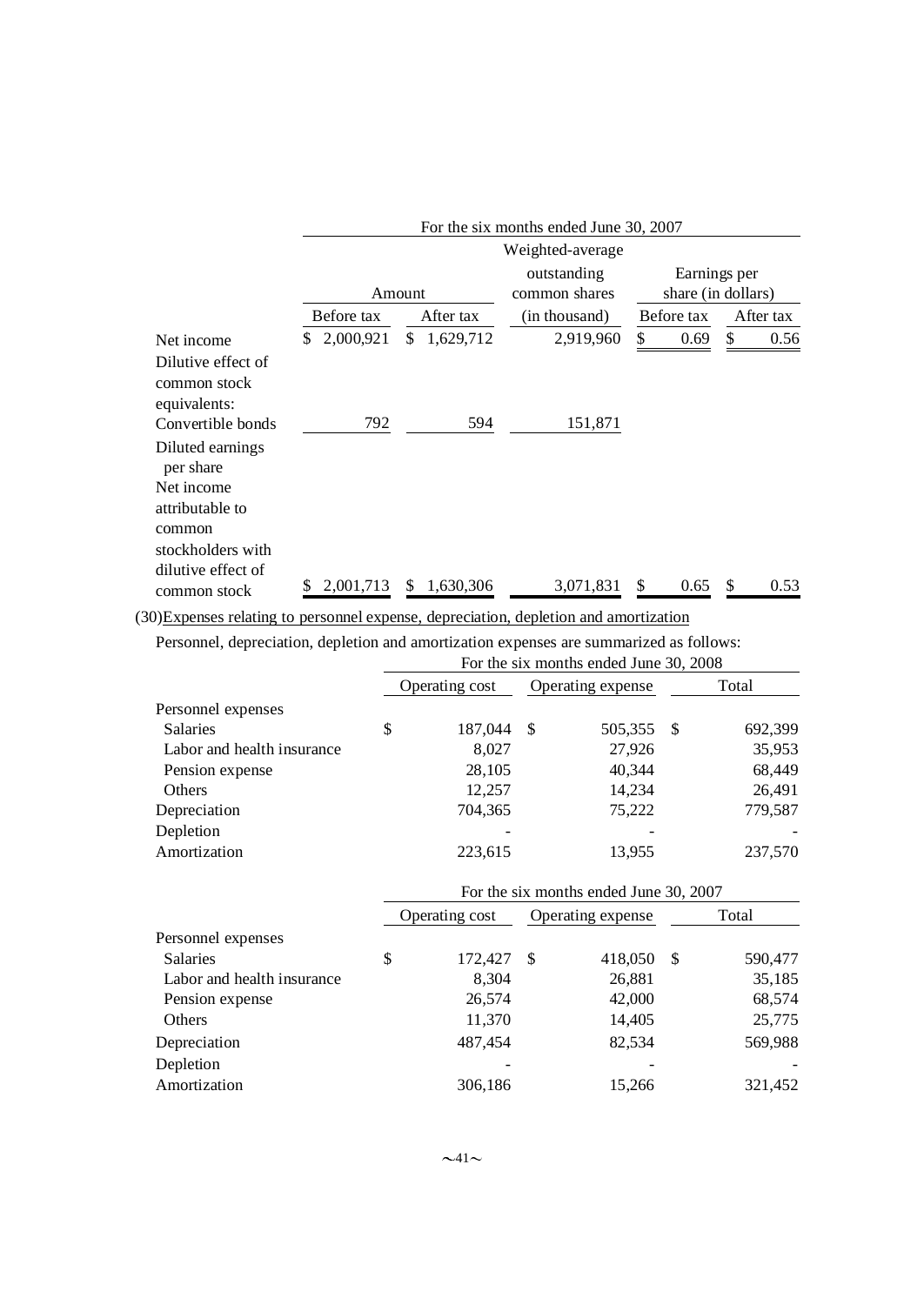| | For the six months ended June 30, 2007 | | | | |
|---|---|---|---|---|---|
| | Amount | | Weighted-average outstanding common shares | Earnings per share (in dollars) | |
| | Before tax | After tax | (in thousand) | Before tax | After tax |
| Net income | $ 2,000,921 | $ 1,629,712 | 2,919,960 | $ 0.69 | $ 0.56 |
| Dilutive effect of common stock equivalents: | | | | | |
| Convertible bonds | 792 | 594 | 151,871 | | |
| Diluted earnings per share | | | | | |
| Net income attributable to common stockholders with dilutive effect of common stock | $ 2,001,713 | $ 1,630,306 | 3,071,831 | $ 0.65 | $ 0.53 |

(30)Expenses relating to personnel expense, depreciation, depletion and amortization

Personnel, depreciation, depletion and amortization expenses are summarized as follows:

| | For the six months ended June 30, 2008 | | |
|---|---|---|---|
| | Operating cost | Operating expense | Total |
| Personnel expenses | | | |
| Salaries | $ 187,044 | $ 505,355 | $ 692,399 |
| Labor and health insurance | 8,027 | 27,926 | 35,953 |
| Pension expense | 28,105 | 40,344 | 68,449 |
| Others | 12,257 | 14,234 | 26,491 |
| Depreciation | 704,365 | 75,222 | 779,587 |
| Depletion | - | - | - |
| Amortization | 223,615 | 13,955 | 237,570 |

| | For the six months ended June 30, 2007 | | |
|---|---|---|---|
| | Operating cost | Operating expense | Total |
| Personnel expenses | | | |
| Salaries | $ 172,427 | $ 418,050 | $ 590,477 |
| Labor and health insurance | 8,304 | 26,881 | 35,185 |
| Pension expense | 26,574 | 42,000 | 68,574 |
| Others | 11,370 | 14,405 | 25,775 |
| Depreciation | 487,454 | 82,534 | 569,988 |
| Depletion | - | - | - |
| Amortization | 306,186 | 15,266 | 321,452 |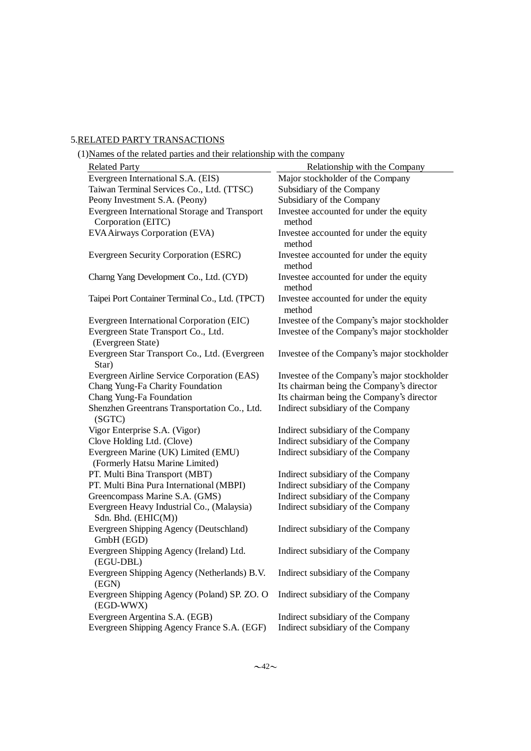5. RELATED PARTY TRANSACTIONS

(1) Names of the related parties and their relationship with the company

| Related Party | Relationship with the Company |
|---|---|
| Evergreen International S.A. (EIS) | Major stockholder of the Company |
| Taiwan Terminal Services Co., Ltd. (TTSC) | Subsidiary of the Company |
| Peony Investment S.A. (Peony) | Subsidiary of the Company |
| Evergreen International Storage and Transport Corporation (EITC) | Investee accounted for under the equity method |
| EVA Airways Corporation (EVA) | Investee accounted for under the equity method |
| Evergreen Security Corporation (ESRC) | Investee accounted for under the equity method |
| Charng Yang Development Co., Ltd. (CYD) | Investee accounted for under the equity method |
| Taipei Port Container Terminal Co., Ltd. (TPCT) | Investee accounted for under the equity method |
| Evergreen International Corporation (EIC) | Investee of the Company's major stockholder |
| Evergreen State Transport Co., Ltd. (Evergreen State) | Investee of the Company's major stockholder |
| Evergreen Star Transport Co., Ltd. (Evergreen Star) | Investee of the Company's major stockholder |
| Evergreen Airline Service Corporation (EAS) | Investee of the Company's major stockholder |
| Chang Yung-Fa Charity Foundation | Its chairman being the Company's director |
| Chang Yung-Fa Foundation | Its chairman being the Company's director |
| Shenzhen Greentrans Transportation Co., Ltd. (SGTC) | Indirect subsidiary of the Company |
| Vigor Enterprise S.A. (Vigor) | Indirect subsidiary of the Company |
| Clove Holding Ltd. (Clove) | Indirect subsidiary of the Company |
| Evergreen Marine (UK) Limited (EMU) (Formerly Hatsu Marine Limited) | Indirect subsidiary of the Company |
| PT. Multi Bina Transport (MBT) | Indirect subsidiary of the Company |
| PT. Multi Bina Pura International (MBPI) | Indirect subsidiary of the Company |
| Greencompass Marine S.A. (GMS) | Indirect subsidiary of the Company |
| Evergreen Heavy Industrial Co., (Malaysia) Sdn. Bhd. (EHIC(M)) | Indirect subsidiary of the Company |
| Evergreen Shipping Agency (Deutschland) GmbH (EGD) | Indirect subsidiary of the Company |
| Evergreen Shipping Agency (Ireland) Ltd. (EGU-DBL) | Indirect subsidiary of the Company |
| Evergreen Shipping Agency (Netherlands) B.V. (EGN) | Indirect subsidiary of the Company |
| Evergreen Shipping Agency (Poland) SP. ZO. O (EGD-WWX) | Indirect subsidiary of the Company |
| Evergreen Argentina S.A. (EGB) | Indirect subsidiary of the Company |
| Evergreen Shipping Agency France S.A. (EGF) | Indirect subsidiary of the Company |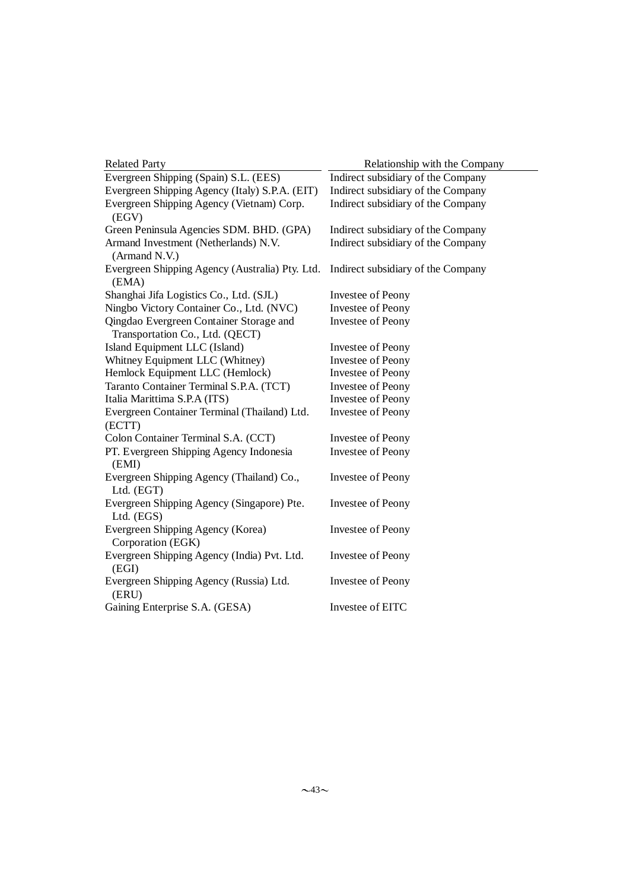| Related Party | Relationship with the Company |
| --- | --- |
| Evergreen Shipping (Spain) S.L. (EES) | Indirect subsidiary of the Company |
| Evergreen Shipping Agency (Italy) S.P.A. (EIT) | Indirect subsidiary of the Company |
| Evergreen Shipping Agency (Vietnam) Corp. (EGV) | Indirect subsidiary of the Company |
| Green Peninsula Agencies SDM. BHD. (GPA) | Indirect subsidiary of the Company |
| Armand Investment (Netherlands) N.V. (Armand N.V.) | Indirect subsidiary of the Company |
| Evergreen Shipping Agency (Australia) Pty. Ltd. (EMA) | Indirect subsidiary of the Company |
| Shanghai Jifa Logistics Co., Ltd. (SJL) | Investee of Peony |
| Ningbo Victory Container Co., Ltd. (NVC) | Investee of Peony |
| Qingdao Evergreen Container Storage and Transportation Co., Ltd. (QECT) | Investee of Peony |
| Island Equipment LLC (Island) | Investee of Peony |
| Whitney Equipment LLC (Whitney) | Investee of Peony |
| Hemlock Equipment LLC (Hemlock) | Investee of Peony |
| Taranto Container Terminal S.P.A. (TCT) | Investee of Peony |
| Italia Marittima S.P.A (ITS) | Investee of Peony |
| Evergreen Container Terminal (Thailand) Ltd. (ECTT) | Investee of Peony |
| Colon Container Terminal S.A. (CCT) | Investee of Peony |
| PT. Evergreen Shipping Agency Indonesia (EMI) | Investee of Peony |
| Evergreen Shipping Agency (Thailand) Co., Ltd. (EGT) | Investee of Peony |
| Evergreen Shipping Agency (Singapore) Pte. Ltd. (EGS) | Investee of Peony |
| Evergreen Shipping Agency (Korea) Corporation (EGK) | Investee of Peony |
| Evergreen Shipping Agency (India) Pvt. Ltd. (EGI) | Investee of Peony |
| Evergreen Shipping Agency (Russia) Ltd. (ERU) | Investee of Peony |
| Gaining Enterprise S.A. (GESA) | Investee of EITC |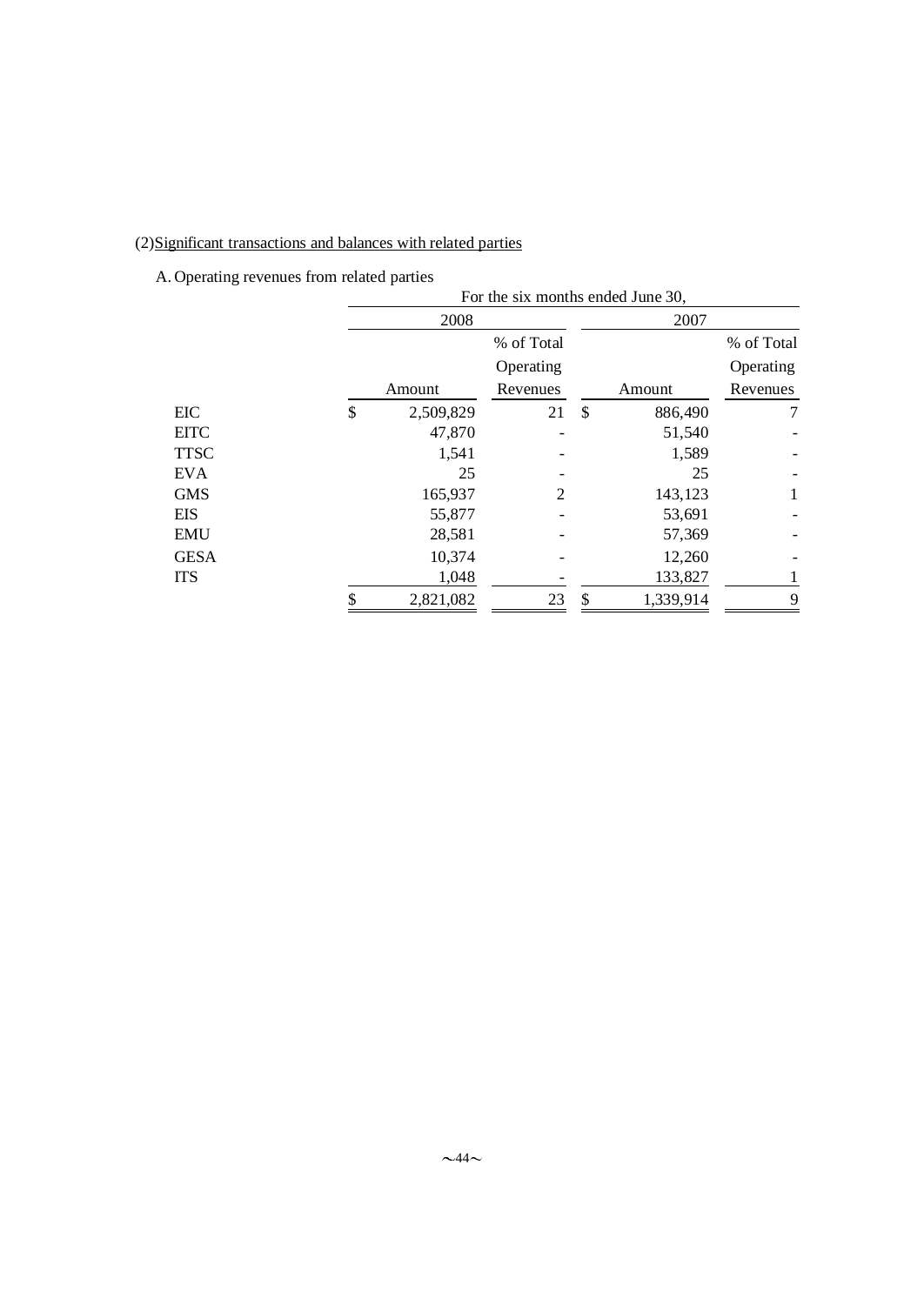(2)Significant transactions and balances with related parties

A. Operating revenues from related parties

| | For the six months ended June 30, | | | |
|---|---|---|---|---|
| | 2008 | | 2007 | |
| | Amount | % of Total Operating Revenues | Amount | % of Total Operating Revenues |
| EIC | $ 2,509,829 | 21 | $ 886,490 | 7 |
| EITC | 47,870 | - | 51,540 | - |
| TTSC | 1,541 | - | 1,589 | - |
| EVA | 25 | - | 25 | - |
| GMS | 165,937 | 2 | 143,123 | 1 |
| EIS | 55,877 | - | 53,691 | - |
| EMU | 28,581 | - | 57,369 | - |
| GESA | 10,374 | - | 12,260 | - |
| ITS | 1,048 | - | 133,827 | 1 |
| | $ 2,821,082 | 23 | $ 1,339,914 | 9 |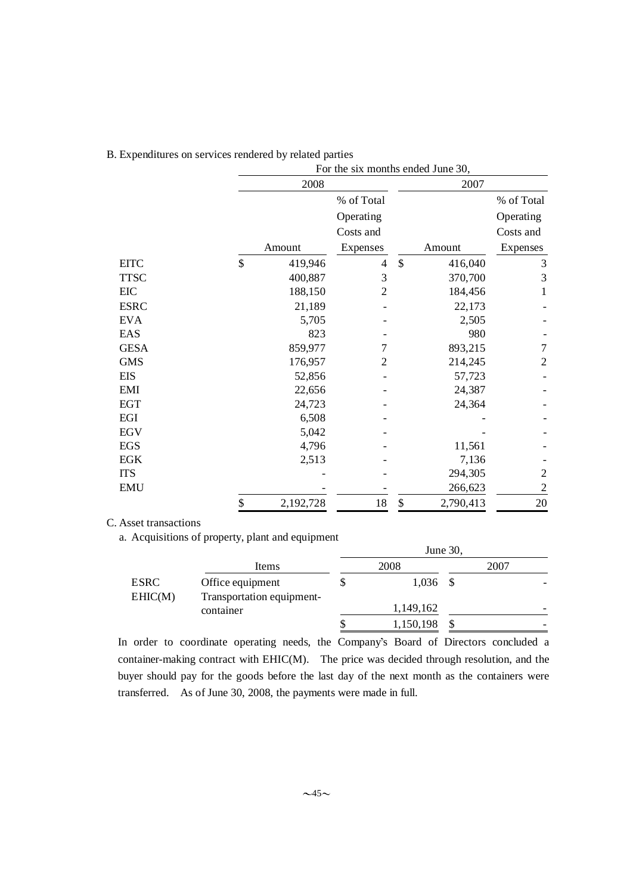B. Expenditures on services rendered by related parties

| | For the six months ended June 30, | | | |
|---|---|---|---|---|
| | 2008 | | 2007 | |
| | Amount | % of Total Operating Costs and Expenses | Amount | % of Total Operating Costs and Expenses |
| EITC | $ 419,946 | 4 | $ 416,040 | 3 |
| TTSC | 400,887 | 3 | 370,700 | 3 |
| EIC | 188,150 | 2 | 184,456 | 1 |
| ESRC | 21,189 | - | 22,173 | - |
| EVA | 5,705 | - | 2,505 | - |
| EAS | 823 | - | 980 | - |
| GESA | 859,977 | 7 | 893,215 | 7 |
| GMS | 176,957 | 2 | 214,245 | 2 |
| EIS | 52,856 | - | 57,723 | - |
| EMI | 22,656 | - | 24,387 | - |
| EGT | 24,723 | - | 24,364 | - |
| EGI | 6,508 | - | - | - |
| EGV | 5,042 | - | - | - |
| EGS | 4,796 | - | 11,561 | - |
| EGK | 2,513 | - | 7,136 | - |
| ITS | - | - | 294,305 | 2 |
| EMU | - | - | 266,623 | 2 |
| | $ 2,192,728 | 18 | $ 2,790,413 | 20 |

C. Asset transactions

a. Acquisitions of property, plant and equipment

| | | June 30, | |
|---|---|---|---|
| | Items | 2008 | 2007 |
| ESRC | Office equipment | $ 1,036 | $ - |
| EHIC(M) | Transportation equipment-container | 1,149,162 | - |
| | | $ 1,150,198 | $ - |

In order to coordinate operating needs, the Company's Board of Directors concluded a container-making contract with EHIC(M). The price was decided through resolution, and the buyer should pay for the goods before the last day of the next month as the containers were transferred. As of June 30, 2008, the payments were made in full.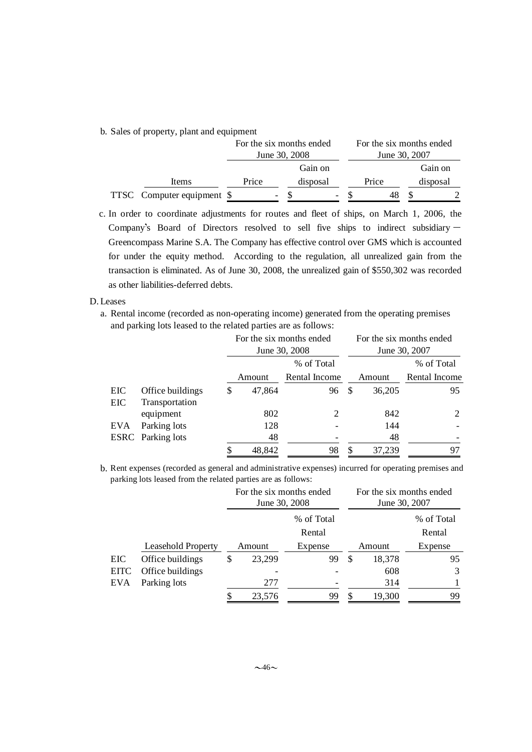b. Sales of property, plant and equipment

| | Items | For the six months ended June 30, 2008 | | For the six months ended June 30, 2007 | |
|---|---|---|---|---|---|
| | | Price | Gain on disposal | Price | Gain on disposal |
| TTSC | Computer equipment | $ - | $ - | $ 48 | $ 2 |

c. In order to coordinate adjustments for routes and fleet of ships, on March 1, 2006, the Company's Board of Directors resolved to sell five ships to indirect subsidiary－Greencompass Marine S.A. The Company has effective control over GMS which is accounted for under the equity method. According to the regulation, all unrealized gain from the transaction is eliminated. As of June 30, 2008, the unrealized gain of $550,302 was recorded as other liabilities-deferred debts.

D. Leases

a. Rental income (recorded as non-operating income) generated from the operating premises and parking lots leased to the related parties are as follows:

| | | For the six months ended June 30, 2008 | | For the six months ended June 30, 2007 | |
|---|---|---|---|---|---|
| | | Amount | % of Total Rental Income | Amount | % of Total Rental Income |
| EIC | Office buildings | $ 47,864 | 96 | $ 36,205 | 95 |
| EIC | Transportation equipment | 802 | 2 | 842 | 2 |
| EVA | Parking lots | 128 | - | 144 | - |
| ESRC | Parking lots | 48 | - | 48 | - |
| | | $ 48,842 | 98 | $ 37,239 | 97 |

b. Rent expenses (recorded as general and administrative expenses) incurred for operating premises and parking lots leased from the related parties are as follows:

| | | For the six months ended June 30, 2008 | | For the six months ended June 30, 2007 | |
|---|---|---|---|---|---|
| | Leasehold Property | Amount | % of Total Rental Expense | Amount | % of Total Rental Expense |
| EIC | Office buildings | $ 23,299 | 99 | $ 18,378 | 95 |
| EITC | Office buildings | - | - | 608 | 3 |
| EVA | Parking lots | 277 | - | 314 | 1 |
| | | $ 23,576 | 99 | $ 19,300 | 99 |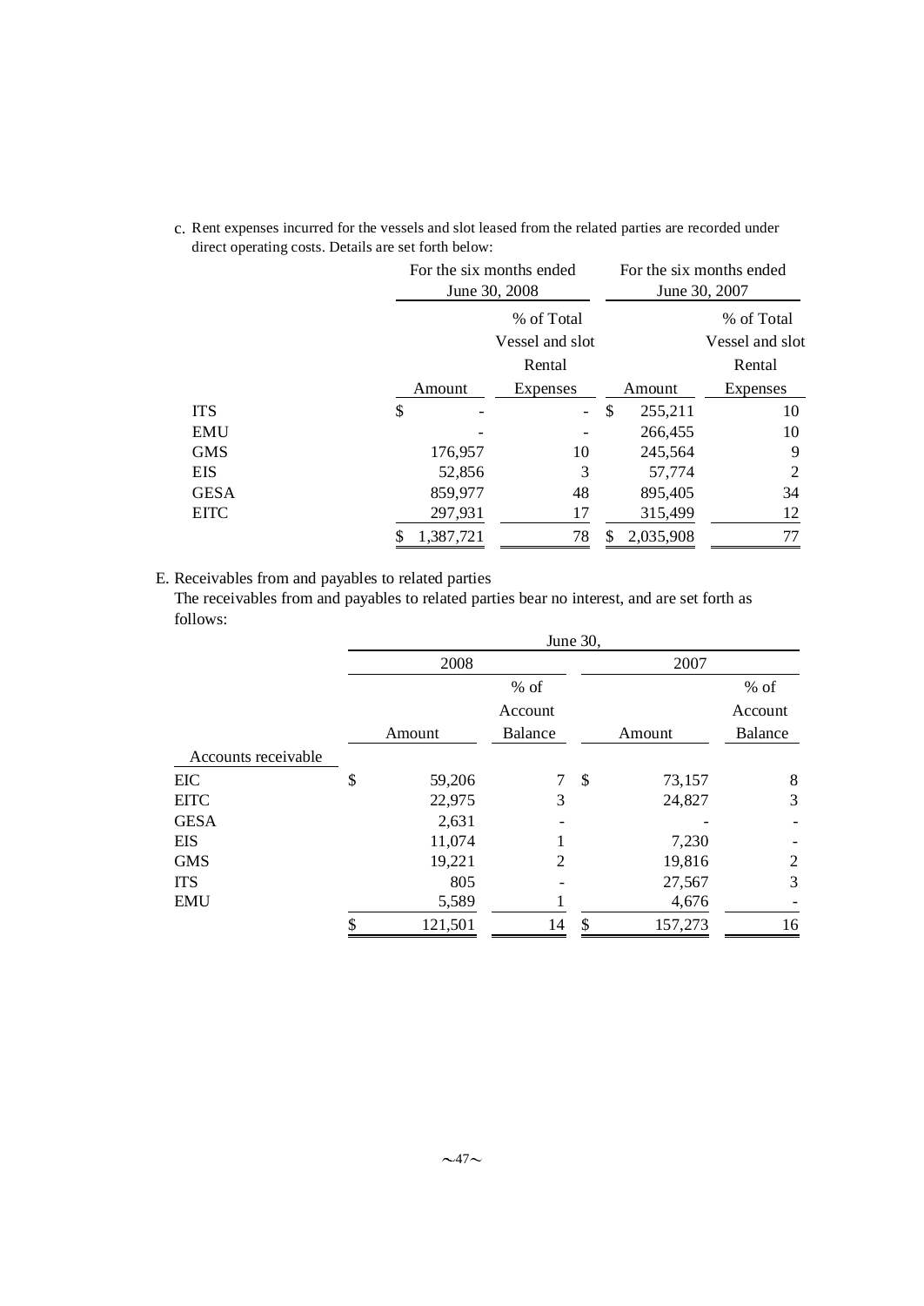c. Rent expenses incurred for the vessels and slot leased from the related parties are recorded under direct operating costs. Details are set forth below:

| | For the six months ended June 30, 2008 | | For the six months ended June 30, 2007 | |
|---|---|---|---|---|
| | Amount | % of Total Vessel and slot Rental Expenses | Amount | % of Total Vessel and slot Rental Expenses |
| ITS | $ - | - | $ 255,211 | 10 |
| EMU | - | - | 266,455 | 10 |
| GMS | 176,957 | 10 | 245,564 | 9 |
| EIS | 52,856 | 3 | 57,774 | 2 |
| GESA | 859,977 | 48 | 895,405 | 34 |
| EITC | 297,931 | 17 | 315,499 | 12 |
| | $ 1,387,721 | 78 | $ 2,035,908 | 77 |

E. Receivables from and payables to related parties

The receivables from and payables to related parties bear no interest, and are set forth as follows:

| | June 30, 2008 | | June 30, 2007 | |
|---|---|---|---|---|
| | Amount | % of Account Balance | Amount | % of Account Balance |
| Accounts receivable | | | | |
| EIC | $ 59,206 | 7 | $ 73,157 | 8 |
| EITC | 22,975 | 3 | 24,827 | 3 |
| GESA | 2,631 | - | - | - |
| EIS | 11,074 | 1 | 7,230 | - |
| GMS | 19,221 | 2 | 19,816 | 2 |
| ITS | 805 | - | 27,567 | 3 |
| EMU | 5,589 | 1 | 4,676 | - |
| | $ 121,501 | 14 | $ 157,273 | 16 |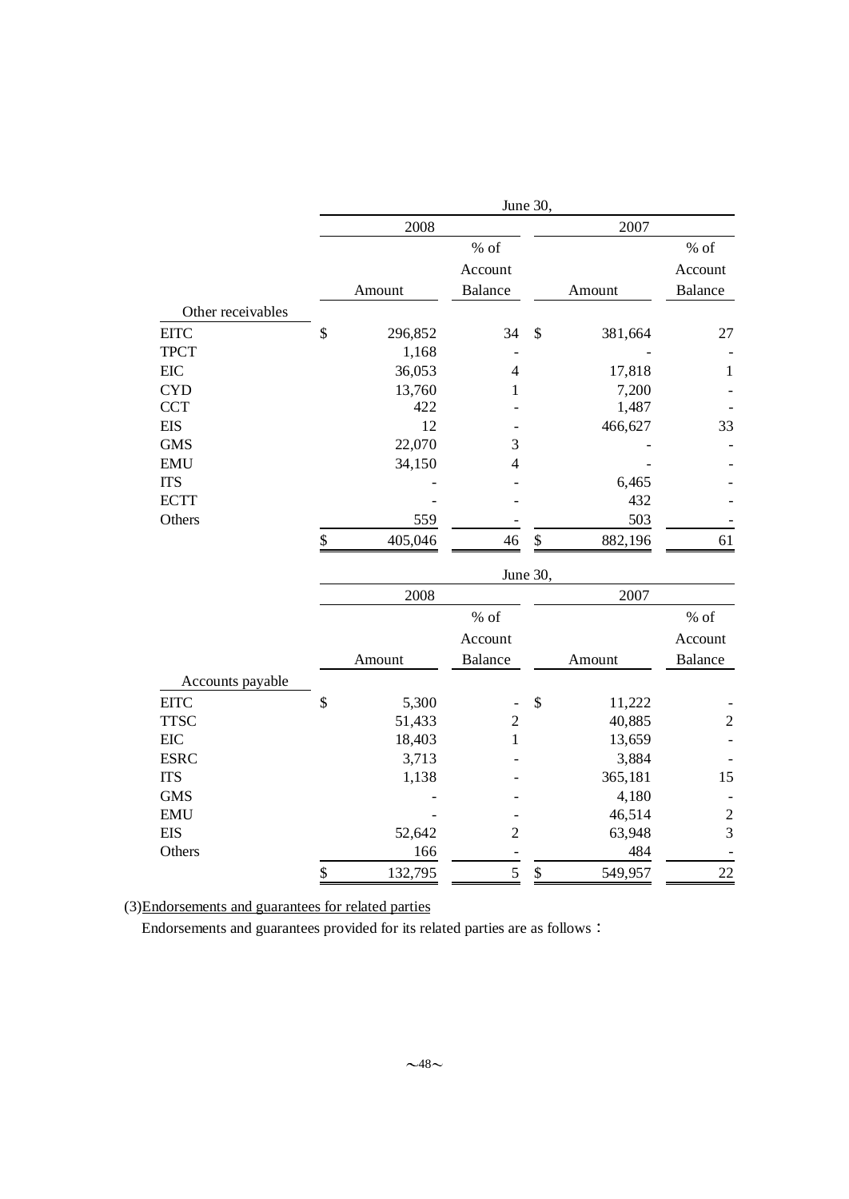| | June 30, | | | |
|---|---|---|---|---|
| | 2008 | | 2007 | |
| | Amount | % of Account Balance | Amount | % of Account Balance |
| Other receivables | | | | |
| EITC | $ 296,852 | 34 | $ 381,664 | 27 |
| TPCT | 1,168 | - | - | - |
| EIC | 36,053 | 4 | 17,818 | 1 |
| CYD | 13,760 | 1 | 7,200 | - |
| CCT | 422 | - | 1,487 | - |
| EIS | 12 | - | 466,627 | 33 |
| GMS | 22,070 | 3 | - | - |
| EMU | 34,150 | 4 | - | - |
| ITS | - | - | 6,465 | - |
| ECTT | - | - | 432 | - |
| Others | 559 | - | 503 | - |
| | $ 405,046 | 46 | $ 882,196 | 61 |

| | June 30, | | | |
|---|---|---|---|---|
| | 2008 | | 2007 | |
| | Amount | % of Account Balance | Amount | % of Account Balance |
| Accounts payable | | | | |
| EITC | $ 5,300 | - | $ 11,222 | - |
| TTSC | 51,433 | 2 | 40,885 | 2 |
| EIC | 18,403 | 1 | 13,659 | - |
| ESRC | 3,713 | - | 3,884 | - |
| ITS | 1,138 | - | 365,181 | 15 |
| GMS | - | - | 4,180 | - |
| EMU | - | - | 46,514 | 2 |
| EIS | 52,642 | 2 | 63,948 | 3 |
| Others | 166 | - | 484 | - |
| | $ 132,795 | 5 | $ 549,957 | 22 |

(3)Endorsements and guarantees for related parties

Endorsements and guarantees provided for its related parties are as follows：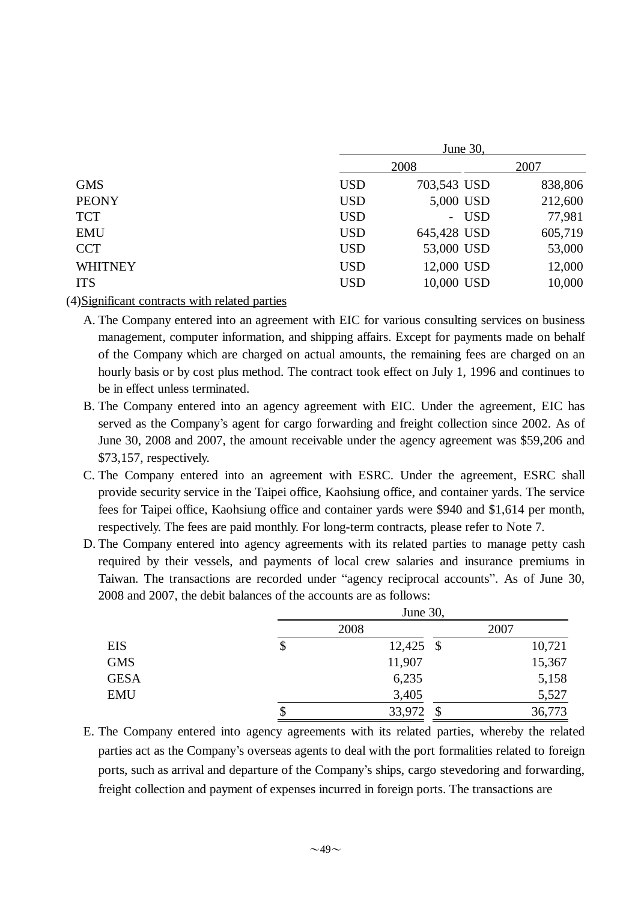| | June 30, | | | |
|---|---|---|---|---|
| | 2008 | | 2007 | |
| GMS | USD | 703,543 | USD | 838,806 |
| PEONY | USD | 5,000 | USD | 212,600 |
| TCT | USD | - | USD | 77,981 |
| EMU | USD | 645,428 | USD | 605,719 |
| CCT | USD | 53,000 | USD | 53,000 |
| WHITNEY | USD | 12,000 | USD | 12,000 |
| ITS | USD | 10,000 | USD | 10,000 |

(4)Significant contracts with related parties

A. The Company entered into an agreement with EIC for various consulting services on business management, computer information, and shipping affairs. Except for payments made on behalf of the Company which are charged on actual amounts, the remaining fees are charged on an hourly basis or by cost plus method. The contract took effect on July 1, 1996 and continues to be in effect unless terminated.

B. The Company entered into an agency agreement with EIC. Under the agreement, EIC has served as the Company's agent for cargo forwarding and freight collection since 2002. As of June 30, 2008 and 2007, the amount receivable under the agency agreement was $59,206 and $73,157, respectively.

C. The Company entered into an agreement with ESRC. Under the agreement, ESRC shall provide security service in the Taipei office, Kaohsiung office, and container yards. The service fees for Taipei office, Kaohsiung office and container yards were $940 and $1,614 per month, respectively. The fees are paid monthly. For long-term contracts, please refer to Note 7.

D. The Company entered into agency agreements with its related parties to manage petty cash required by their vessels, and payments of local crew salaries and insurance premiums in Taiwan. The transactions are recorded under "agency reciprocal accounts". As of June 30, 2008 and 2007, the debit balances of the accounts are as follows:

| | June 30, | | | |
|---|---|---|---|---|
| | 2008 | | 2007 | |
| EIS | $ | 12,425 | $ | 10,721 |
| GMS | | 11,907 | | 15,367 |
| GESA | | 6,235 | | 5,158 |
| EMU | | 3,405 | | 5,527 |
| | $ | 33,972 | $ | 36,773 |

E. The Company entered into agency agreements with its related parties, whereby the related parties act as the Company's overseas agents to deal with the port formalities related to foreign ports, such as arrival and departure of the Company's ships, cargo stevedoring and forwarding, freight collection and payment of expenses incurred in foreign ports. The transactions are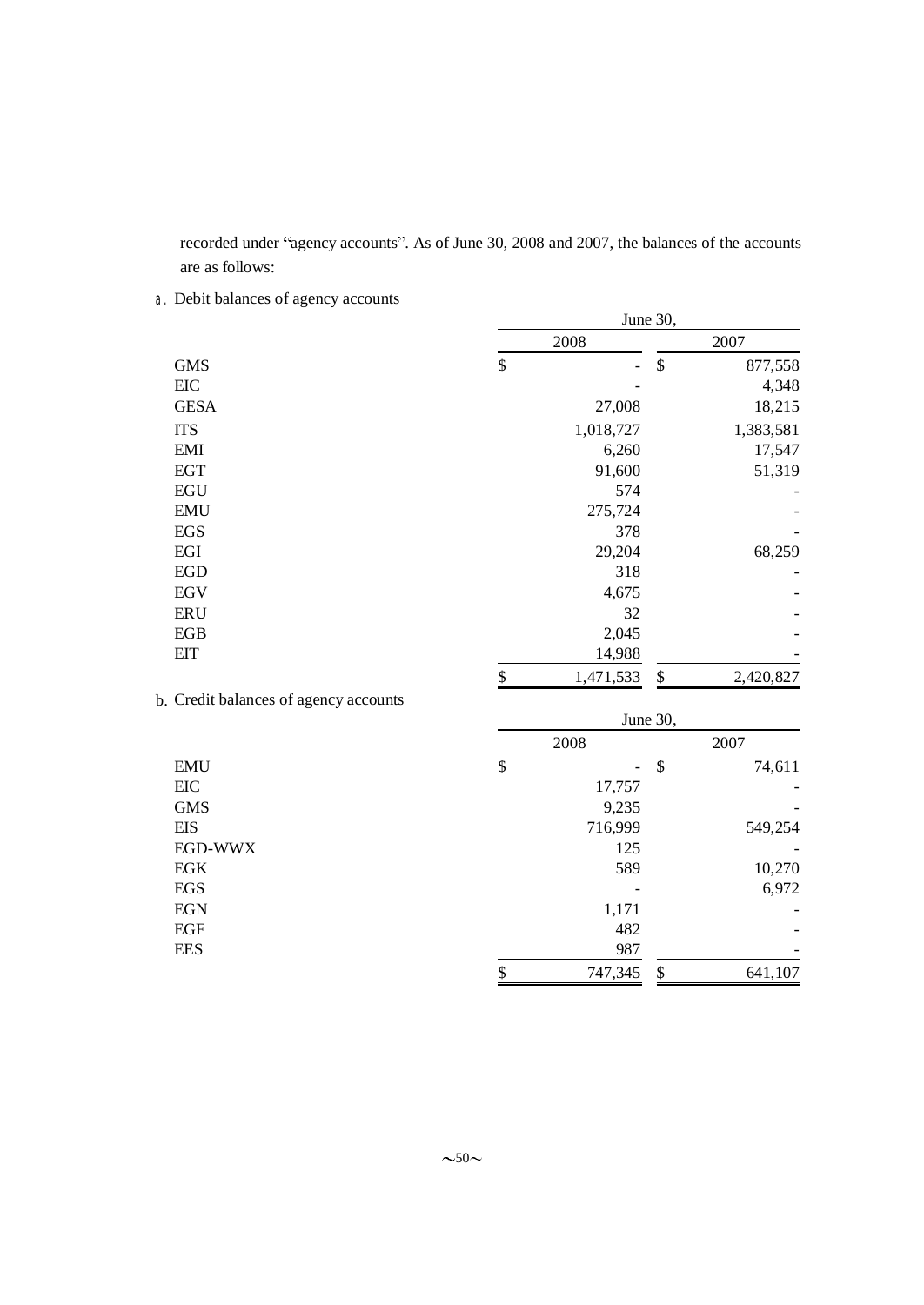recorded under "agency accounts". As of June 30, 2008 and 2007, the balances of the accounts are as follows:

a. Debit balances of agency accounts

| | June 30, 2008 | June 30, 2007 |
|---|---|---|
| GMS | $ - | $ 877,558 |
| EIC | - | 4,348 |
| GESA | 27,008 | 18,215 |
| ITS | 1,018,727 | 1,383,581 |
| EMI | 6,260 | 17,547 |
| EGT | 91,600 | 51,319 |
| EGU | 574 | - |
| EMU | 275,724 | - |
| EGS | 378 | - |
| EGI | 29,204 | 68,259 |
| EGD | 318 | - |
| EGV | 4,675 | - |
| ERU | 32 | - |
| EGB | 2,045 | - |
| EIT | 14,988 | - |
| | $ 1,471,533 | $ 2,420,827 |

b. Credit balances of agency accounts

| | June 30, 2008 | June 30, 2007 |
|---|---|---|
| EMU | $ - | $ 74,611 |
| EIC | 17,757 | - |
| GMS | 9,235 | - |
| EIS | 716,999 | 549,254 |
| EGD-WWX | 125 | - |
| EGK | 589 | 10,270 |
| EGS | - | 6,972 |
| EGN | 1,171 | - |
| EGF | 482 | - |
| EES | 987 | - |
| | $ 747,345 | $ 641,107 |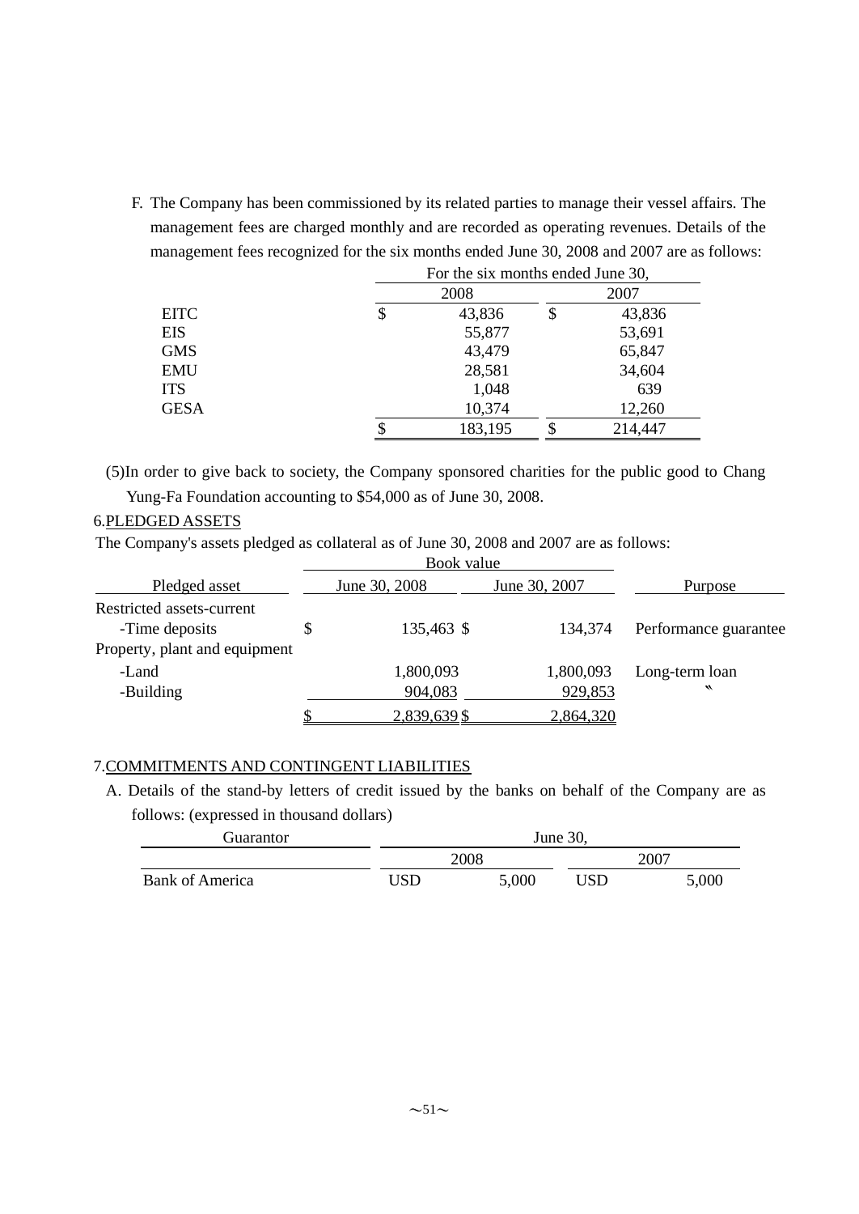F. The Company has been commissioned by its related parties to manage their vessel affairs. The management fees are charged monthly and are recorded as operating revenues. Details of the management fees recognized for the six months ended June 30, 2008 and 2007 are as follows:

| | For the six months ended June 30, | |
|---|---|---|
| | 2008 | 2007 |
| EITC | $ 43,836 | $ 43,836 |
| EIS | 55,877 | 53,691 |
| GMS | 43,479 | 65,847 |
| EMU | 28,581 | 34,604 |
| ITS | 1,048 | 639 |
| GESA | 10,374 | 12,260 |
| | $ 183,195 | $ 214,447 |

(5)In order to give back to society, the Company sponsored charities for the public good to Chang Yung-Fa Foundation accounting to $54,000 as of June 30, 2008.

6.PLEDGED ASSETS

The Company's assets pledged as collateral as of June 30, 2008 and 2007 are as follows:

| | Book value | | |
|---|---|---|---|
| Pledged asset | June 30, 2008 | June 30, 2007 | Purpose |
| Restricted assets-current | | | |
| -Time deposits | $ 135,463 | $ 134,374 | Performance guarantee |
| Property, plant and equipment | | | |
| -Land | 1,800,093 | 1,800,093 | Long-term loan |
| -Building | 904,083 | 929,853 | 〃 |
| | $ 2,839,639 | $ 2,864,320 | |

7.COMMITMENTS AND CONTINGENT LIABILITIES

A. Details of the stand-by letters of credit issued by the banks on behalf of the Company are as follows: (expressed in thousand dollars)

| Guarantor | June 30, | | | |
|---|---|---|---|---|
| | 2008 | | 2007 | |
| Bank of America | USD | 5,000 | USD | 5,000 |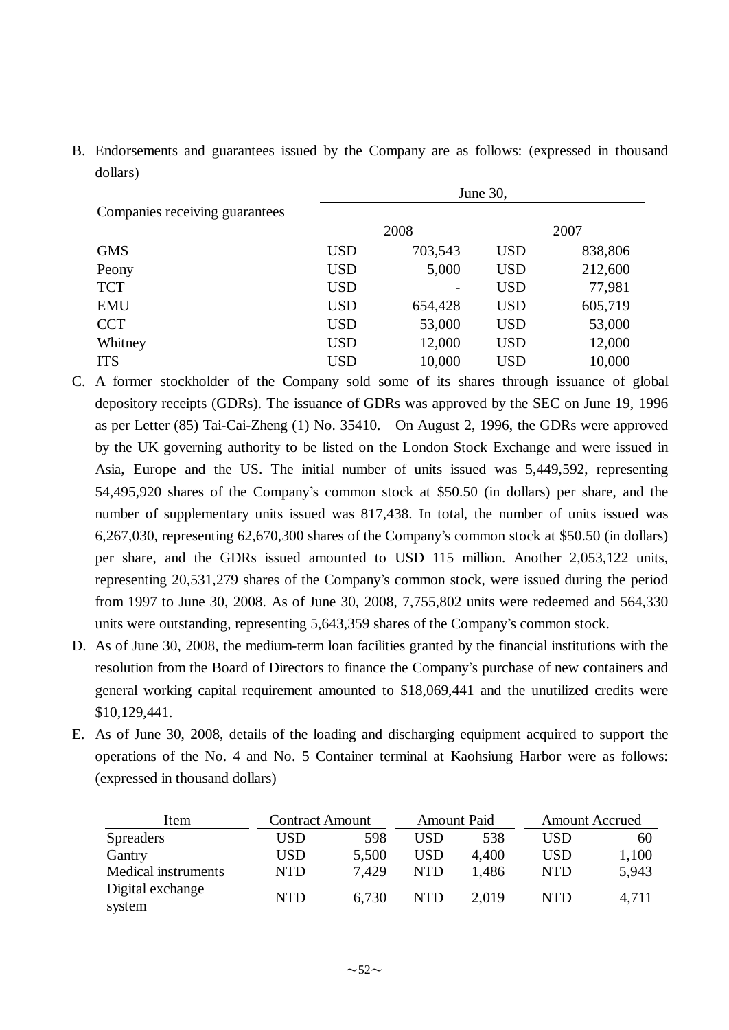B. Endorsements and guarantees issued by the Company are as follows: (expressed in thousand dollars)

| Companies receiving guarantees | June 30, | | | |
|---|---|---|---|---|
| | 2008 | | 2007 | |
| GMS | USD | 703,543 | USD | 838,806 |
| Peony | USD | 5,000 | USD | 212,600 |
| TCT | USD | - | USD | 77,981 |
| EMU | USD | 654,428 | USD | 605,719 |
| CCT | USD | 53,000 | USD | 53,000 |
| Whitney | USD | 12,000 | USD | 12,000 |
| ITS | USD | 10,000 | USD | 10,000 |

C. A former stockholder of the Company sold some of its shares through issuance of global depository receipts (GDRs). The issuance of GDRs was approved by the SEC on June 19, 1996 as per Letter (85) Tai-Cai-Zheng (1) No. 35410. On August 2, 1996, the GDRs were approved by the UK governing authority to be listed on the London Stock Exchange and were issued in Asia, Europe and the US. The initial number of units issued was 5,449,592, representing 54,495,920 shares of the Company's common stock at $50.50 (in dollars) per share, and the number of supplementary units issued was 817,438. In total, the number of units issued was 6,267,030, representing 62,670,300 shares of the Company's common stock at $50.50 (in dollars) per share, and the GDRs issued amounted to USD 115 million. Another 2,053,122 units, representing 20,531,279 shares of the Company's common stock, were issued during the period from 1997 to June 30, 2008. As of June 30, 2008, 7,755,802 units were redeemed and 564,330 units were outstanding, representing 5,643,359 shares of the Company's common stock.

D. As of June 30, 2008, the medium-term loan facilities granted by the financial institutions with the resolution from the Board of Directors to finance the Company's purchase of new containers and general working capital requirement amounted to $18,069,441 and the unutilized credits were $10,129,441.

E. As of June 30, 2008, details of the loading and discharging equipment acquired to support the operations of the No. 4 and No. 5 Container terminal at Kaohsiung Harbor were as follows: (expressed in thousand dollars)

| Item | Contract Amount | | Amount Paid | | Amount Accrued | |
|---|---|---|---|---|---|---|
| Spreaders | USD | 598 | USD | 538 | USD | 60 |
| Gantry | USD | 5,500 | USD | 4,400 | USD | 1,100 |
| Medical instruments | NTD | 7,429 | NTD | 1,486 | NTD | 5,943 |
| Digital exchange system | NTD | 6,730 | NTD | 2,019 | NTD | 4,711 |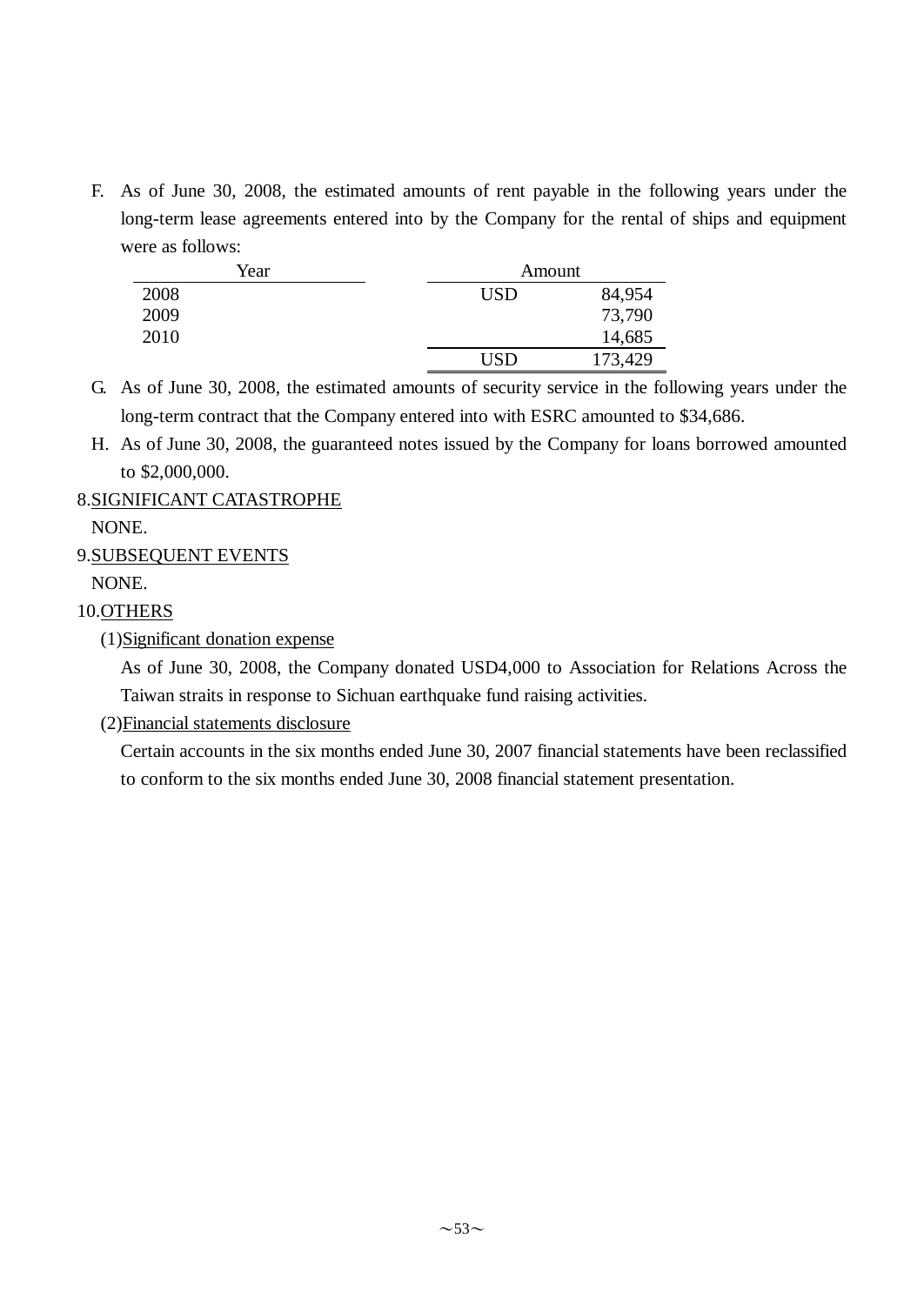F. As of June 30, 2008, the estimated amounts of rent payable in the following years under the long-term lease agreements entered into by the Company for the rental of ships and equipment were as follows:

| Year | Amount | |
|---|---|---|
| 2008 | USD | 84,954 |
| 2009 | | 73,790 |
| 2010 | | 14,685 |
| | USD | 173,429 |

G. As of June 30, 2008, the estimated amounts of security service in the following years under the long-term contract that the Company entered into with ESRC amounted to $34,686.

H. As of June 30, 2008, the guaranteed notes issued by the Company for loans borrowed amounted to $2,000,000.

8.SIGNIFICANT CATASTROPHE

NONE.

9.SUBSEQUENT EVENTS

NONE.

10.OTHERS

(1)Significant donation expense

As of June 30, 2008, the Company donated USD4,000 to Association for Relations Across the Taiwan straits in response to Sichuan earthquake fund raising activities.

(2)Financial statements disclosure

Certain accounts in the six months ended June 30, 2007 financial statements have been reclassified to conform to the six months ended June 30, 2008 financial statement presentation.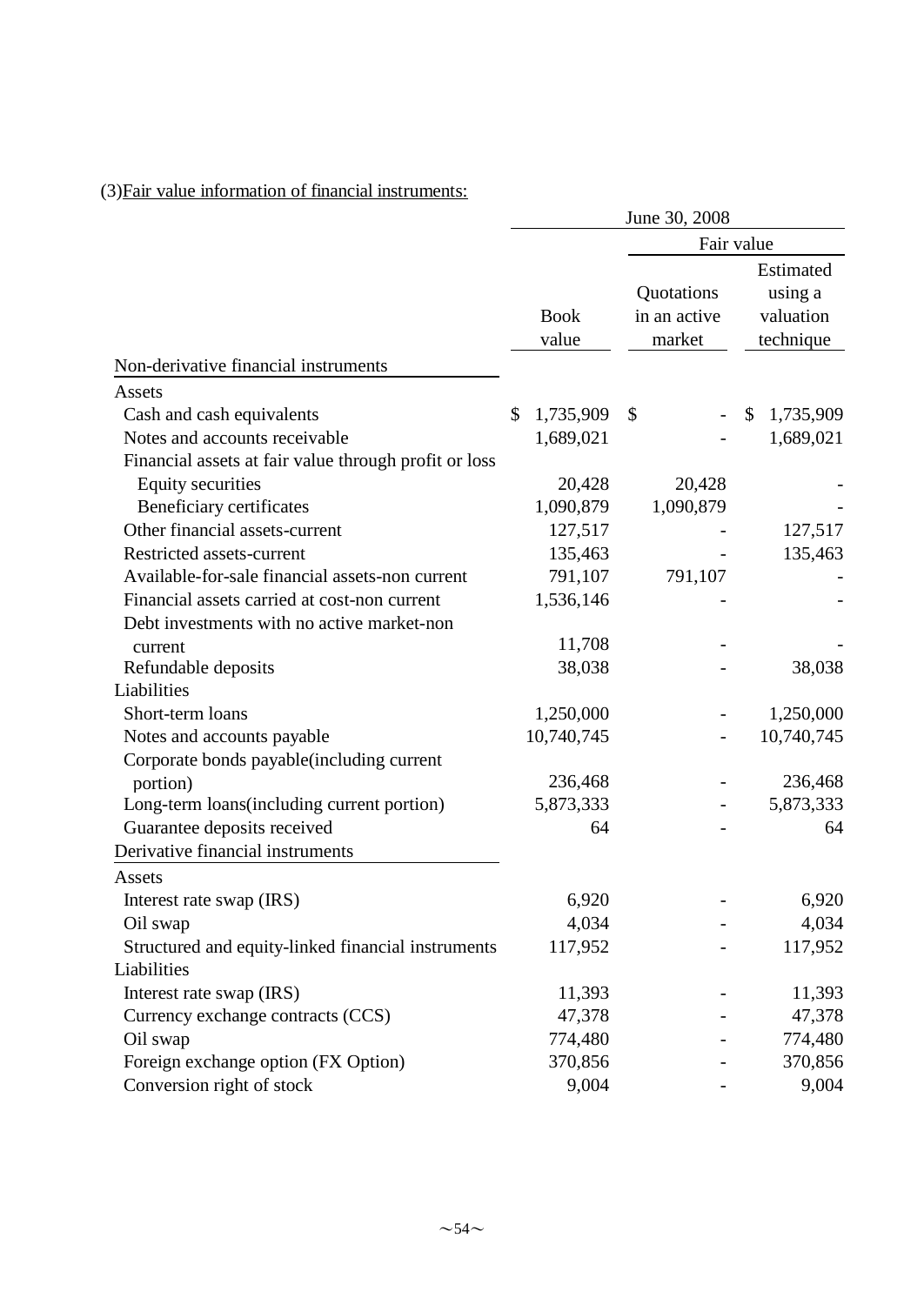(3)Fair value information of financial instruments:

| | June 30, 2008 | | |
|---|---|---|---|
| | | Fair value | |
| | Book value | Quotations in an active market | Estimated using a valuation technique |
| Non-derivative financial instruments | | | |
| Assets | | | |
| Cash and cash equivalents | $ 1,735,909 | $ - | $ 1,735,909 |
| Notes and accounts receivable | 1,689,021 | - | 1,689,021 |
| Financial assets at fair value through profit or loss | | | |
| Equity securities | 20,428 | 20,428 | - |
| Beneficiary certificates | 1,090,879 | 1,090,879 | - |
| Other financial assets-current | 127,517 | - | 127,517 |
| Restricted assets-current | 135,463 | - | 135,463 |
| Available-for-sale financial assets-non current | 791,107 | 791,107 | - |
| Financial assets carried at cost-non current | 1,536,146 | - | - |
| Debt investments with no active market-non current | 11,708 | - | - |
| Refundable deposits | 38,038 | - | 38,038 |
| Liabilities | | | |
| Short-term loans | 1,250,000 | - | 1,250,000 |
| Notes and accounts payable | 10,740,745 | - | 10,740,745 |
| Corporate bonds payable(including current portion) | 236,468 | - | 236,468 |
| Long-term loans(including current portion) | 5,873,333 | - | 5,873,333 |
| Guarantee deposits received | 64 | - | 64 |
| Derivative financial instruments | | | |
| Assets | | | |
| Interest rate swap (IRS) | 6,920 | - | 6,920 |
| Oil swap | 4,034 | - | 4,034 |
| Structured and equity-linked financial instruments | 117,952 | - | 117,952 |
| Liabilities | | | |
| Interest rate swap (IRS) | 11,393 | - | 11,393 |
| Currency exchange contracts (CCS) | 47,378 | - | 47,378 |
| Oil swap | 774,480 | - | 774,480 |
| Foreign exchange option (FX Option) | 370,856 | - | 370,856 |
| Conversion right of stock | 9,004 | - | 9,004 |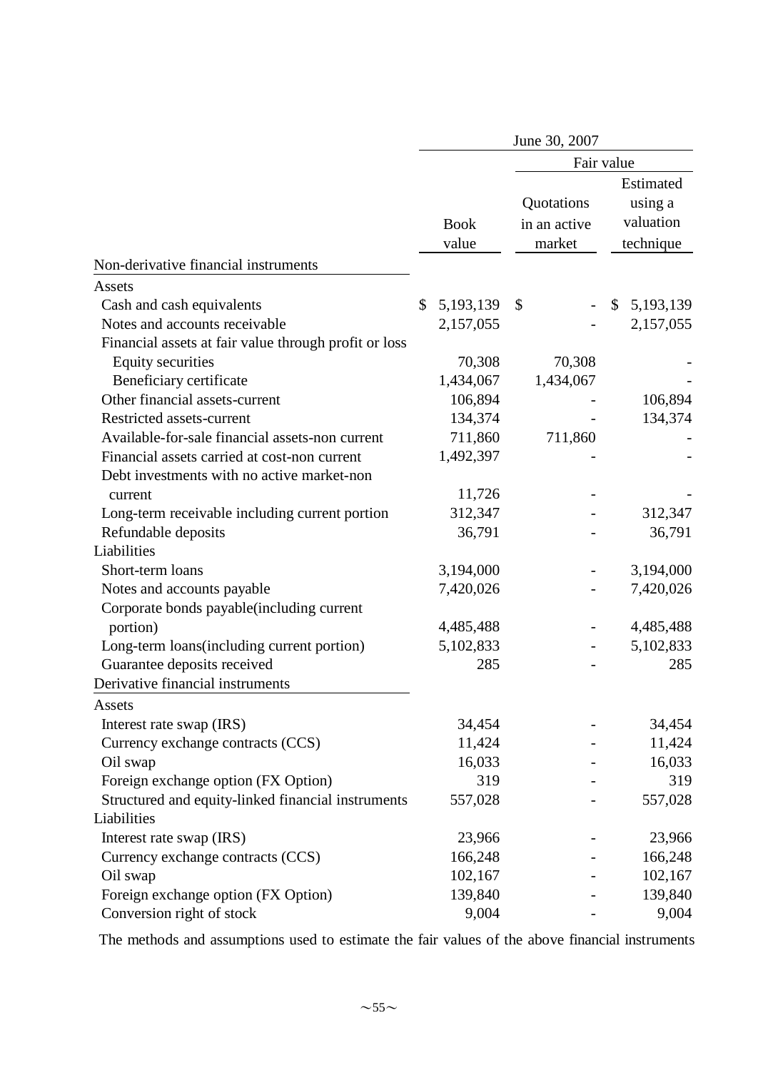| | June 30, 2007 | | |
|---|---|---|---|
| | | Fair value | |
| | Book value | Quotations in an active market | Estimated using a valuation technique |
| **Non-derivative financial instruments** | | | |
| Assets | | | |
| Cash and cash equivalents | $ 5,193,139 | $ - | $ 5,193,139 |
| Notes and accounts receivable | 2,157,055 | - | 2,157,055 |
| Financial assets at fair value through profit or loss | | | |
| Equity securities | 70,308 | 70,308 | - |
| Beneficiary certificate | 1,434,067 | 1,434,067 | - |
| Other financial assets-current | 106,894 | - | 106,894 |
| Restricted assets-current | 134,374 | - | 134,374 |
| Available-for-sale financial assets-non current | 711,860 | 711,860 | - |
| Financial assets carried at cost-non current | 1,492,397 | - | - |
| Debt investments with no active market-non current | 11,726 | - | - |
| Long-term receivable including current portion | 312,347 | - | 312,347 |
| Refundable deposits | 36,791 | - | 36,791 |
| Liabilities | | | |
| Short-term loans | 3,194,000 | - | 3,194,000 |
| Notes and accounts payable | 7,420,026 | - | 7,420,026 |
| Corporate bonds payable(including current portion) | 4,485,488 | - | 4,485,488 |
| Long-term loans(including current portion) | 5,102,833 | - | 5,102,833 |
| Guarantee deposits received | 285 | - | 285 |
| **Derivative financial instruments** | | | |
| Assets | | | |
| Interest rate swap (IRS) | 34,454 | - | 34,454 |
| Currency exchange contracts (CCS) | 11,424 | - | 11,424 |
| Oil swap | 16,033 | - | 16,033 |
| Foreign exchange option (FX Option) | 319 | - | 319 |
| Structured and equity-linked financial instruments | 557,028 | - | 557,028 |
| Liabilities | | | |
| Interest rate swap (IRS) | 23,966 | - | 23,966 |
| Currency exchange contracts (CCS) | 166,248 | - | 166,248 |
| Oil swap | 102,167 | - | 102,167 |
| Foreign exchange option (FX Option) | 139,840 | - | 139,840 |
| Conversion right of stock | 9,004 | - | 9,004 |

The methods and assumptions used to estimate the fair values of the above financial instruments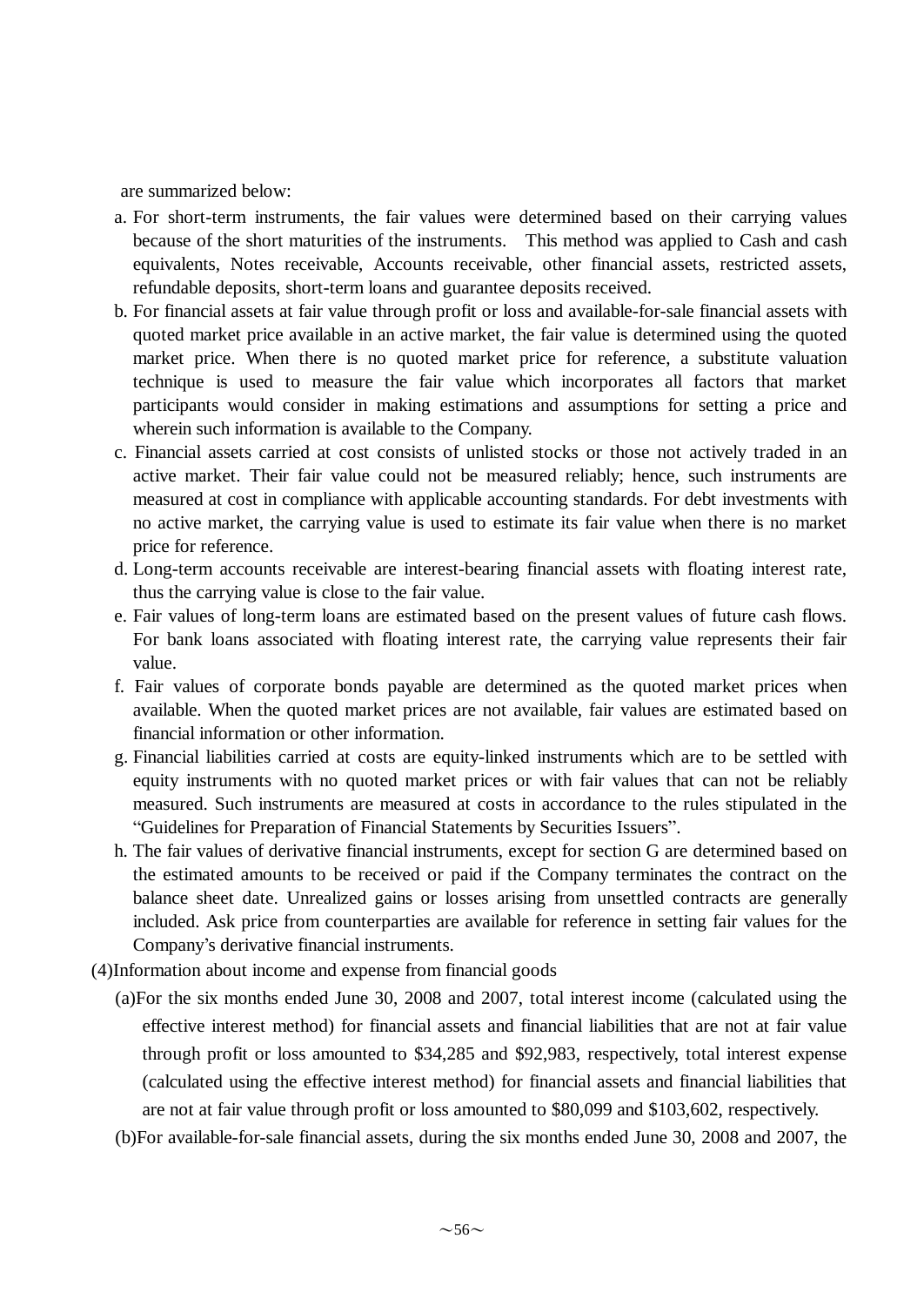are summarized below:

a. For short-term instruments, the fair values were determined based on their carrying values because of the short maturities of the instruments. This method was applied to Cash and cash equivalents, Notes receivable, Accounts receivable, other financial assets, restricted assets, refundable deposits, short-term loans and guarantee deposits received.
b. For financial assets at fair value through profit or loss and available-for-sale financial assets with quoted market price available in an active market, the fair value is determined using the quoted market price. When there is no quoted market price for reference, a substitute valuation technique is used to measure the fair value which incorporates all factors that market participants would consider in making estimations and assumptions for setting a price and wherein such information is available to the Company.
c. Financial assets carried at cost consists of unlisted stocks or those not actively traded in an active market. Their fair value could not be measured reliably; hence, such instruments are measured at cost in compliance with applicable accounting standards. For debt investments with no active market, the carrying value is used to estimate its fair value when there is no market price for reference.
d. Long-term accounts receivable are interest-bearing financial assets with floating interest rate, thus the carrying value is close to the fair value.
e. Fair values of long-term loans are estimated based on the present values of future cash flows. For bank loans associated with floating interest rate, the carrying value represents their fair value.
f. Fair values of corporate bonds payable are determined as the quoted market prices when available. When the quoted market prices are not available, fair values are estimated based on financial information or other information.
g. Financial liabilities carried at costs are equity-linked instruments which are to be settled with equity instruments with no quoted market prices or with fair values that can not be reliably measured. Such instruments are measured at costs in accordance to the rules stipulated in the "Guidelines for Preparation of Financial Statements by Securities Issuers".
h. The fair values of derivative financial instruments, except for section G are determined based on the estimated amounts to be received or paid if the Company terminates the contract on the balance sheet date. Unrealized gains or losses arising from unsettled contracts are generally included. Ask price from counterparties are available for reference in setting fair values for the Company's derivative financial instruments.

(4)Information about income and expense from financial goods

(a)For the six months ended June 30, 2008 and 2007, total interest income (calculated using the effective interest method) for financial assets and financial liabilities that are not at fair value through profit or loss amounted to $34,285 and $92,983, respectively, total interest expense (calculated using the effective interest method) for financial assets and financial liabilities that are not at fair value through profit or loss amounted to $80,099 and $103,602, respectively.

(b)For available-for-sale financial assets, during the six months ended June 30, 2008 and 2007, the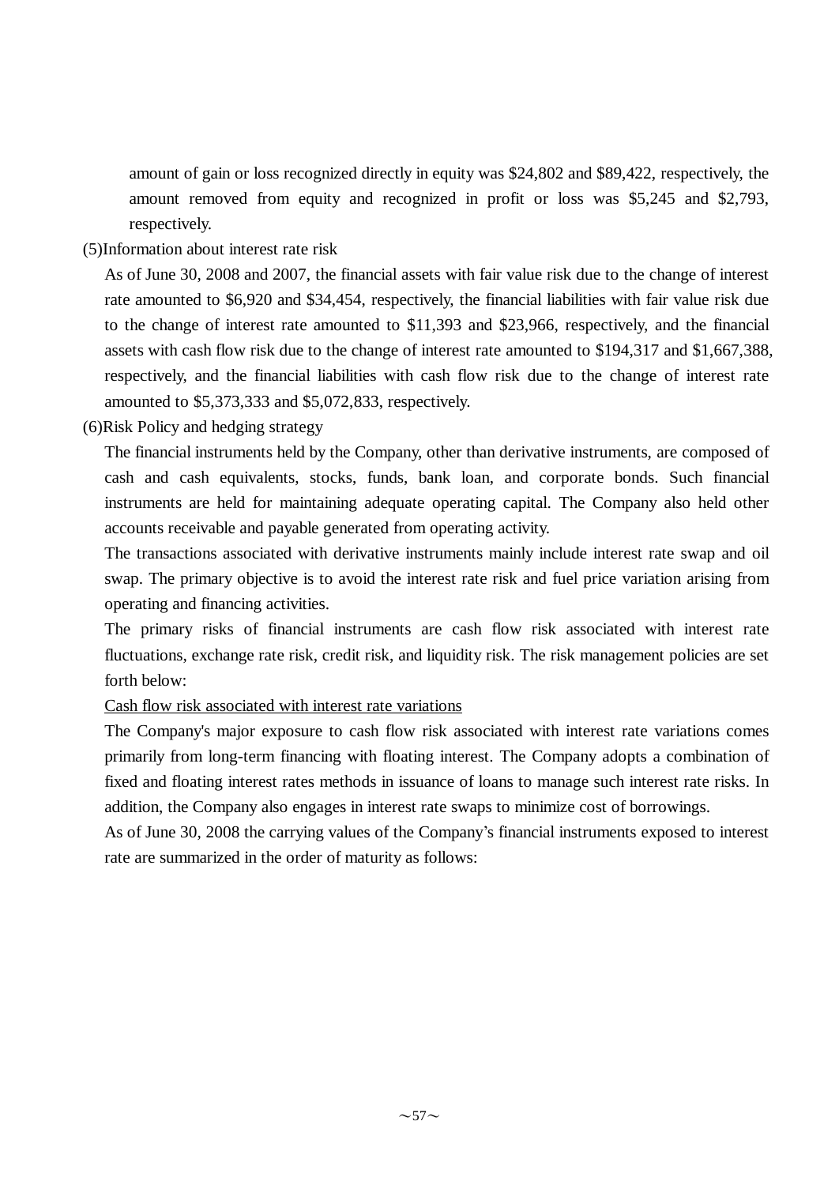amount of gain or loss recognized directly in equity was $24,802 and $89,422, respectively, the amount removed from equity and recognized in profit or loss was $5,245 and $2,793, respectively.

(5)Information about interest rate risk

As of June 30, 2008 and 2007, the financial assets with fair value risk due to the change of interest rate amounted to $6,920 and $34,454, respectively, the financial liabilities with fair value risk due to the change of interest rate amounted to $11,393 and $23,966, respectively, and the financial assets with cash flow risk due to the change of interest rate amounted to $194,317 and $1,667,388, respectively, and the financial liabilities with cash flow risk due to the change of interest rate amounted to $5,373,333 and $5,072,833, respectively.

(6)Risk Policy and hedging strategy

The financial instruments held by the Company, other than derivative instruments, are composed of cash and cash equivalents, stocks, funds, bank loan, and corporate bonds. Such financial instruments are held for maintaining adequate operating capital. The Company also held other accounts receivable and payable generated from operating activity.

The transactions associated with derivative instruments mainly include interest rate swap and oil swap. The primary objective is to avoid the interest rate risk and fuel price variation arising from operating and financing activities.

The primary risks of financial instruments are cash flow risk associated with interest rate fluctuations, exchange rate risk, credit risk, and liquidity risk. The risk management policies are set forth below:

<u>Cash flow risk associated with interest rate variations</u>

The Company's major exposure to cash flow risk associated with interest rate variations comes primarily from long-term financing with floating interest. The Company adopts a combination of fixed and floating interest rates methods in issuance of loans to manage such interest rate risks. In addition, the Company also engages in interest rate swaps to minimize cost of borrowings.

As of June 30, 2008 the carrying values of the Company’s financial instruments exposed to interest rate are summarized in the order of maturity as follows: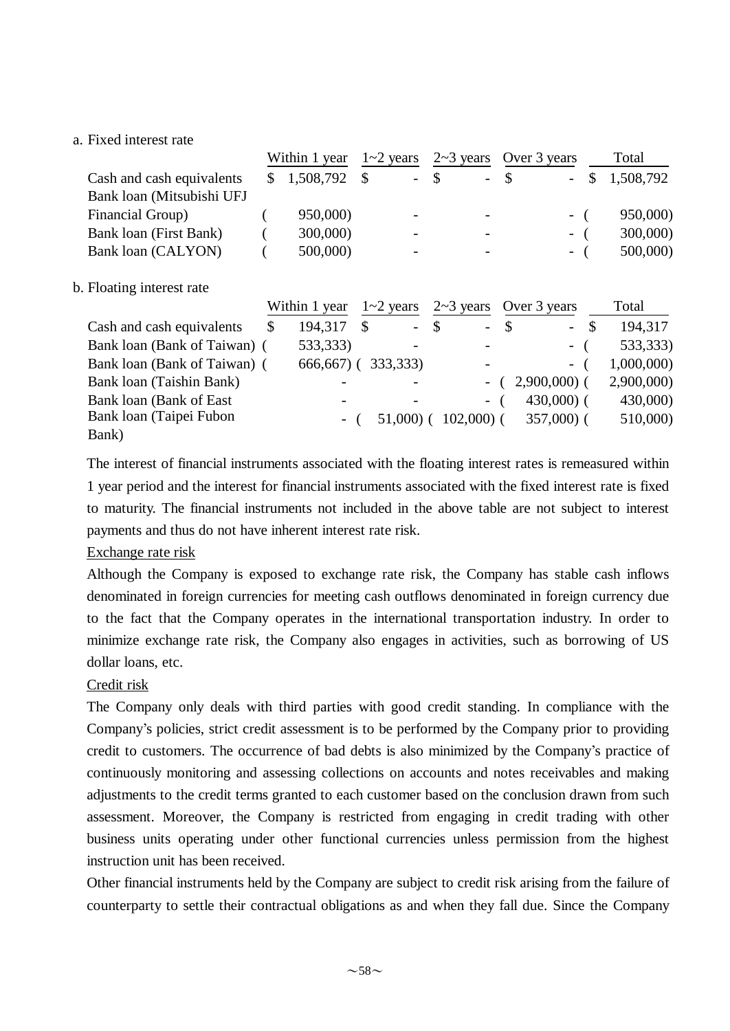a. Fixed interest rate

| | Within 1 year | 1~2 years | 2~3 years | Over 3 years | Total |
|---|---|---|---|---|---|
| Cash and cash equivalents | $ 1,508,792 | $ - | $ - | $ - | $ 1,508,792 |
| Bank loan (Mitsubishi UFJ Financial Group) | ( 950,000) | - | - | - | ( 950,000) |
| Bank loan (First Bank) | ( 300,000) | - | - | - | ( 300,000) |
| Bank loan (CALYON) | ( 500,000) | - | - | - | ( 500,000) |

b. Floating interest rate

| | Within 1 year | 1~2 years | 2~3 years | Over 3 years | Total |
|---|---|---|---|---|---|
| Cash and cash equivalents | $ 194,317 | $ - | $ - | $ - | $ 194,317 |
| Bank loan (Bank of Taiwan) | ( 533,333) | - | - | - | ( 533,333) |
| Bank loan (Bank of Taiwan) | ( 666,667) | ( 333,333) | - | - | ( 1,000,000) |
| Bank loan (Taishin Bank) | - | - | - | ( 2,900,000) | ( 2,900,000) |
| Bank loan (Bank of East | - | - | - | ( 430,000) | ( 430,000) |
| Bank loan (Taipei Fubon Bank) | - | ( 51,000) | ( 102,000) | ( 357,000) | ( 510,000) |

The interest of financial instruments associated with the floating interest rates is remeasured within 1 year period and the interest for financial instruments associated with the fixed interest rate is fixed to maturity. The financial instruments not included in the above table are not subject to interest payments and thus do not have inherent interest rate risk.

Exchange rate risk

Although the Company is exposed to exchange rate risk, the Company has stable cash inflows denominated in foreign currencies for meeting cash outflows denominated in foreign currency due to the fact that the Company operates in the international transportation industry. In order to minimize exchange rate risk, the Company also engages in activities, such as borrowing of US dollar loans, etc.

Credit risk

The Company only deals with third parties with good credit standing. In compliance with the Company's policies, strict credit assessment is to be performed by the Company prior to providing credit to customers. The occurrence of bad debts is also minimized by the Company's practice of continuously monitoring and assessing collections on accounts and notes receivables and making adjustments to the credit terms granted to each customer based on the conclusion drawn from such assessment. Moreover, the Company is restricted from engaging in credit trading with other business units operating under other functional currencies unless permission from the highest instruction unit has been received.

Other financial instruments held by the Company are subject to credit risk arising from the failure of counterparty to settle their contractual obligations as and when they fall due. Since the Company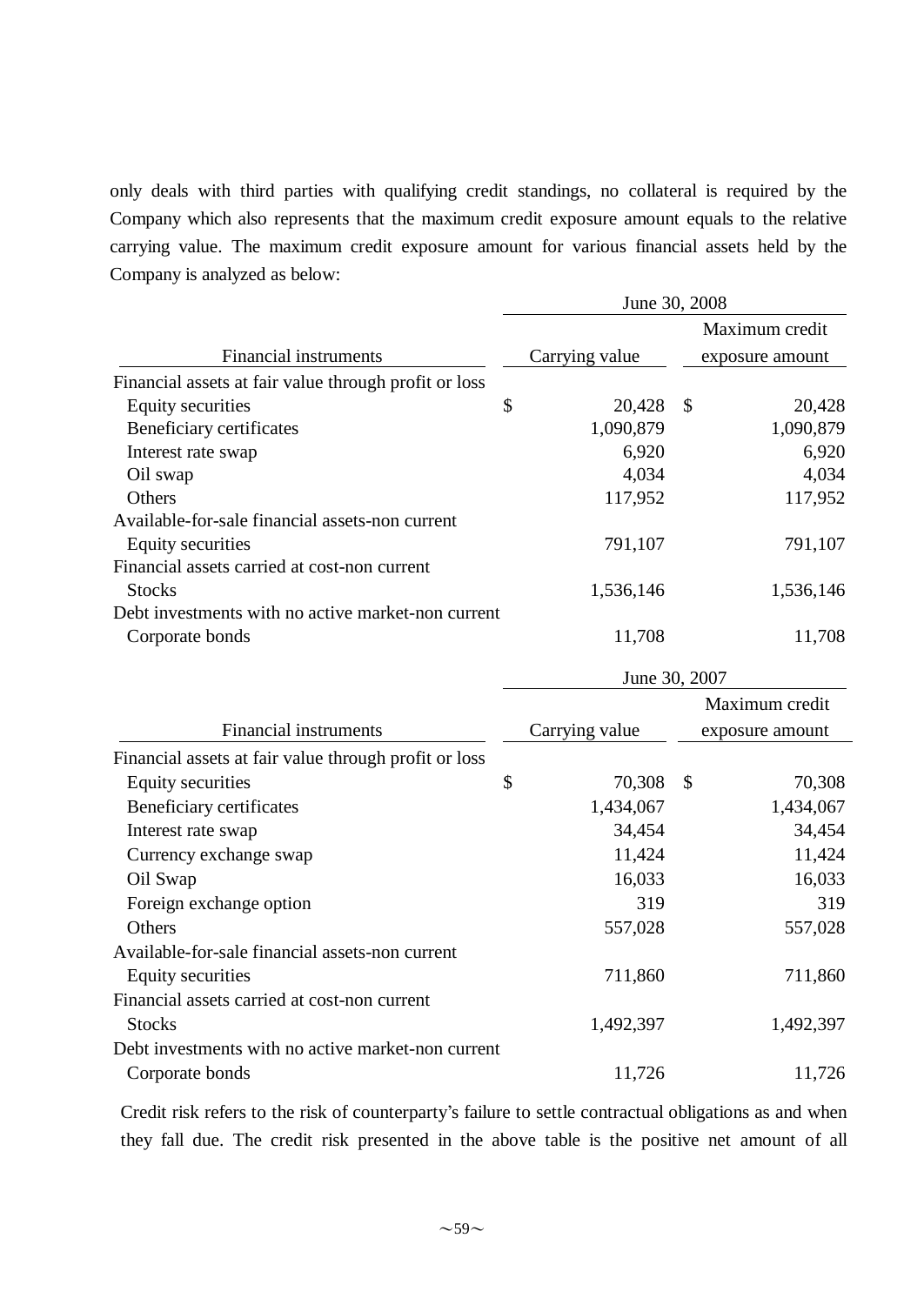only deals with third parties with qualifying credit standings, no collateral is required by the Company which also represents that the maximum credit exposure amount equals to the relative carrying value. The maximum credit exposure amount for various financial assets held by the Company is analyzed as below:

| | June 30, 2008 | |
|---|---|---|
| Financial instruments | Carrying value | Maximum credit exposure amount |
| Financial assets at fair value through profit or loss | | |
| Equity securities | $ 20,428 | $ 20,428 |
| Beneficiary certificates | 1,090,879 | 1,090,879 |
| Interest rate swap | 6,920 | 6,920 |
| Oil swap | 4,034 | 4,034 |
| Others | 117,952 | 117,952 |
| Available-for-sale financial assets-non current | | |
| Equity securities | 791,107 | 791,107 |
| Financial assets carried at cost-non current | | |
| Stocks | 1,536,146 | 1,536,146 |
| Debt investments with no active market-non current | | |
| Corporate bonds | 11,708 | 11,708 |

| | June 30, 2007 | |
|---|---|---|
| Financial instruments | Carrying value | Maximum credit exposure amount |
| Financial assets at fair value through profit or loss | | |
| Equity securities | $ 70,308 | $ 70,308 |
| Beneficiary certificates | 1,434,067 | 1,434,067 |
| Interest rate swap | 34,454 | 34,454 |
| Currency exchange swap | 11,424 | 11,424 |
| Oil Swap | 16,033 | 16,033 |
| Foreign exchange option | 319 | 319 |
| Others | 557,028 | 557,028 |
| Available-for-sale financial assets-non current | | |
| Equity securities | 711,860 | 711,860 |
| Financial assets carried at cost-non current | | |
| Stocks | 1,492,397 | 1,492,397 |
| Debt investments with no active market-non current | | |
| Corporate bonds | 11,726 | 11,726 |

Credit risk refers to the risk of counterparty's failure to settle contractual obligations as and when they fall due. The credit risk presented in the above table is the positive net amount of all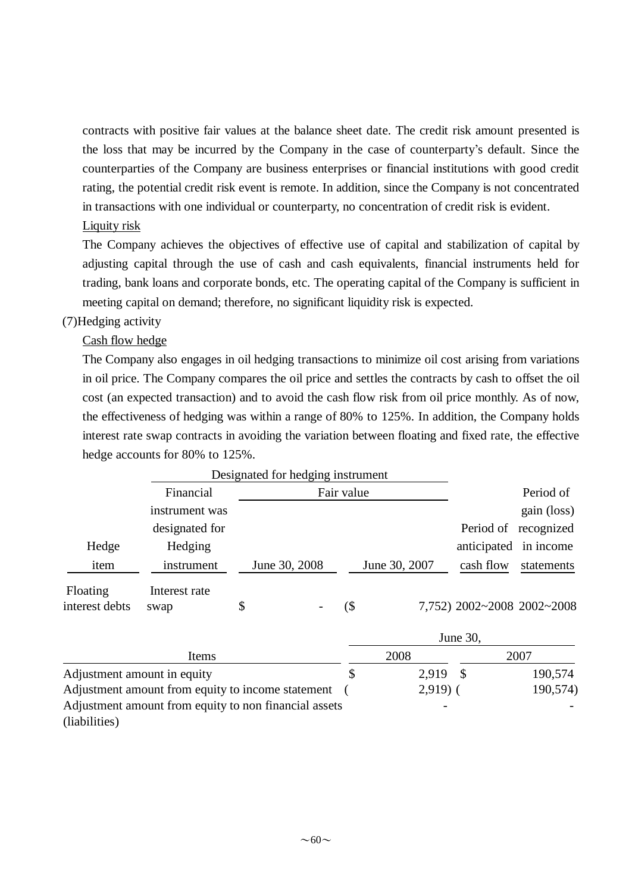contracts with positive fair values at the balance sheet date. The credit risk amount presented is the loss that may be incurred by the Company in the case of counterparty's default. Since the counterparties of the Company are business enterprises or financial institutions with good credit rating, the potential credit risk event is remote. In addition, since the Company is not concentrated in transactions with one individual or counterparty, no concentration of credit risk is evident.

Liquity risk

The Company achieves the objectives of effective use of capital and stabilization of capital by adjusting capital through the use of cash and cash equivalents, financial instruments held for trading, bank loans and corporate bonds, etc. The operating capital of the Company is sufficient in meeting capital on demand; therefore, no significant liquidity risk is expected.

(7)Hedging activity

Cash flow hedge

The Company also engages in oil hedging transactions to minimize oil cost arising from variations in oil price. The Company compares the oil price and settles the contracts by cash to offset the oil cost (an expected transaction) and to avoid the cash flow risk from oil price monthly. As of now, the effectiveness of hedging was within a range of 80% to 125%. In addition, the Company holds interest rate swap contracts in avoiding the variation between floating and fixed rate, the effective hedge accounts for 80% to 125%.

| | Designated for hedging instrument | | | | |
|---|---|---|---|---|---|
| Hedge item | Financial instrument was designated for Hedging instrument | Fair value June 30, 2008 | Fair value June 30, 2007 | Period of anticipated cash flow | Period of gain (loss) recognized in income statements |
| Floating interest debts | Interest rate swap | $ - | ($ 7,752) | 2002~2008 | 2002~2008 |

| Items | June 30, 2008 | June 30, 2007 |
|---|---|---|
| Adjustment amount in equity | $ 2,919 | $ 190,574 |
| Adjustment amount from equity to income statement | ( 2,919) | ( 190,574) |
| Adjustment amount from equity to non financial assets (liabilities) | - | - |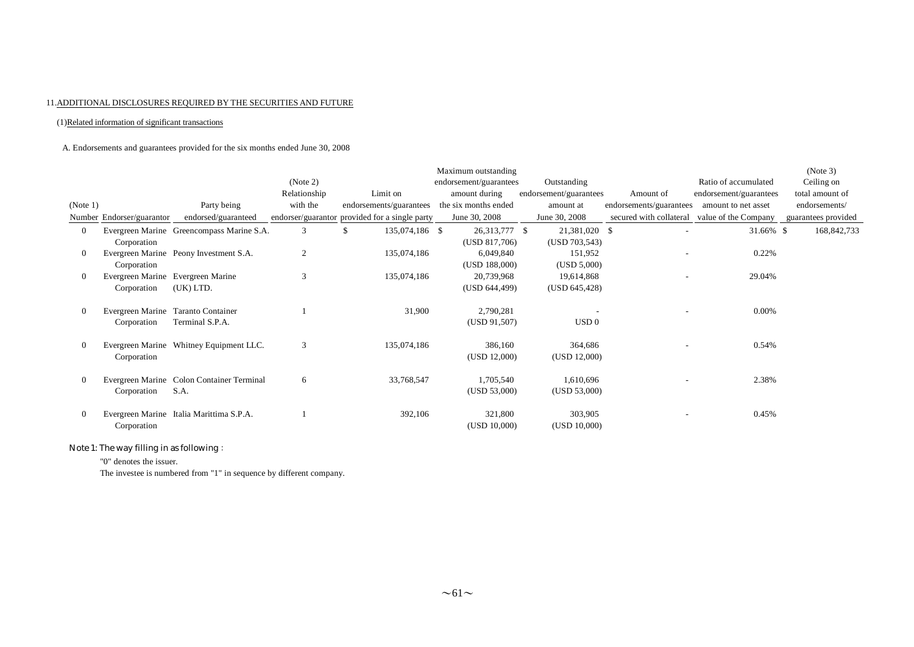11.ADDITIONAL DISCLOSURES REQUIRED BY THE SECURITIES AND FUTURE

(1)Related information of significant transactions

A. Endorsements and guarantees provided for the six months ended June 30, 2008

| (Note 1) Number | Endorser/guarantor | Party being endorsed/guaranteed | (Note 2) Relationship with the endorser/guarantor | Limit on endorsements/guarantees provided for a single party | Maximum outstanding endorsement/guarantees amount during the six months ended June 30, 2008 | Outstanding endorsement/guarantees amount at June 30, 2008 | Amount of endorsements/guarantees secured with collateral | Ratio of accumulated endorsement/guarantees amount to net asset value of the Company | (Note 3) Ceiling on total amount of endorsements/ guarantees provided |
|---|---|---|---|---|---|---|---|---|---|
| 0 | Evergreen Marine Corporation | Greencompass Marine S.A. | 3 | $ 135,074,186 | $ 26,313,777 (USD 817,706) | $ 21,381,020 (USD 703,543) | $ - | 31.66% | $ 168,842,733 |
| 0 | Evergreen Marine Corporation | Peony Investment S.A. | 2 | 135,074,186 | 6,049,840 (USD 188,000) | 151,952 (USD 5,000) | - | 0.22% | |
| 0 | Evergreen Marine Corporation | Evergreen Marine (UK) LTD. | 3 | 135,074,186 | 20,739,968 (USD 644,499) | 19,614,868 (USD 645,428) | - | 29.04% | |
| 0 | Evergreen Marine Corporation | Taranto Container Terminal S.P.A. | 1 | 31,900 | 2,790,281 (USD 91,507) | - USD 0 | - | 0.00% | |
| 0 | Evergreen Marine Corporation | Whitney Equipment LLC. | 3 | 135,074,186 | 386,160 (USD 12,000) | 364,686 (USD 12,000) | - | 0.54% | |
| 0 | Evergreen Marine Corporation | Colon Container Terminal S.A. | 6 | 33,768,547 | 1,705,540 (USD 53,000) | 1,610,696 (USD 53,000) | - | 2.38% | |
| 0 | Evergreen Marine Corporation | Italia Marittima S.P.A. | 1 | 392,106 | 321,800 (USD 10,000) | 303,905 (USD 10,000) | - | 0.45% | |

Note 1: The way filling in as following :

"0" denotes the issuer.

The investee is numbered from "1" in sequence by different company.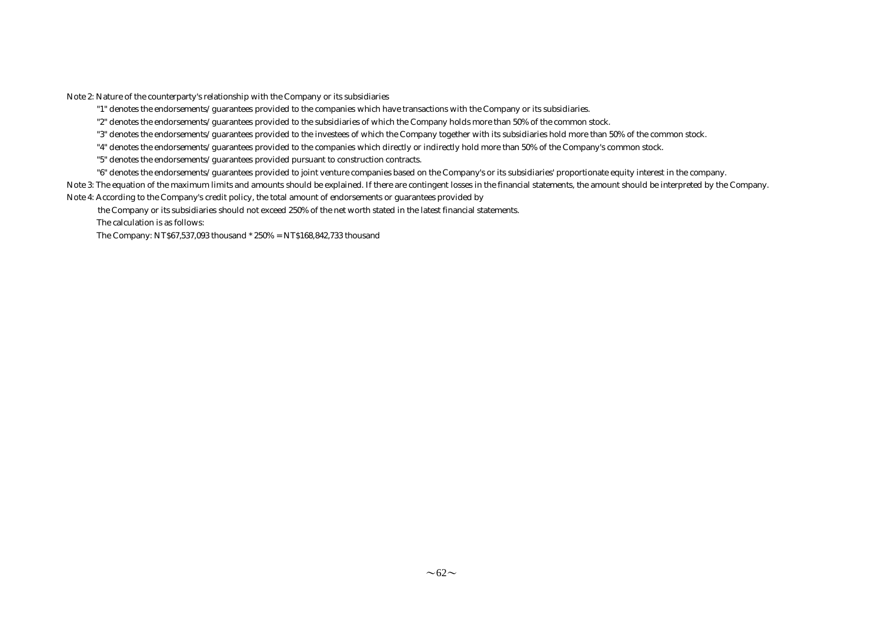Note 2: Nature of the counterparty's relationship with the Company or its subsidiaries

"1" denotes the endorsements/guarantees provided to the companies which have transactions with the Company or its subsidiaries.

"2" denotes the endorsements/guarantees provided to the subsidiaries of which the Company holds more than 50% of the common stock.

"3" denotes the endorsements/guarantees provided to the investees of which the Company together with its subsidiaries hold more than 50% of the common stock.

"4" denotes the endorsements/guarantees provided to the companies which directly or indirectly hold more than 50% of the Company's common stock.

"5" denotes the endorsements/guarantees provided pursuant to construction contracts.

"6" denotes the endorsements/guarantees provided to joint venture companies based on the Company's or its subsidiaries' proportionate equity interest in the company.

Note 3: The equation of the maximum limits and amounts should be explained. If there are contingent losses in the financial statements, the amount should be interpreted by the Company.

Note 4: According to the Company's credit policy, the total amount of endorsements or guarantees provided by the Company or its subsidiaries should not exceed 250% of the net worth stated in the latest financial statements.

The calculation is as follows:

The Company: NT$67,537,093 thousand * 250% = NT$168,842,733 thousand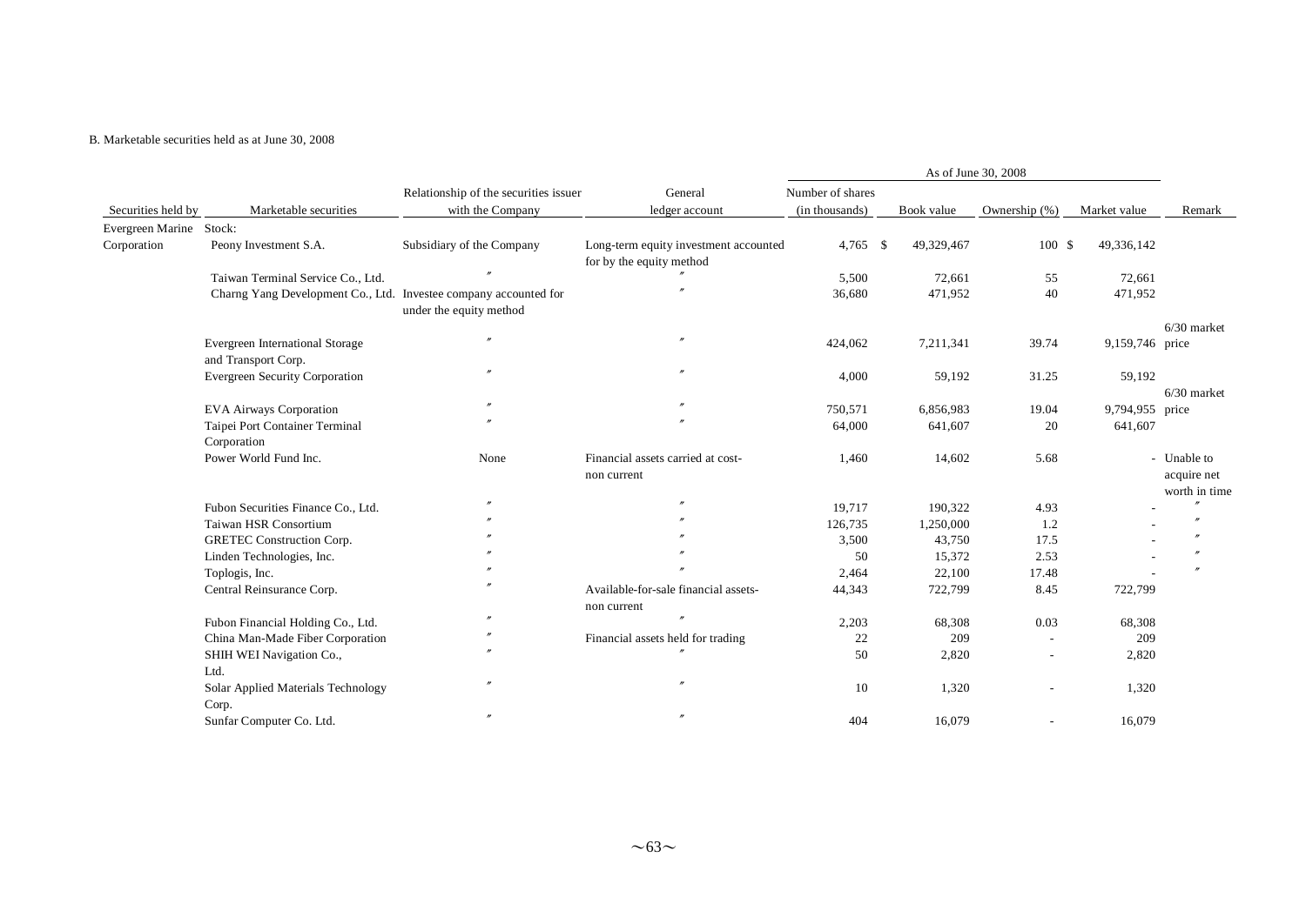B. Marketable securities held as at June 30, 2008

| Securities held by | Marketable securities | Relationship of the securities issuer with the Company | General ledger account | As of June 30, 2008 Number of shares (in thousands) | Book value | Ownership (%) | Market value | Remark |
|---|---|---|---|---|---|---|---|---|
| Evergreen Marine Corporation | Stock: | | | | | | | |
| | Peony Investment S.A. | Subsidiary of the Company | Long-term equity investment accounted for by the equity method | 4,765 | $ 49,329,467 | 100 | $ 49,336,142 | |
| | Taiwan Terminal Service Co., Ltd. | 〃 | 〃 | 5,500 | 72,661 | 55 | 72,661 | |
| | Charng Yang Development Co., Ltd. | Investee company accounted for under the equity method | 〃 | 36,680 | 471,952 | 40 | 471,952 | |
| | Evergreen International Storage and Transport Corp. | 〃 | 〃 | 424,062 | 7,211,341 | 39.74 | 9,159,746 | 6/30 market price |
| | Evergreen Security Corporation | 〃 | 〃 | 4,000 | 59,192 | 31.25 | 59,192 | |
| | EVA Airways Corporation | 〃 | 〃 | 750,571 | 6,856,983 | 19.04 | 9,794,955 | 6/30 market price |
| | Taipei Port Container Terminal Corporation | 〃 | 〃 | 64,000 | 641,607 | 20 | 641,607 | |
| | Power World Fund Inc. | None | Financial assets carried at cost-non current | 1,460 | 14,602 | 5.68 | - | Unable to acquire net worth in time |
| | Fubon Securities Finance Co., Ltd. | 〃 | 〃 | 19,717 | 190,322 | 4.93 | - | 〃 |
| | Taiwan HSR Consortium | 〃 | 〃 | 126,735 | 1,250,000 | 1.2 | - | 〃 |
| | GRETEC Construction Corp. | 〃 | 〃 | 3,500 | 43,750 | 17.5 | - | 〃 |
| | Linden Technologies, Inc. | 〃 | 〃 | 50 | 15,372 | 2.53 | - | 〃 |
| | Toplogis, Inc. | 〃 | 〃 | 2,464 | 22,100 | 17.48 | - | 〃 |
| | Central Reinsurance Corp. | 〃 | Available-for-sale financial assets-non current | 44,343 | 722,799 | 8.45 | 722,799 | |
| | Fubon Financial Holding Co., Ltd. | 〃 | 〃 | 2,203 | 68,308 | 0.03 | 68,308 | |
| | China Man-Made Fiber Corporation | 〃 | Financial assets held for trading | 22 | 209 | - | 209 | |
| | SHIH WEI Navigation Co., Ltd. | 〃 | 〃 | 50 | 2,820 | - | 2,820 | |
| | Solar Applied Materials Technology Corp. | 〃 | 〃 | 10 | 1,320 | - | 1,320 | |
| | Sunfar Computer Co. Ltd. | 〃 | 〃 | 404 | 16,079 | - | 16,079 | |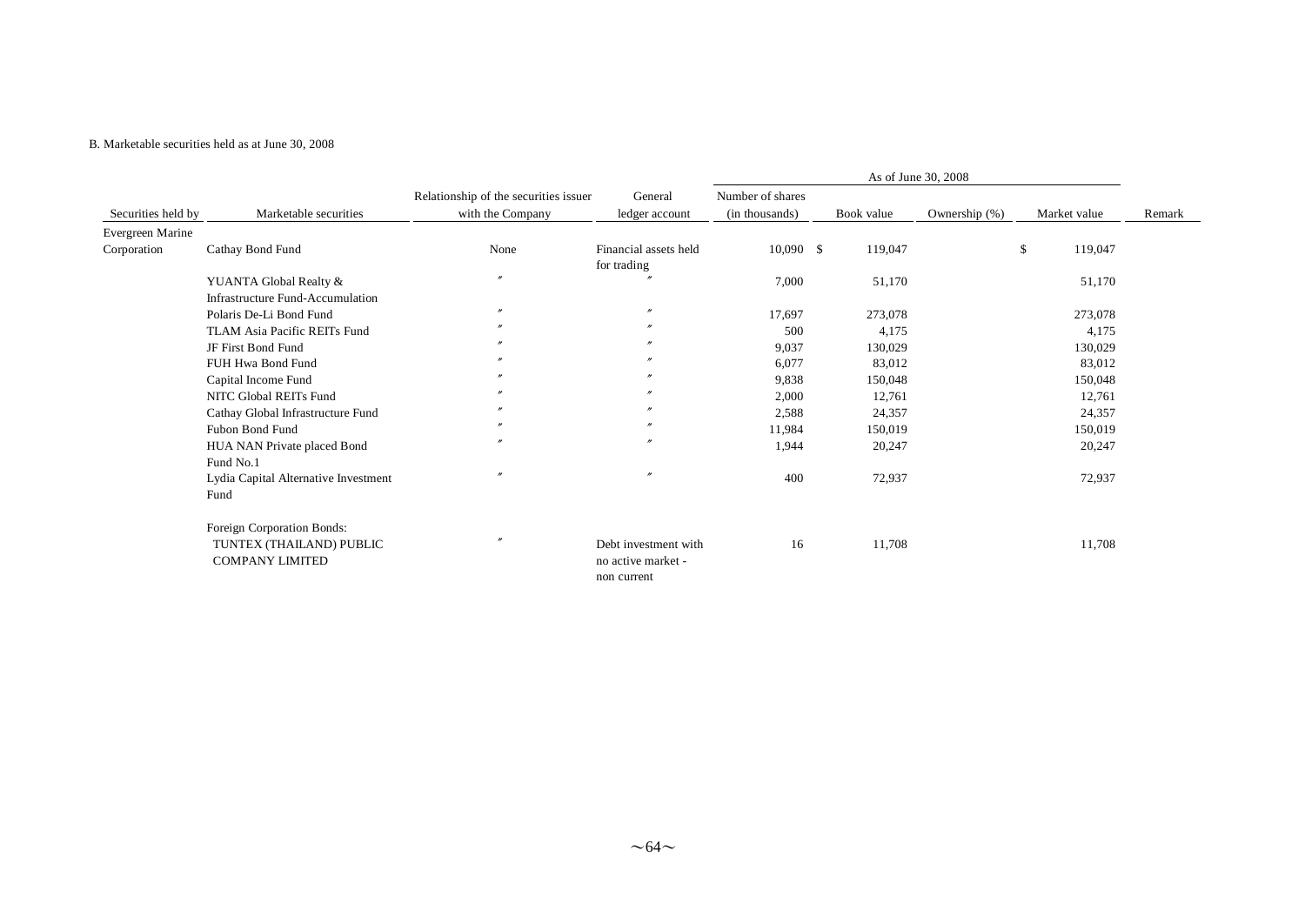B. Marketable securities held as at June 30, 2008

| Securities held by | Marketable securities | Relationship of the securities issuer with the Company | General ledger account | As of June 30, 2008 | | | | Remark |
|---|---|---|---|---|---|---|---|---|
| | | | | Number of shares (in thousands) | Book value | Ownership (%) | Market value | |
| Evergreen Marine Corporation | Cathay Bond Fund | None | Financial assets held for trading | 10,090 | $ 119,047 | | $ 119,047 | |
| | YUANTA Global Realty & Infrastructure Fund-Accumulation | 〃 | 〃 | 7,000 | 51,170 | | 51,170 | |
| | Polaris De-Li Bond Fund | 〃 | 〃 | 17,697 | 273,078 | | 273,078 | |
| | TLAM Asia Pacific REITs Fund | 〃 | 〃 | 500 | 4,175 | | 4,175 | |
| | JF First Bond Fund | 〃 | 〃 | 9,037 | 130,029 | | 130,029 | |
| | FUH Hwa Bond Fund | 〃 | 〃 | 6,077 | 83,012 | | 83,012 | |
| | Capital Income Fund | 〃 | 〃 | 9,838 | 150,048 | | 150,048 | |
| | NITC Global REITs Fund | 〃 | 〃 | 2,000 | 12,761 | | 12,761 | |
| | Cathay Global Infrastructure Fund | 〃 | 〃 | 2,588 | 24,357 | | 24,357 | |
| | Fubon Bond Fund | 〃 | 〃 | 11,984 | 150,019 | | 150,019 | |
| | HUA NAN Private placed Bond Fund No.1 | 〃 | 〃 | 1,944 | 20,247 | | 20,247 | |
| | Lydia Capital Alternative Investment Fund | 〃 | 〃 | 400 | 72,937 | | 72,937 | |
| | Foreign Corporation Bonds: | | | | | | | |
| | TUNTEX (THAILAND) PUBLIC COMPANY LIMITED | 〃 | Debt investment with no active market - non current | 16 | 11,708 | | 11,708 | |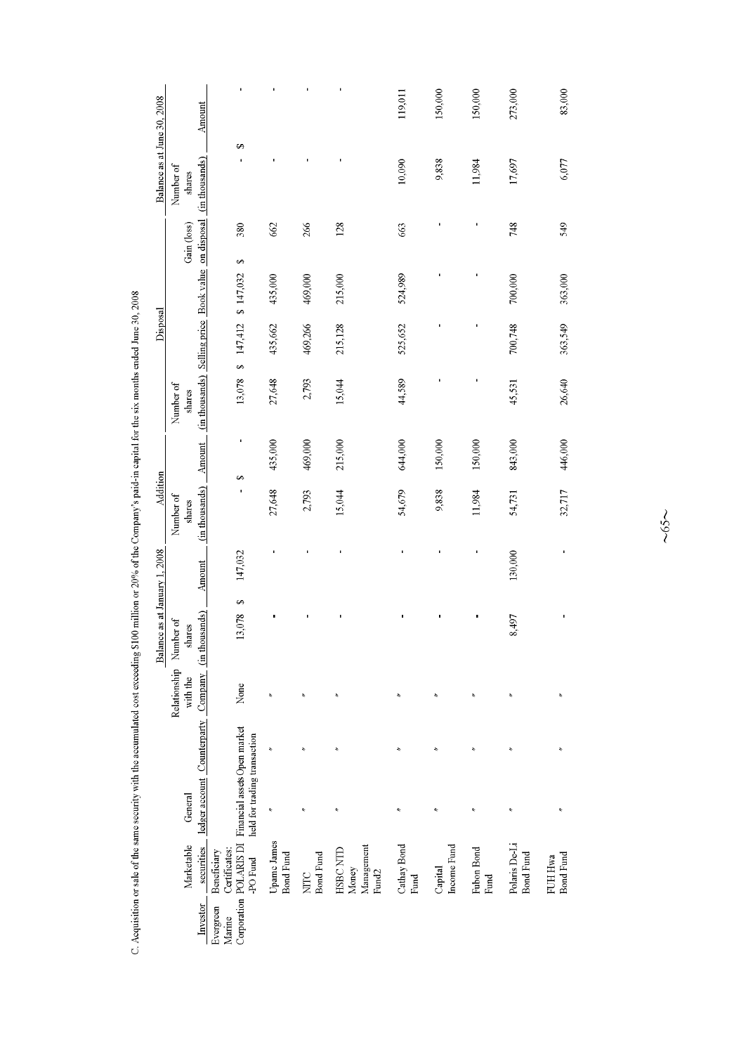C. Acquisition or sale of the same security with the accumulated cost exceeding $100 million or 20% of the Company's paid-in capital for the six months ended June 30, 2008

| Investor | Marketable securities | General ledger account | Counterparty | Relationship with the Company | Balance as at January 1, 2008 | | Addition | | Disposal | | | | Balance as at June 30, 2008 | |
|---|---|---|---|---|---|---|---|---|---|---|---|---|---|---|
| | | | | | Number of shares (in thousands) | Amount | Number of shares (in thousands) | Amount | Number of shares (in thousands) | Selling price | Book value | Gain (loss) on disposal | Number of shares (in thousands) | Amount |
| Evergreen Marine Corporation | Beneficiary Certificates: POLARIS DI-PO Fund | Financial assets held for trading | Open market transaction | None | 13,078 | $ 147,032 | - | $ - | 13,078 | $ 147,412 | $ 147,032 | $ 380 | - | $ - |
| | Upamc James Bond Fund | 〃 | 〃 | 〃 | - | - | 27,648 | 435,000 | 27,648 | 435,662 | 435,000 | 662 | - | - |
| | NITC Bond Fund | 〃 | 〃 | 〃 | - | - | 2,793 | 469,000 | 2,793 | 469,266 | 469,000 | 266 | - | - |
| | HSBC NTD Money Management Fund2 | 〃 | 〃 | 〃 | - | - | 15,044 | 215,000 | 15,044 | 215,128 | 215,000 | 128 | - | - |
| | Cathay Bond Fund | 〃 | 〃 | 〃 | - | - | 54,679 | 644,000 | 44,589 | 525,652 | 524,989 | 663 | 10,090 | 119,011 |
| | Capital Income Fund | 〃 | 〃 | 〃 | - | - | 9,838 | 150,000 | - | - | - | - | 9,838 | 150,000 |
| | Fubon Bond Fund | 〃 | 〃 | 〃 | - | - | 11,984 | 150,000 | - | - | - | - | 11,984 | 150,000 |
| | Polaris De-Li Bond Fund | 〃 | 〃 | 〃 | 8,497 | 130,000 | 54,731 | 843,000 | 45,531 | 700,748 | 700,000 | 748 | 17,697 | 273,000 |
| | FUH Hwa Bond Fund | 〃 | 〃 | 〃 | - | - | 32,717 | 446,000 | 26,640 | 363,549 | 363,000 | 549 | 6,077 | 83,000 |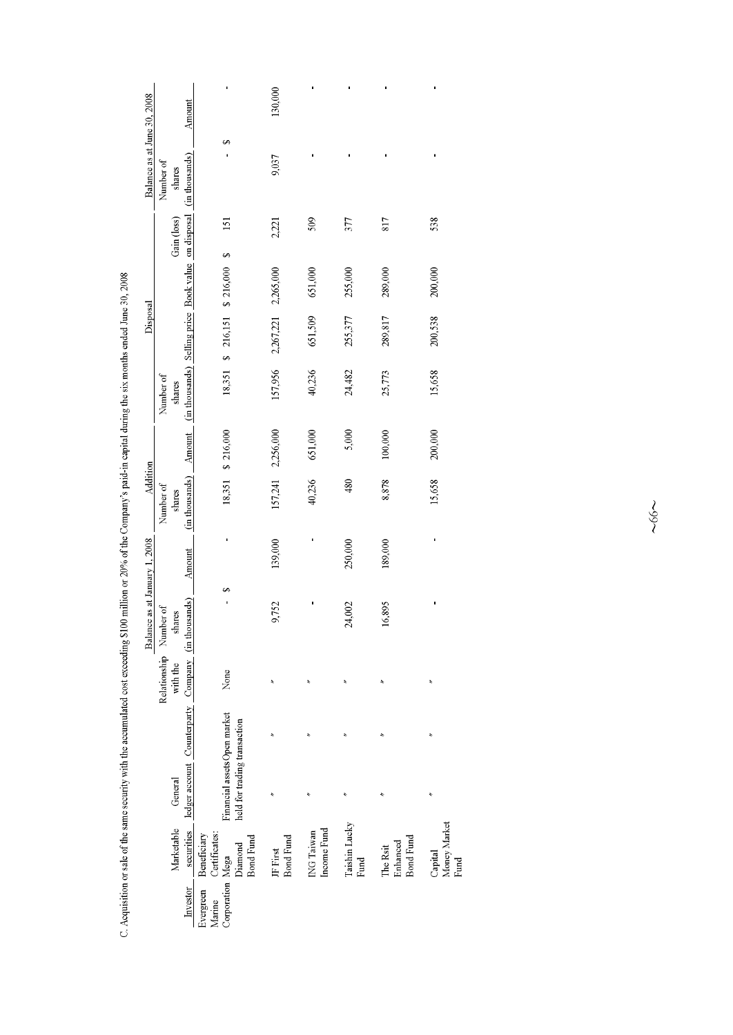C. Acquisition or sale of the same security with the accumulated cost exceeding $100 million or 20% of the Company's paid-in capital during the six months ended June 30, 2008

| Investor | Marketable securities | General ledger account | Counterparty | Relationship with the Company | Balance as at January 1, 2008 | | Addition | | Disposal | | | | Balance as at June 30, 2008 | |
|---|---|---|---|---|---|---|---|---|---|---|---|---|---|---|
| | | | | | Number of shares (in thousands) | Amount | Number of shares (in thousands) | Amount | Number of shares (in thousands) | Selling price | Book value | Gain (loss) on disposal | Number of shares (in thousands) | Amount |
| Evergreen Marine Corporation | Beneficiary Certificates: | | | | | | | | | | | | | |
| | Mega Diamond Bond Fund | Financial assets held for trading | Open market transaction | None | - | $ - | 18,351 | $ 216,000 | 18,351 | $ 216,151 | $ 216,000 | $ 151 | - | $ - |
| | JF First Bond Fund | 〃 | 〃 | 〃 | 9,752 | 139,000 | 157,241 | 2,256,000 | 157,956 | 2,267,221 | 2,265,000 | 2,221 | 9,037 | 130,000 |
| | ING Taiwan Income Fund | 〃 | 〃 | 〃 | - | - | 40,236 | 651,000 | 40,236 | 651,509 | 651,000 | 509 | - | - |
| | Taishin Lucky Fund | 〃 | 〃 | 〃 | 24,002 | 250,000 | 480 | 5,000 | 24,482 | 255,377 | 255,000 | 377 | - | - |
| | The Rsit Enhanced Bond Fund | 〃 | 〃 | 〃 | 16,895 | 189,000 | 8,878 | 100,000 | 25,773 | 289,817 | 289,000 | 817 | - | - |
| | Capital Money Market Fund | 〃 | 〃 | 〃 | - | - | 15,658 | 200,000 | 15,658 | 200,538 | 200,000 | 538 | - | - |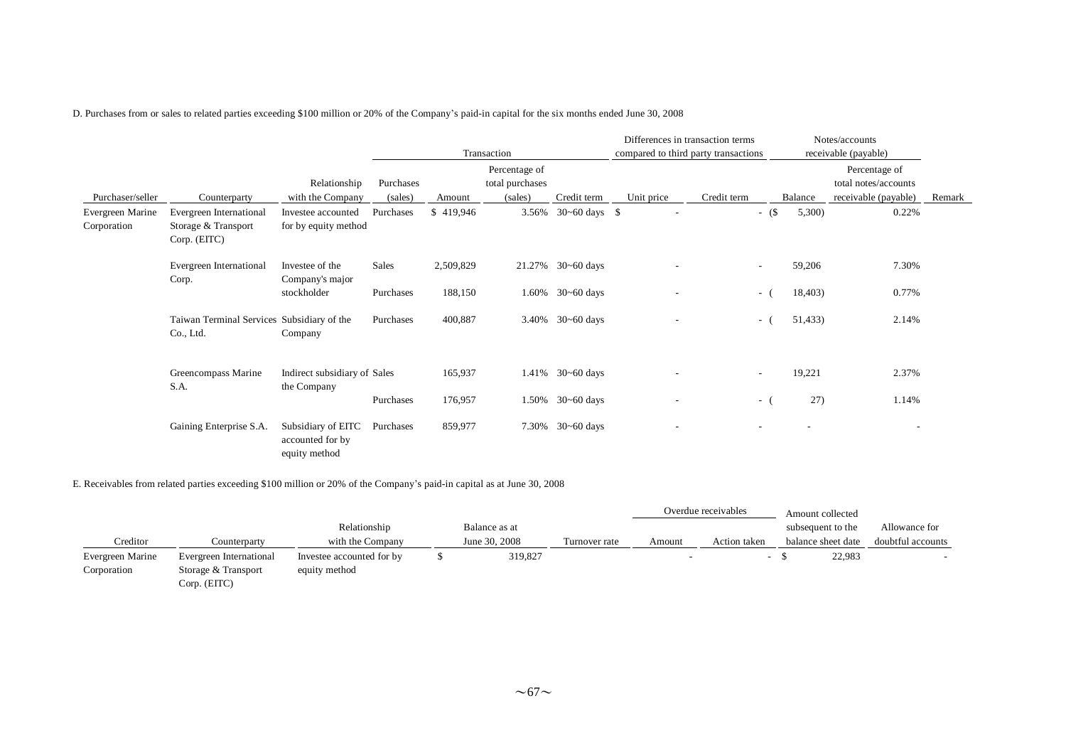D. Purchases from or sales to related parties exceeding $100 million or 20% of the Company's paid-in capital for the six months ended June 30, 2008

| | | | Transaction | | | | Differences in transaction terms compared to third party transactions | | Notes/accounts receivable (payable) | | |
|---|---|---|---|---|---|---|---|---|---|---|---|
| Purchaser/seller | Counterparty | Relationship with the Company | Purchases (sales) | Amount | Percentage of total purchases (sales) | Credit term | Unit price | Credit term | Balance | Percentage of total notes/accounts receivable (payable) | Remark |
| Evergreen Marine Corporation | Evergreen International Storage & Transport Corp. (EITC) | Investee accounted for by equity method | Purchases | $ 419,946 | 3.56% | 30~60 days | $ - | - | ($ 5,300) | 0.22% | |
| | Evergreen International Corp. | Investee of the Company's major stockholder | Sales | 2,509,829 | 21.27% | 30~60 days | - | - | 59,206 | 7.30% | |
| | | | Purchases | 188,150 | 1.60% | 30~60 days | - | - | ( 18,403) | 0.77% | |
| | Taiwan Terminal Services Co., Ltd. | Subsidiary of the Company | Purchases | 400,887 | 3.40% | 30~60 days | - | - | ( 51,433) | 2.14% | |
| | Greencompass Marine S.A. | Indirect subsidiary of the Company | Sales | 165,937 | 1.41% | 30~60 days | - | - | 19,221 | 2.37% | |
| | | | Purchases | 176,957 | 1.50% | 30~60 days | - | - | ( 27) | 1.14% | |
| | Gaining Enterprise S.A. | Subsidiary of EITC accounted for by equity method | Purchases | 859,977 | 7.30% | 30~60 days | - | - | - | - | |

E. Receivables from related parties exceeding $100 million or 20% of the Company's paid-in capital as at June 30, 2008

| | | | | | Overdue receivables | | | |
|---|---|---|---|---|---|---|---|---|
| Creditor | Counterparty | Relationship with the Company | Balance as at June 30, 2008 | Turnover rate | Amount | Action taken | Amount collected subsequent to the balance sheet date | Allowance for doubtful accounts |
| Evergreen Marine Corporation | Evergreen International Storage & Transport Corp. (EITC) | Investee accounted for by equity method | $ 319,827 | | - | - | $ 22,983 | - |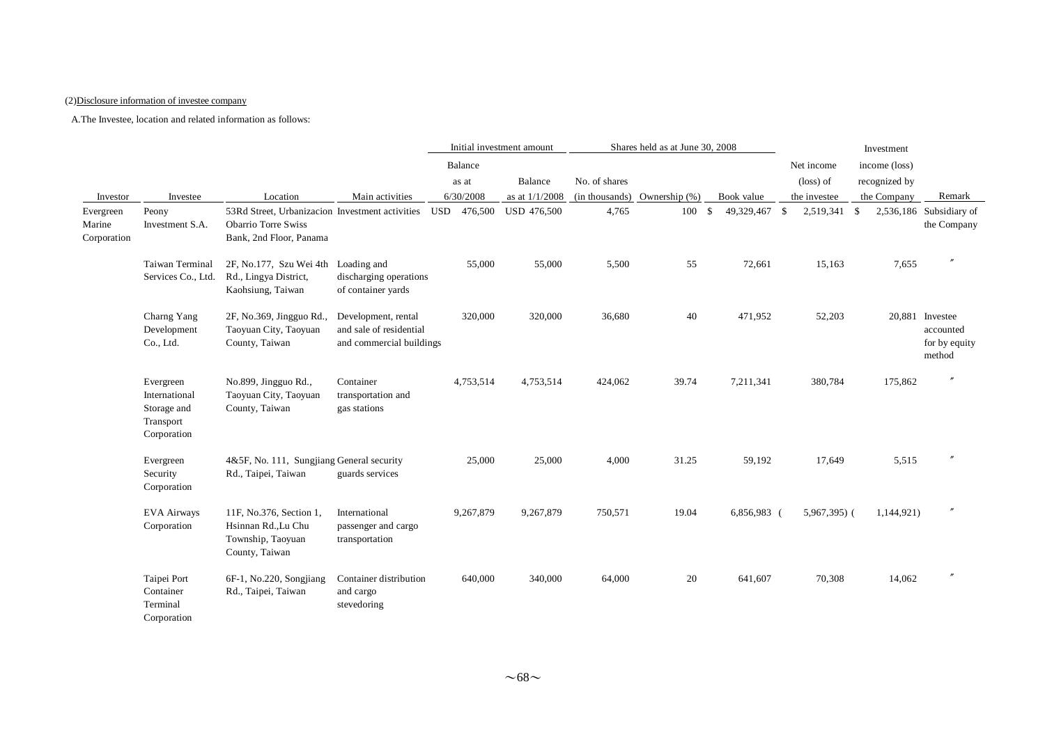(2) Disclosure information of investee company

A. The Investee, location and related information as follows:

| Investor | Investee | Location | Main activities | Initial investment amount | | Shares held as at June 30, 2008 | | | Net income (loss) of the investee | Investment income (loss) recognized by the Company | Remark |
|---|---|---|---|---|---|---|---|---|---|---|---|
| | | | | Balance as at 6/30/2008 | Balance as at 1/1/2008 | No. of shares (in thousands) | Ownership (%) | Book value | | | |
| Evergreen Marine Corporation | Peony Investment S.A. | 53Rd Street, Urbanizacion Obarrio Torre Swiss Bank, 2nd Floor, Panama | Investment activities | USD 476,500 | USD 476,500 | 4,765 | 100 | $ 49,329,467 | $ 2,519,341 | $ 2,536,186 | Subsidiary of the Company |
| | Taiwan Terminal Services Co., Ltd. | 2F, No.177, Szu Wei 4th Rd., Lingya District, Kaohsiung, Taiwan | Loading and discharging operations of container yards | 55,000 | 55,000 | 5,500 | 55 | 72,661 | 15,163 | 7,655 | 〃 |
| | Charng Yang Development Co., Ltd. | 2F, No.369, Jingguo Rd., Taoyuan City, Taoyuan County, Taiwan | Development, rental and sale of residential and commercial buildings | 320,000 | 320,000 | 36,680 | 40 | 471,952 | 52,203 | 20,881 | Investee accounted for by equity method |
| | Evergreen International Storage and Transport Corporation | No.899, Jingguo Rd., Taoyuan City, Taoyuan County, Taiwan | Container transportation and gas stations | 4,753,514 | 4,753,514 | 424,062 | 39.74 | 7,211,341 | 380,784 | 175,862 | 〃 |
| | Evergreen Security Corporation | 4&5F, No. 111, Sungjiang Rd., Taipei, Taiwan | General security guards services | 25,000 | 25,000 | 4,000 | 31.25 | 59,192 | 17,649 | 5,515 | 〃 |
| | EVA Airways Corporation | 11F, No.376, Section 1, Hsinnan Rd.,Lu Chu Township, Taoyuan County, Taiwan | International passenger and cargo transportation | 9,267,879 | 9,267,879 | 750,571 | 19.04 | 6,856,983 | ( 5,967,395) | ( 1,144,921) | 〃 |
| | Taipei Port Container Terminal Corporation | 6F-1, No.220, Songjiang Rd., Taipei, Taiwan | Container distribution and cargo stevedoring | 640,000 | 340,000 | 64,000 | 20 | 641,607 | 70,308 | 14,062 | 〃 |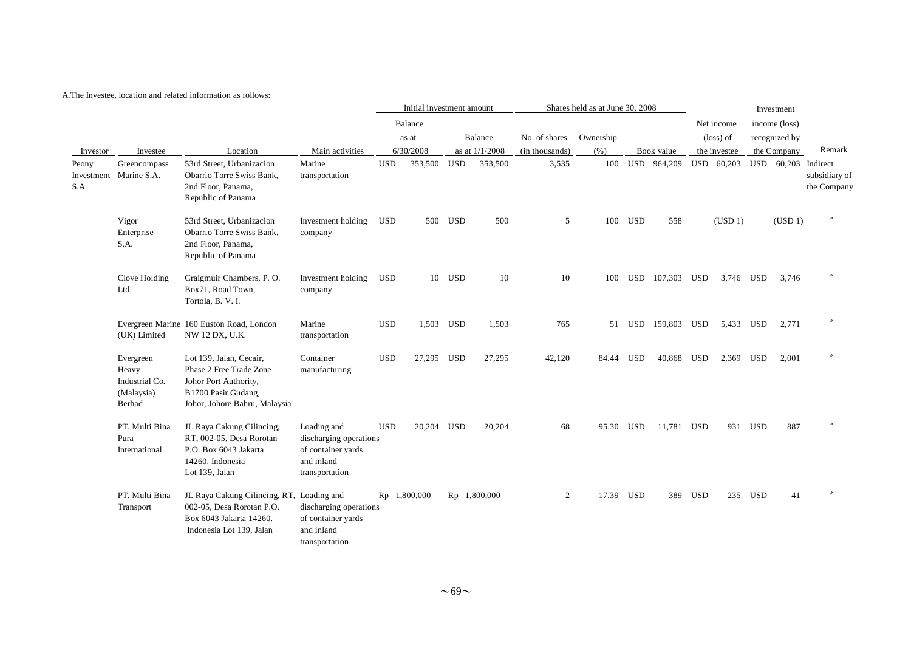A.The Investee, location and related information as follows:

| Investor | Investee | Location | Main activities | Initial investment amount | | Shares held as at June 30, 2008 | | | Net income (loss) of the investee | Investment income (loss) recognized by the Company | Remark |
|---|---|---|---|---|---|---|---|---|---|---|---|
| | | | | Balance as at 6/30/2008 | Balance as at 1/1/2008 | No. of shares (in thousands) | Ownership (%) | Book value | | | |
| Peony Investment S.A. | Greencompass Marine S.A. | 53rd Street, Urbanizacion Obarrio Torre Swiss Bank, 2nd Floor, Panama, Republic of Panama | Marine transportation | USD 353,500 | USD 353,500 | 3,535 | 100 | USD 964,209 | USD 60,203 | USD 60,203 | Indirect subsidiary of the Company |
| | Vigor Enterprise S.A. | 53rd Street, Urbanizacion Obarrio Torre Swiss Bank, 2nd Floor, Panama, Republic of Panama | Investment holding company | USD 500 | USD 500 | 5 | 100 | USD 558 | (USD 1) | (USD 1) | 〃 |
| | Clove Holding Ltd. | Craigmuir Chambers, P. O. Box71, Road Town, Tortola, B. V. I. | Investment holding company | USD 10 | USD 10 | 10 | 100 | USD 107,303 | USD 3,746 | USD 3,746 | 〃 |
| | Evergreen Marine (UK) Limited | 160 Euston Road, London NW 12 DX, U.K. | Marine transportation | USD 1,503 | USD 1,503 | 765 | 51 | USD 159,803 | USD 5,433 | USD 2,771 | 〃 |
| | Evergreen Heavy Industrial Co. (Malaysia) Berhad | Lot 139, Jalan, Cecair, Phase 2 Free Trade Zone Johor Port Authority, B1700 Pasir Gudang, Johor, Johore Bahru, Malaysia | Container manufacturing | USD 27,295 | USD 27,295 | 42,120 | 84.44 | USD 40,868 | USD 2,369 | USD 2,001 | 〃 |
| | PT. Multi Bina Pura International | JL Raya Cakung Cilincing, RT, 002-05, Desa Rorotan P.O. Box 6043 Jakarta 14260. Indonesia Lot 139, Jalan | Loading and discharging operations of container yards and inland transportation | USD 20,204 | USD 20,204 | 68 | 95.30 | USD 11,781 | USD 931 | USD 887 | 〃 |
| | PT. Multi Bina Transport | JL Raya Cakung Cilincing, RT, 002-05, Desa Rorotan P.O. Box 6043 Jakarta 14260. Indonesia Lot 139, Jalan | Loading and discharging operations of container yards and inland transportation | Rp 1,800,000 | Rp 1,800,000 | 2 | 17.39 | USD 389 | USD 235 | USD 41 | 〃 |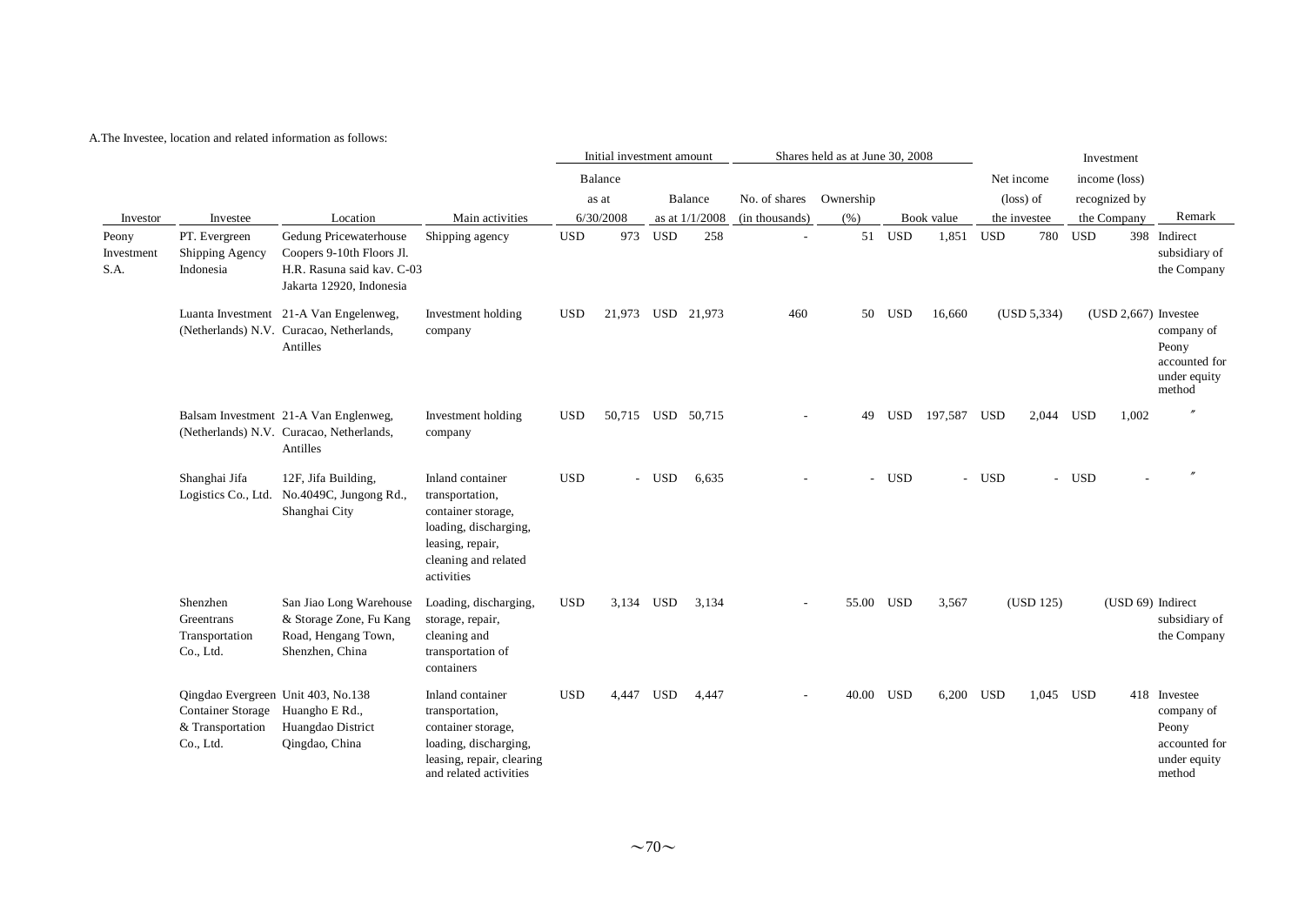A.The Investee, location and related information as follows:

| Investor | Investee | Location | Main activities | Initial investment amount | | Shares held as at June 30, 2008 | | | Net income (loss) of the investee | Investment income (loss) recognized by the Company | Remark |
|---|---|---|---|---|---|---|---|---|---|---|---|
| | | | | Balance as at 6/30/2008 | Balance as at 1/1/2008 | No. of shares (in thousands) | Ownership (%) | Book value | | | |
| Peony Investment S.A. | PT. Evergreen Shipping Agency Indonesia | Gedung Pricewaterhouse Coopers 9-10th Floors Jl. H.R. Rasuna said kav. C-03 Jakarta 12920, Indonesia | Shipping agency | USD 973 | USD 258 | - | 51 | USD 1,851 | USD 780 | USD 398 | Indirect subsidiary of the Company |
| | Luanta Investment (Netherlands) N.V. | 21-A Van Engelenweg, Curacao, Netherlands, Antilles | Investment holding company | USD 21,973 | USD 21,973 | 460 | 50 | USD 16,660 | (USD 5,334) | (USD 2,667) | Investee company of Peony accounted for under equity method |
| | Balsam Investment (Netherlands) N.V. | 21-A Van Englenweg, Curacao, Netherlands, Antilles | Investment holding company | USD 50,715 | USD 50,715 | - | 49 | USD 197,587 | USD 2,044 | USD 1,002 | 〃 |
| | Shanghai Jifa Logistics Co., Ltd. | 12F, Jifa Building, No.4049C, Jungong Rd., Shanghai City | Inland container transportation, container storage, loading, discharging, leasing, repair, cleaning and related activities | USD - | USD 6,635 | - | - | USD - | USD - | USD - | 〃 |
| | Shenzhen Greentrans Transportation Co., Ltd. | San Jiao Long Warehouse & Storage Zone, Fu Kang Road, Hengang Town, Shenzhen, China | Loading, discharging, storage, repair, cleaning and transportation of containers | USD 3,134 | USD 3,134 | - | 55.00 | USD 3,567 | (USD 125) | (USD 69) | Indirect subsidiary of the Company |
| | Qingdao Evergreen Container Storage & Transportation Co., Ltd. | Unit 403, No.138 Huangho E Rd., Huangdao District Qingdao, China | Inland container transportation, container storage, loading, discharging, leasing, repair, clearing and related activities | USD 4,447 | USD 4,447 | - | 40.00 | USD 6,200 | USD 1,045 | USD 418 | Investee company of Peony accounted for under equity method |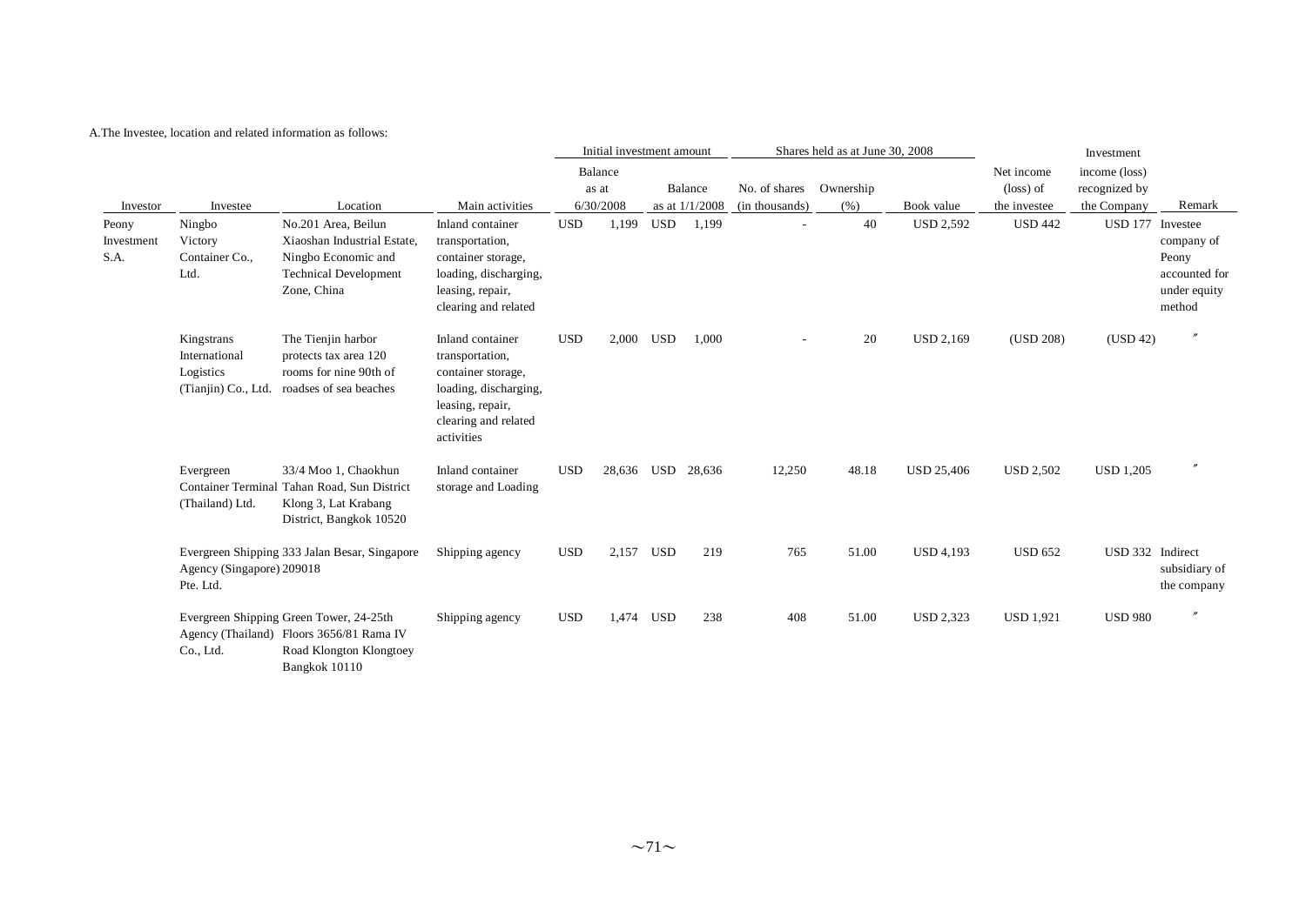A.The Investee, location and related information as follows:

| Investor | Investee | Location | Main activities | Initial investment amount | | Shares held as at June 30, 2008 | | | Net income (loss) of the investee | Investment income (loss) recognized by the Company | Remark |
|---|---|---|---|---|---|---|---|---|---|---|---|
| | | | | Balance as at 6/30/2008 | Balance as at 1/1/2008 | No. of shares (in thousands) | Ownership (%) | Book value | | | |
| Peony Investment S.A. | Ningbo Victory Container Co., Ltd. | No.201 Area, Beilun Xiaoshan Industrial Estate, Ningbo Economic and Technical Development Zone, China | Inland container transportation, container storage, loading, discharging, leasing, repair, clearing and related | USD 1,199 | USD 1,199 | - | 40 | USD 2,592 | USD 442 | USD 177 | Investee company of Peony accounted for under equity method |
| | Kingstrans International Logistics (Tianjin) Co., Ltd. | The Tienjin harbor protects tax area 120 rooms for nine 90th of roadses of sea beaches | Inland container transportation, container storage, loading, discharging, leasing, repair, clearing and related activities | USD 2,000 | USD 1,000 | - | 20 | USD 2,169 | (USD 208) | (USD 42) | 〃 |
| | Evergreen Container Terminal (Thailand) Ltd. | 33/4 Moo 1, Chaokhun Tahan Road, Sun District Klong 3, Lat Krabang District, Bangkok 10520 | Inland container storage and Loading | USD 28,636 | USD 28,636 | 12,250 | 48.18 | USD 25,406 | USD 2,502 | USD 1,205 | 〃 |
| | Evergreen Shipping Agency (Singapore) Pte. Ltd. | 333 Jalan Besar, Singapore 209018 | Shipping agency | USD 2,157 | USD 219 | 765 | 51.00 | USD 4,193 | USD 652 | USD 332 | Indirect subsidiary of the company |
| | Evergreen Shipping Agency (Thailand) Co., Ltd. | Green Tower, 24-25th Floors 3656/81 Rama IV Road Klongton Klongtoey Bangkok 10110 | Shipping agency | USD 1,474 | USD 238 | 408 | 51.00 | USD 2,323 | USD 1,921 | USD 980 | 〃 |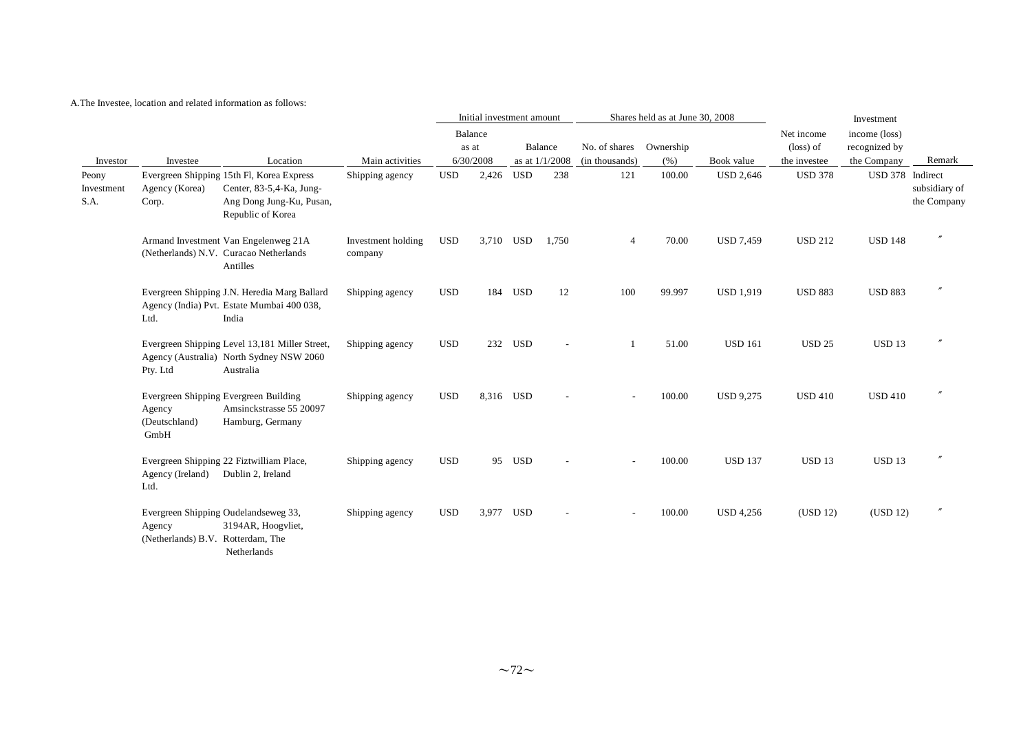A.The Investee, location and related information as follows:

| Investor | Investee | Location | Main activities | Initial investment amount | | Shares held as at June 30, 2008 | | | Net income (loss) of the investee | Investment income (loss) recognized by the Company | Remark |
|---|---|---|---|---|---|---|---|---|---|---|---|
| | | | | Balance as at 6/30/2008 | Balance as at 1/1/2008 | No. of shares (in thousands) | Ownership (%) | Book value | | | |
| Peony Investment S.A. | Evergreen Shipping Agency (Korea) Corp. | 15th Fl, Korea Express Center, 83-5,4-Ka, Jung-Ang Dong Jung-Ku, Pusan, Republic of Korea | Shipping agency | USD 2,426 | USD 238 | 121 | 100.00 | USD 2,646 | USD 378 | USD 378 | Indirect subsidiary of the Company |
| | Armand Investment (Netherlands) N.V. | Van Engelenweg 21A Curacao Netherlands Antilles | Investment holding company | USD 3,710 | USD 1,750 | 4 | 70.00 | USD 7,459 | USD 212 | USD 148 | 〃 |
| | Evergreen Shipping Agency (India) Pvt. Ltd. | J.N. Heredia Marg Ballard Estate Mumbai 400 038, India | Shipping agency | USD 184 | USD 12 | 100 | 99.997 | USD 1,919 | USD 883 | USD 883 | 〃 |
| | Evergreen Shipping Agency (Australia) Pty. Ltd | Level 13,181 Miller Street, North Sydney NSW 2060 Australia | Shipping agency | USD 232 | USD - | 1 | 51.00 | USD 161 | USD 25 | USD 13 | 〃 |
| | Evergreen Shipping Agency (Deutschland) GmbH | Evergreen Building Amsinckstrasse 55 20097 Hamburg, Germany | Shipping agency | USD 8,316 | USD - | - | 100.00 | USD 9,275 | USD 410 | USD 410 | 〃 |
| | Evergreen Shipping Agency (Ireland) Ltd. | 22 Fiztwilliam Place, Dublin 2, Ireland | Shipping agency | USD 95 | USD - | - | 100.00 | USD 137 | USD 13 | USD 13 | 〃 |
| | Evergreen Shipping Agency (Netherlands) B.V. | Oudelandseweg 33, 3194AR, Hoogvliet, Rotterdam, The Netherlands | Shipping agency | USD 3,977 | USD - | - | 100.00 | USD 4,256 | (USD 12) | (USD 12) | 〃 |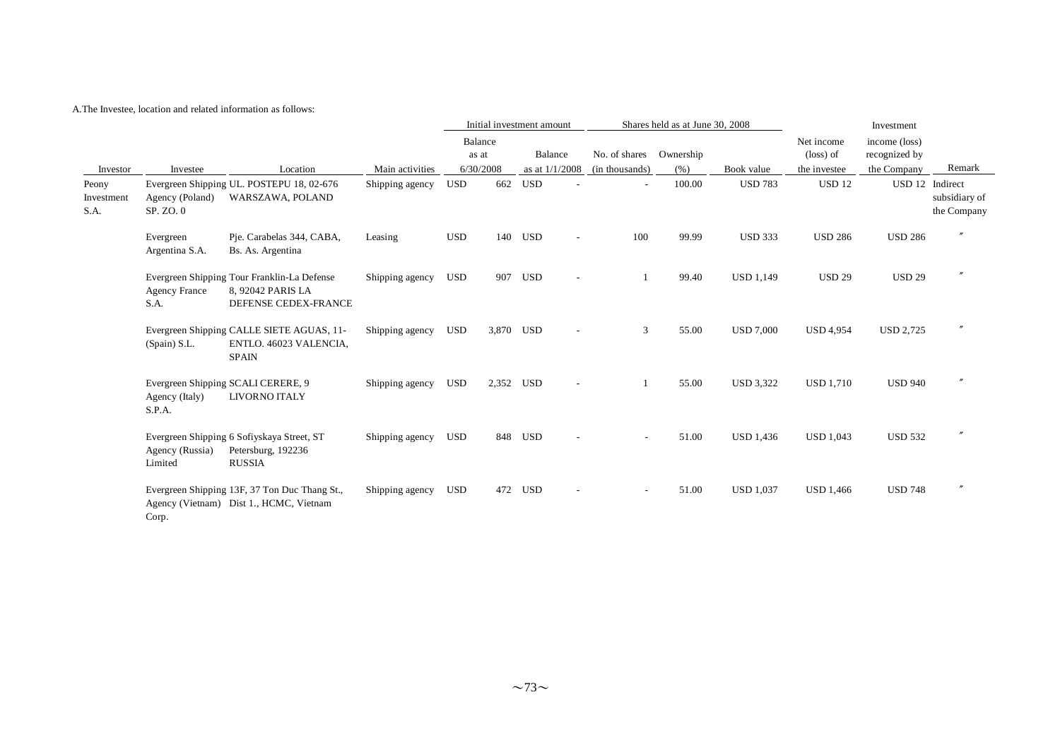A.The Investee, location and related information as follows:

| Investor | Investee | Location | Main activities | Initial investment amount | | Shares held as at June 30, 2008 | | | Net income (loss) of the investee | Investment income (loss) recognized by the Company | Remark |
|---|---|---|---|---|---|---|---|---|---|---|---|
| | | | | Balance as at 6/30/2008 | Balance as at 1/1/2008 | No. of shares (in thousands) | Ownership (%) | Book value | | | |
| Peony Investment S.A. | Evergreen Shipping Agency (Poland) SP. ZO. 0 | UL. POSTEPU 18, 02-676 WARSZAWA, POLAND | Shipping agency | USD 662 | USD - | - | 100.00 | USD 783 | USD 12 | USD 12 | Indirect subsidiary of the Company |
| | Evergreen Argentina S.A. | Pje. Carabelas 344, CABA, Bs. As. Argentina | Leasing | USD 140 | USD - | 100 | 99.99 | USD 333 | USD 286 | USD 286 | 〃 |
| | Evergreen Shipping Agency France S.A. | Tour Franklin-La Defense 8, 92042 PARIS LA DEFENSE CEDEX-FRANCE | Shipping agency | USD 907 | USD - | 1 | 99.40 | USD 1,149 | USD 29 | USD 29 | 〃 |
| | Evergreen Shipping (Spain) S.L. | CALLE SIETE AGUAS, 11-ENTLO. 46023 VALENCIA, SPAIN | Shipping agency | USD 3,870 | USD - | 3 | 55.00 | USD 7,000 | USD 4,954 | USD 2,725 | 〃 |
| | Evergreen Shipping Agency (Italy) S.P.A. | SCALI CERERE, 9 LIVORNO ITALY | Shipping agency | USD 2,352 | USD - | 1 | 55.00 | USD 3,322 | USD 1,710 | USD 940 | 〃 |
| | Evergreen Shipping Agency (Russia) Limited | 6 Sofiyskaya Street, ST Petersburg, 192236 RUSSIA | Shipping agency | USD 848 | USD - | - | 51.00 | USD 1,436 | USD 1,043 | USD 532 | 〃 |
| | Evergreen Shipping Agency (Vietnam) Corp. | 13F, 37 Ton Duc Thang St., Dist 1., HCMC, Vietnam | Shipping agency | USD 472 | USD - | - | 51.00 | USD 1,037 | USD 1,466 | USD 748 | 〃 |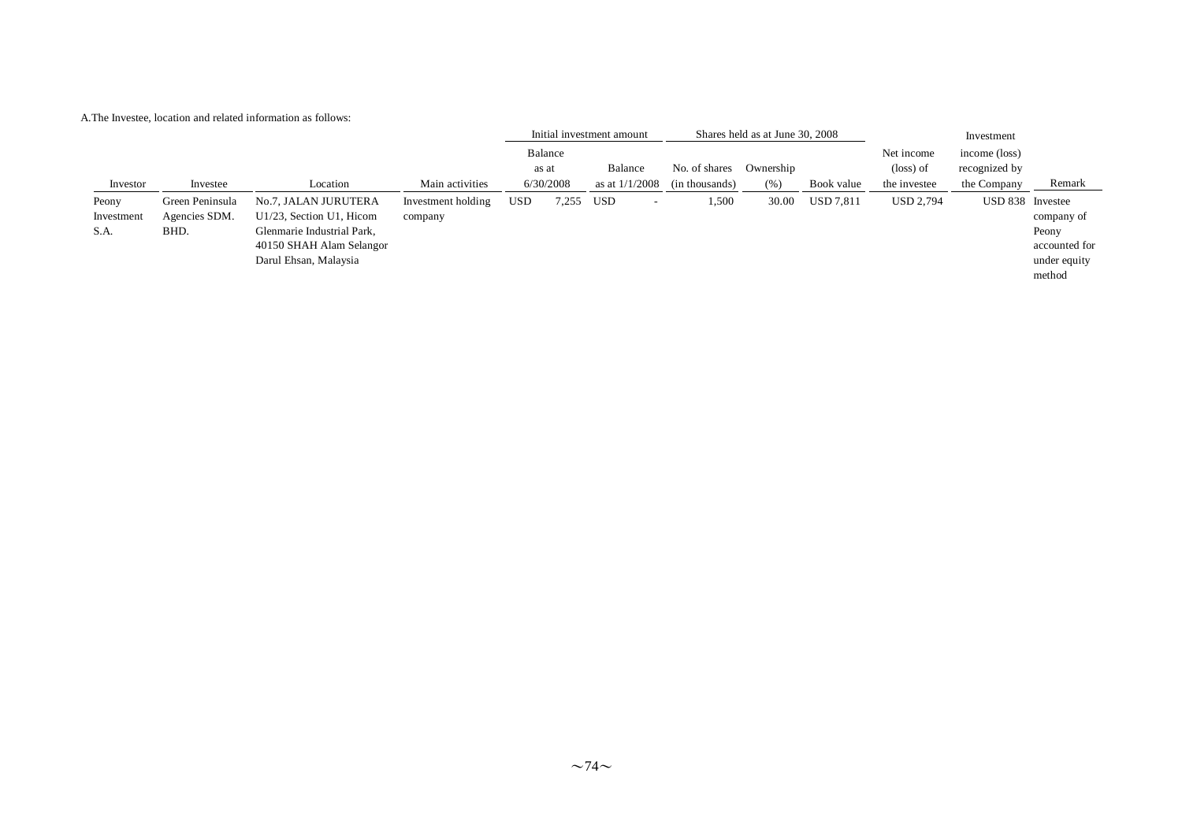A.The Investee, location and related information as follows:

| Investor | Investee | Location | Main activities | Initial investment amount | | Shares held as at June 30, 2008 | | | Net income (loss) of the investee | Investment income (loss) recognized by the Company | Remark |
|---|---|---|---|---|---|---|---|---|---|---|---|
| | | | | Balance as at 6/30/2008 | Balance as at 1/1/2008 | No. of shares (in thousands) | Ownership (%) | Book value | | | |
| Peony Investment S.A. | Green Peninsula Agencies SDM. BHD. | No.7, JALAN JURUTERA U1/23, Section U1, Hicom Glenmarie Industrial Park, 40150 SHAH Alam Selangor Darul Ehsan, Malaysia | Investment holding company | USD 7,255 | USD - | 1,500 | 30.00 | USD 7,811 | USD 2,794 | USD 838 | Investee company of Peony accounted for under equity method |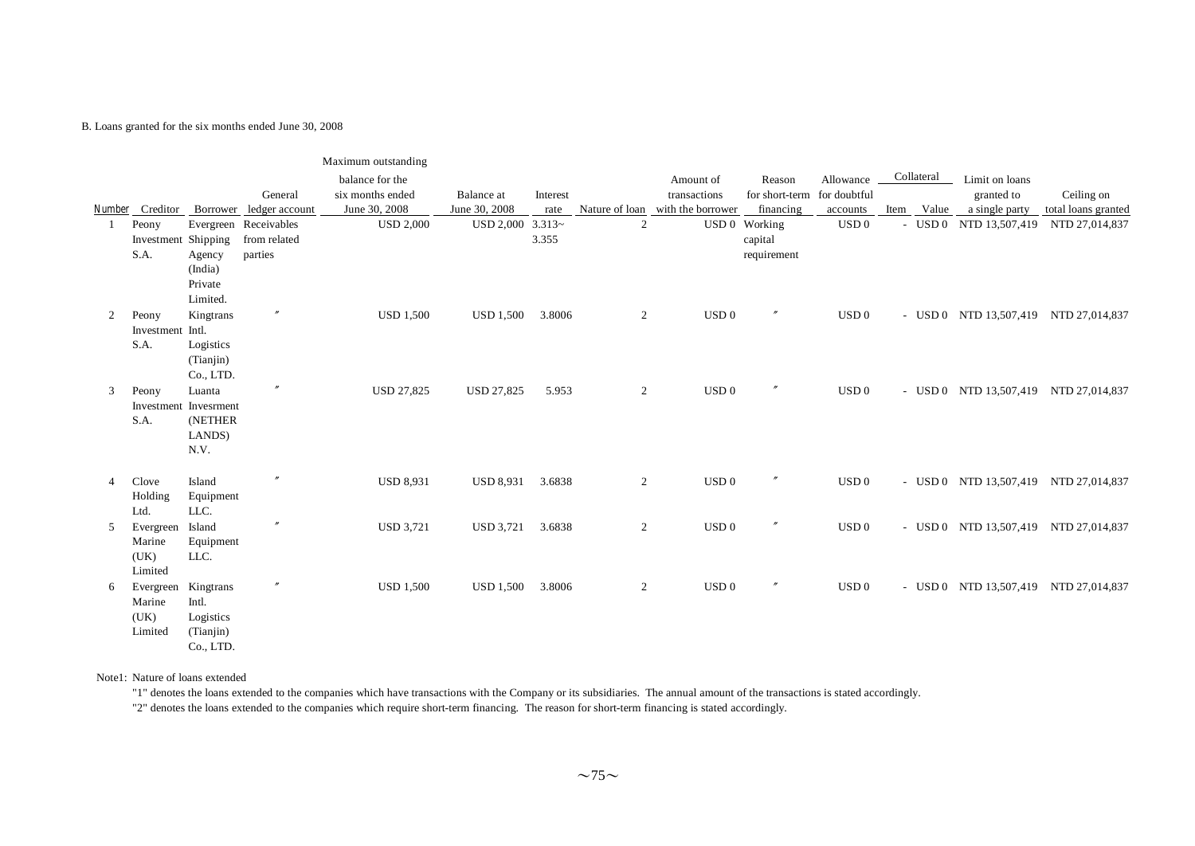B. Loans granted for the six months ended June 30, 2008

| Number | Creditor | Borrower | General ledger account | Maximum outstanding balance for the six months ended June 30, 2008 | Balance at June 30, 2008 | Interest rate | Nature of loan | Amount of transactions with the borrower | Reason for short-term financing | Allowance for doubtful accounts | Collateral | | Limit on loans granted to a single party | Ceiling on total loans granted |
|---|---|---|---|---|---|---|---|---|---|---|---|---|---|---|
| | | | | | | | | | | | Item | Value | | |
| 1 | Peony Investment S.A. | Evergreen Shipping Agency (India) Private Limited. | Receivables from related parties | USD 2,000 | USD 2,000 | 3.313~ 3.355 | 2 | USD 0 | Working capital requirement | USD 0 | - | USD 0 | NTD 13,507,419 | NTD 27,014,837 |
| 2 | Peony Investment S.A. | Kingtrans Intl. Logistics (Tianjin) Co., LTD. | 〃 | USD 1,500 | USD 1,500 | 3.8006 | 2 | USD 0 | 〃 | USD 0 | - | USD 0 | NTD 13,507,419 | NTD 27,014,837 |
| 3 | Peony Investment S.A. | Luanta Invesrment (NETHER LANDS) N.V. | 〃 | USD 27,825 | USD 27,825 | 5.953 | 2 | USD 0 | 〃 | USD 0 | - | USD 0 | NTD 13,507,419 | NTD 27,014,837 |
| 4 | Clove Holding Ltd. | Island Equipment LLC. | 〃 | USD 8,931 | USD 8,931 | 3.6838 | 2 | USD 0 | 〃 | USD 0 | - | USD 0 | NTD 13,507,419 | NTD 27,014,837 |
| 5 | Evergreen Marine (UK) Limited | Island Equipment LLC. | 〃 | USD 3,721 | USD 3,721 | 3.6838 | 2 | USD 0 | 〃 | USD 0 | - | USD 0 | NTD 13,507,419 | NTD 27,014,837 |
| 6 | Evergreen Marine (UK) Limited | Kingtrans Intl. Logistics (Tianjin) Co., LTD. | 〃 | USD 1,500 | USD 1,500 | 3.8006 | 2 | USD 0 | 〃 | USD 0 | - | USD 0 | NTD 13,507,419 | NTD 27,014,837 |

Note1: Nature of loans extended

"1" denotes the loans extended to the companies which have transactions with the Company or its subsidiaries. The annual amount of the transactions is stated accordingly.

"2" denotes the loans extended to the companies which require short-term financing. The reason for short-term financing is stated accordingly.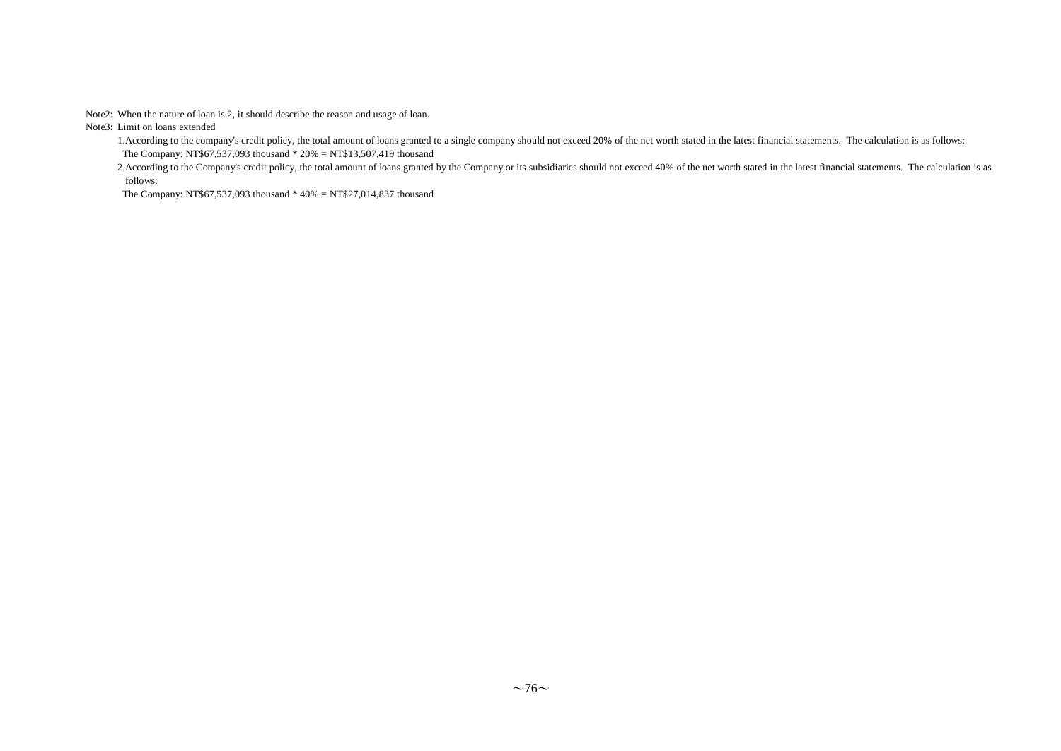Note2: When the nature of loan is 2, it should describe the reason and usage of loan.

Note3: Limit on loans extended

1.According to the company's credit policy, the total amount of loans granted to a single company should not exceed 20% of the net worth stated in the latest financial statements. The calculation is as follows:
The Company: NT$67,537,093 thousand * 20% = NT$13,507,419 thousand

2.According to the Company's credit policy, the total amount of loans granted by the Company or its subsidiaries should not exceed 40% of the net worth stated in the latest financial statements. The calculation is as follows:
The Company: NT$67,537,093 thousand * 40% = NT$27,014,837 thousand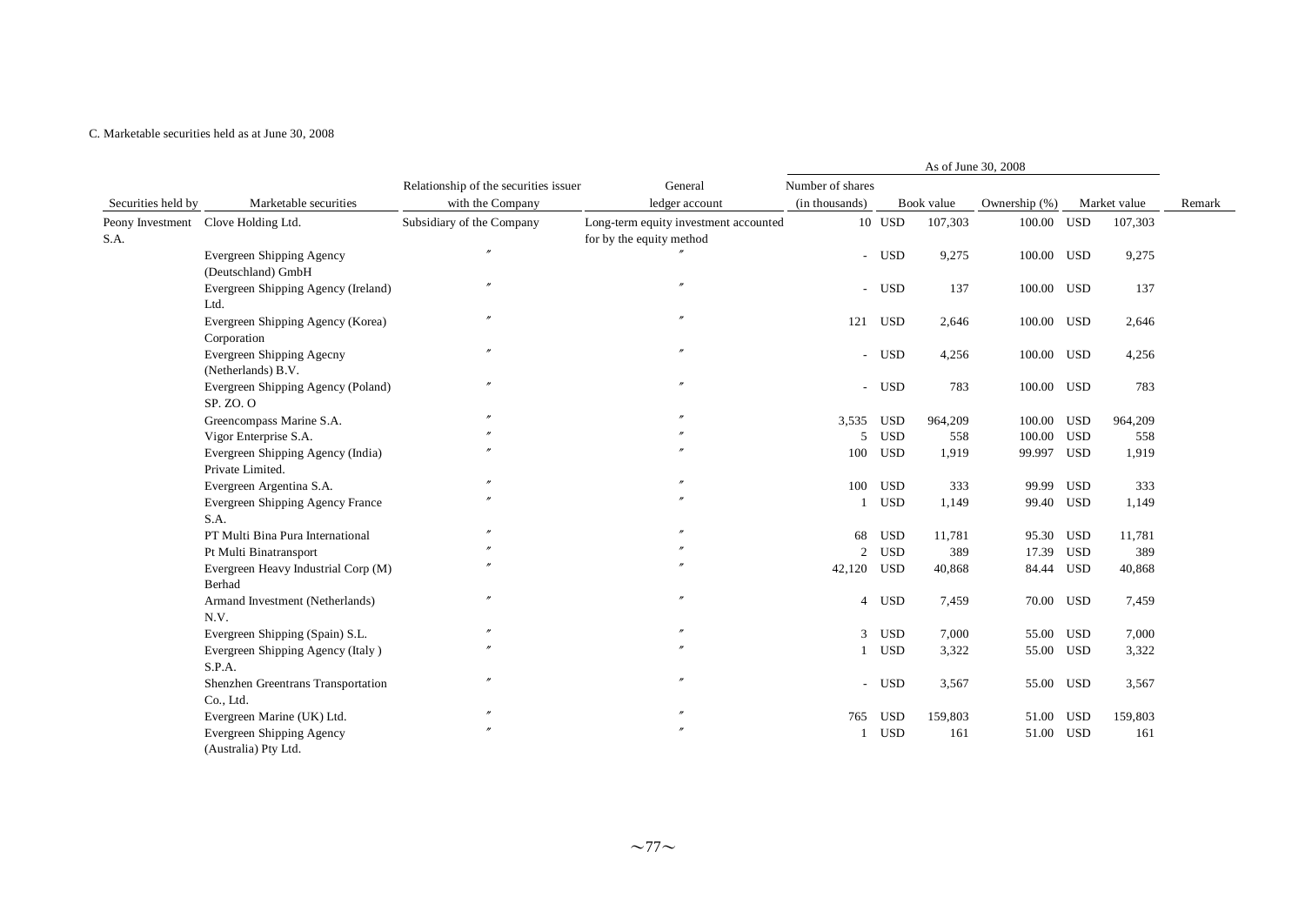C. Marketable securities held as at June 30, 2008

| Securities held by | Marketable securities | Relationship of the securities issuer with the Company | General ledger account | As of June 30, 2008 | | | | | | | Remark |
|---|---|---|---|---|---|---|---|---|---|---|---|
| | | | | Number of shares (in thousands) | | Book value | Ownership (%) | | Market value | | |
| Peony Investment S.A. | Clove Holding Ltd. | Subsidiary of the Company | Long-term equity investment accounted for by the equity method | 10 | USD | 107,303 | 100.00 | USD | 107,303 | | |
| | Evergreen Shipping Agency (Deutschland) GmbH | 〃 | 〃 | - | USD | 9,275 | 100.00 | USD | 9,275 | | |
| | Evergreen Shipping Agency (Ireland) Ltd. | 〃 | 〃 | - | USD | 137 | 100.00 | USD | 137 | | |
| | Evergreen Shipping Agency (Korea) Corporation | 〃 | 〃 | 121 | USD | 2,646 | 100.00 | USD | 2,646 | | |
| | Evergreen Shipping Agecny (Netherlands) B.V. | 〃 | 〃 | - | USD | 4,256 | 100.00 | USD | 4,256 | | |
| | Evergreen Shipping Agency (Poland) SP. ZO. O | 〃 | 〃 | - | USD | 783 | 100.00 | USD | 783 | | |
| | Greencompass Marine S.A. | 〃 | 〃 | 3,535 | USD | 964,209 | 100.00 | USD | 964,209 | | |
| | Vigor Enterprise S.A. | 〃 | 〃 | 5 | USD | 558 | 100.00 | USD | 558 | | |
| | Evergreen Shipping Agency (India) Private Limited. | 〃 | 〃 | 100 | USD | 1,919 | 99.997 | USD | 1,919 | | |
| | Evergreen Argentina S.A. | 〃 | 〃 | 100 | USD | 333 | 99.99 | USD | 333 | | |
| | Evergreen Shipping Agency France S.A. | 〃 | 〃 | 1 | USD | 1,149 | 99.40 | USD | 1,149 | | |
| | PT Multi Bina Pura International | 〃 | 〃 | 68 | USD | 11,781 | 95.30 | USD | 11,781 | | |
| | Pt Multi Binatransport | 〃 | 〃 | 2 | USD | 389 | 17.39 | USD | 389 | | |
| | Evergreen Heavy Industrial Corp (M) Berhad | 〃 | 〃 | 42,120 | USD | 40,868 | 84.44 | USD | 40,868 | | |
| | Armand Investment (Netherlands) N.V. | 〃 | 〃 | 4 | USD | 7,459 | 70.00 | USD | 7,459 | | |
| | Evergreen Shipping (Spain) S.L. | 〃 | 〃 | 3 | USD | 7,000 | 55.00 | USD | 7,000 | | |
| | Evergreen Shipping Agency (Italy ) S.P.A. | 〃 | 〃 | 1 | USD | 3,322 | 55.00 | USD | 3,322 | | |
| | Shenzhen Greentrans Transportation Co., Ltd. | 〃 | 〃 | - | USD | 3,567 | 55.00 | USD | 3,567 | | |
| | Evergreen Marine (UK) Ltd. | 〃 | 〃 | 765 | USD | 159,803 | 51.00 | USD | 159,803 | | |
| | Evergreen Shipping Agency (Australia) Pty Ltd. | 〃 | 〃 | 1 | USD | 161 | 51.00 | USD | 161 | | |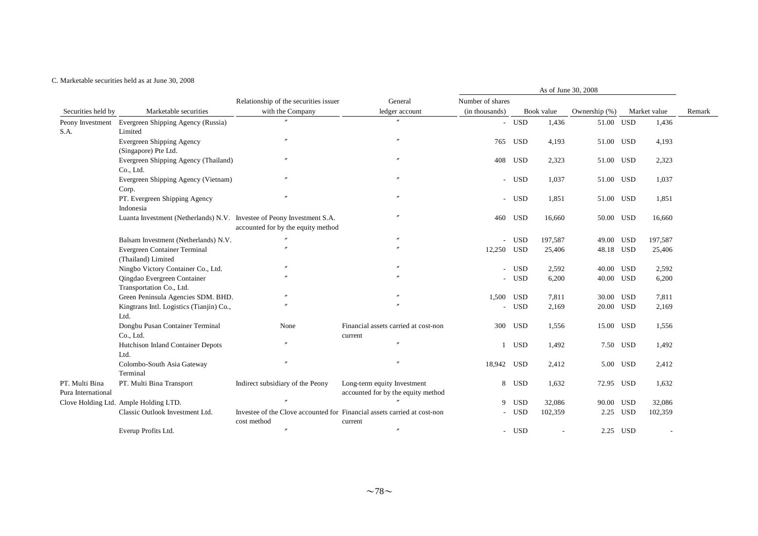C. Marketable securities held as at June 30, 2008

| Securities held by | Marketable securities | Relationship of the securities issuer with the Company | General ledger account | As of June 30, 2008 | | | | | | | Remark |
|---|---|---|---|---|---|---|---|---|---|---|---|
| | | | | Number of shares (in thousands) | Book value | | Ownership (%) | Market value | | | |
| Peony Investment S.A. | Evergreen Shipping Agency (Russia) Limited | 〃 | 〃 | - | USD | 1,436 | 51.00 | USD | 1,436 | | |
| | Evergreen Shipping Agency (Singapore) Pte Ltd. | 〃 | 〃 | 765 | USD | 4,193 | 51.00 | USD | 4,193 | | |
| | Evergreen Shipping Agency (Thailand) Co., Ltd. | 〃 | 〃 | 408 | USD | 2,323 | 51.00 | USD | 2,323 | | |
| | Evergreen Shipping Agency (Vietnam) Corp. | 〃 | 〃 | - | USD | 1,037 | 51.00 | USD | 1,037 | | |
| | PT. Evergreen Shipping Agency Indonesia | 〃 | 〃 | - | USD | 1,851 | 51.00 | USD | 1,851 | | |
| | Luanta Investment (Netherlands) N.V. | Investee of Peony Investment S.A. accounted for by the equity method | 〃 | 460 | USD | 16,660 | 50.00 | USD | 16,660 | | |
| | Balsam Investment (Netherlands) N.V. | 〃 | 〃 | - | USD | 197,587 | 49.00 | USD | 197,587 | | |
| | Evergreen Container Terminal (Thailand) Limited | 〃 | 〃 | 12,250 | USD | 25,406 | 48.18 | USD | 25,406 | | |
| | Ningbo Victory Container Co., Ltd. | 〃 | 〃 | - | USD | 2,592 | 40.00 | USD | 2,592 | | |
| | Qingdao Evergreen Container Transportation Co., Ltd. | 〃 | 〃 | - | USD | 6,200 | 40.00 | USD | 6,200 | | |
| | Green Peninsula Agencies SDM. BHD. | 〃 | 〃 | 1,500 | USD | 7,811 | 30.00 | USD | 7,811 | | |
| | Kingtrans Intl. Logistics (Tianjin) Co., Ltd. | 〃 | 〃 | - | USD | 2,169 | 20.00 | USD | 2,169 | | |
| | Dongbu Pusan Container Terminal Co., Ltd. | None | Financial assets carried at cost-non current | 300 | USD | 1,556 | 15.00 | USD | 1,556 | | |
| | Hutchison Inland Container Depots Ltd. | 〃 | 〃 | 1 | USD | 1,492 | 7.50 | USD | 1,492 | | |
| | Colombo-South Asia Gateway Terminal | 〃 | 〃 | 18,942 | USD | 2,412 | 5.00 | USD | 2,412 | | |
| PT. Multi Bina Pura International | PT. Multi Bina Transport | Indirect subsidiary of the Peony | Long-term equity Investment accounted for by the equity method | 8 | USD | 1,632 | 72.95 | USD | 1,632 | | |
| Clove Holding Ltd. | Ample Holding LTD. | 〃 | 〃 | 9 | USD | 32,086 | 90.00 | USD | 32,086 | | |
| | Classic Outlook Investment Ltd. | Investee of the Clove accounted for cost method | Financial assets carried at cost-non current | - | USD | 102,359 | 2.25 | USD | 102,359 | | |
| | Everup Profits Ltd. | 〃 | 〃 | - | USD | - | 2.25 | USD | - | | |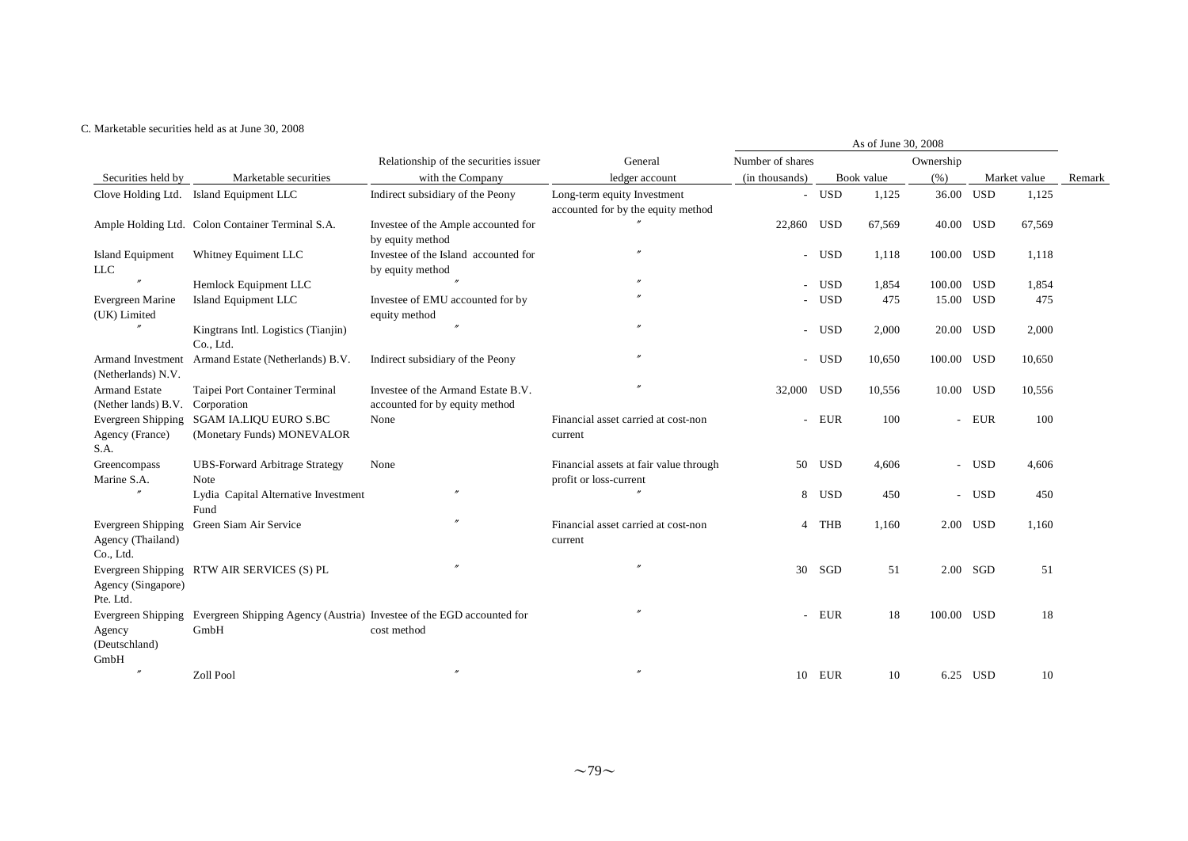C. Marketable securities held as at June 30, 2008

| Securities held by | Marketable securities | Relationship of the securities issuer with the Company | General ledger account | As of June 30, 2008 | | | | | | | Remark |
|---|---|---|---|---|---|---|---|---|---|---|---|
| | | | | Number of shares (in thousands) | Book value | | Ownership (%) | Market value | | | |
| Clove Holding Ltd. | Island Equipment LLC | Indirect subsidiary of the Peony | Long-term equity Investment accounted for by the equity method | - | USD | 1,125 | 36.00 | USD | 1,125 | | |
| Ample Holding Ltd. | Colon Container Terminal S.A. | Investee of the Ample accounted for by equity method | 〃 | 22,860 | USD | 67,569 | 40.00 | USD | 67,569 | | |
| Island Equipment LLC | Whitney Equiment LLC | Investee of the Island accounted for by equity method | 〃 | - | USD | 1,118 | 100.00 | USD | 1,118 | | |
| 〃 | Hemlock Equipment LLC | 〃 | 〃 | - | USD | 1,854 | 100.00 | USD | 1,854 | | |
| Evergreen Marine (UK) Limited | Island Equipment LLC | Investee of EMU accounted for by equity method | 〃 | - | USD | 475 | 15.00 | USD | 475 | | |
| 〃 | Kingtrans Intl. Logistics (Tianjin) Co., Ltd. | 〃 | 〃 | - | USD | 2,000 | 20.00 | USD | 2,000 | | |
| Armand Investment (Netherlands) N.V. | Armand Estate (Netherlands) B.V. | Indirect subsidiary of the Peony | 〃 | - | USD | 10,650 | 100.00 | USD | 10,650 | | |
| Armand Estate (Nether lands) B.V. | Taipei Port Container Terminal Corporation | Investee of the Armand Estate B.V. accounted for by equity method | 〃 | 32,000 | USD | 10,556 | 10.00 | USD | 10,556 | | |
| Evergreen Shipping Agency (France) S.A. | SGAM IA.LIQU EURO S.BC (Monetary Funds) MONEVALOR | None | Financial asset carried at cost-non current | - | EUR | 100 | - | EUR | 100 | | |
| Greencompass Marine S.A. | UBS-Forward Arbitrage Strategy Note | None | Financial assets at fair value through profit or loss-current | 50 | USD | 4,606 | - | USD | 4,606 | | |
| 〃 | Lydia Capital Alternative Investment Fund | 〃 | 〃 | 8 | USD | 450 | - | USD | 450 | | |
| Evergreen Shipping Agency (Thailand) Co., Ltd. | Green Siam Air Service | 〃 | Financial asset carried at cost-non current | 4 | THB | 1,160 | 2.00 | USD | 1,160 | | |
| Evergreen Shipping Agency (Singapore) Pte. Ltd. | RTW AIR SERVICES (S) PL | 〃 | 〃 | 30 | SGD | 51 | 2.00 | SGD | 51 | | |
| Evergreen Shipping Agency (Deutschland) GmbH | Evergreen Shipping Agency (Austria) GmbH | Investee of the EGD accounted for cost method | 〃 | - | EUR | 18 | 100.00 | USD | 18 | | |
| 〃 | Zoll Pool | 〃 | 〃 | 10 | EUR | 10 | 6.25 | USD | 10 | | |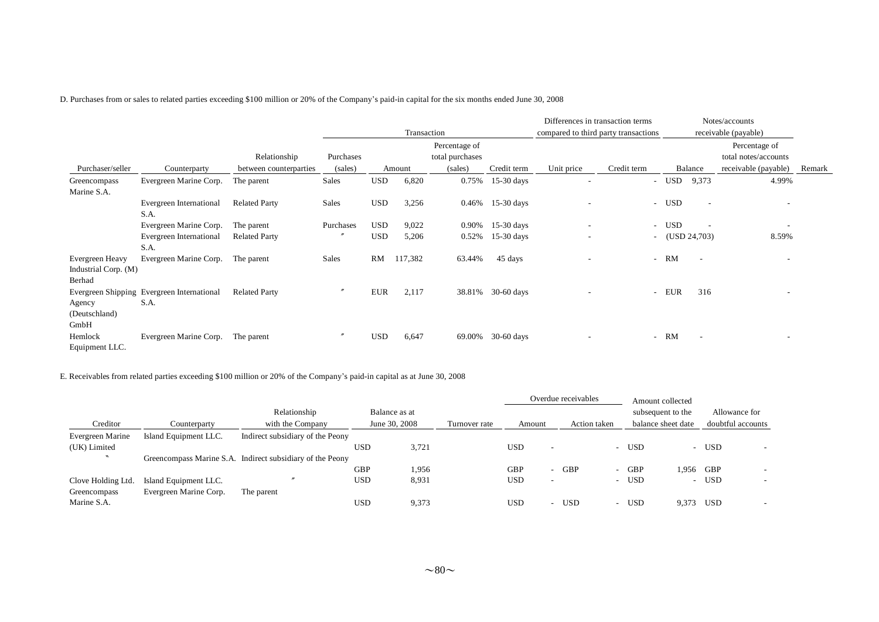D. Purchases from or sales to related parties exceeding $100 million or 20% of the Company's paid-in capital for the six months ended June 30, 2008

| | | | Transaction | | | | | Differences in transaction terms compared to third party transactions | | Notes/accounts receivable (payable) | | | |
|---|---|---|---|---|---|---|---|---|---|---|---|---|---|
| Purchaser/seller | Counterparty | Relationship between counterparties | Purchases (sales) | Amount | | Percentage of total purchases (sales) | Credit term | Unit price | Credit term | Balance | | Percentage of total notes/accounts receivable (payable) | Remark |
| Greencompass Marine S.A. | Evergreen Marine Corp. | The parent | Sales | USD | 6,820 | 0.75% | 15-30 days | - | - | USD | 9,373 | 4.99% | |
| | Evergreen International S.A. | Related Party | Sales | USD | 3,256 | 0.46% | 15-30 days | - | - | USD | - | - | |
| | Evergreen Marine Corp. | The parent | Purchases | USD | 9,022 | 0.90% | 15-30 days | - | - | USD | - | - | |
| | Evergreen International S.A. | Related Party | 〃 | USD | 5,206 | 0.52% | 15-30 days | - | - | (USD 24,703) | | 8.59% | |
| Evergreen Heavy Industrial Corp. (M) Berhad | Evergreen Marine Corp. | The parent | Sales | RM | 117,382 | 63.44% | 45 days | - | - | RM | - | - | |
| Evergreen Shipping Agency (Deutschland) GmbH | Evergreen International S.A. | Related Party | 〃 | EUR | 2,117 | 38.81% | 30-60 days | - | - | EUR | 316 | - | |
| Hemlock Equipment LLC. | Evergreen Marine Corp. | The parent | 〃 | USD | 6,647 | 69.00% | 30-60 days | - | - | RM | - | - | |

E. Receivables from related parties exceeding $100 million or 20% of the Company's paid-in capital as at June 30, 2008

| | | | | | | Overdue receivables | | | | Amount collected subsequent to the balance sheet date | | Allowance for doubtful accounts | |
|---|---|---|---|---|---|---|---|---|---|---|---|---|---|
| Creditor | Counterparty | Relationship with the Company | Balance as at June 30, 2008 | | Turnover rate | Amount | | Action taken | | | | | |
| Evergreen Marine (UK) Limited | Island Equipment LLC. | Indirect subsidiary of the Peony | USD | 3,721 | | USD | - | | - | USD | - | USD | - |
| 〃 | Greencompass Marine S.A. | Indirect subsidiary of the Peony | GBP | 1,956 | | GBP | - | GBP | - | GBP | 1,956 | GBP | - |
| Clove Holding Ltd. | Island Equipment LLC. | 〃 | USD | 8,931 | | USD | - | | - | USD | - | USD | - |
| Greencompass Marine S.A. | Evergreen Marine Corp. | The parent | USD | 9,373 | | USD | - | USD | - | USD | 9,373 | USD | - |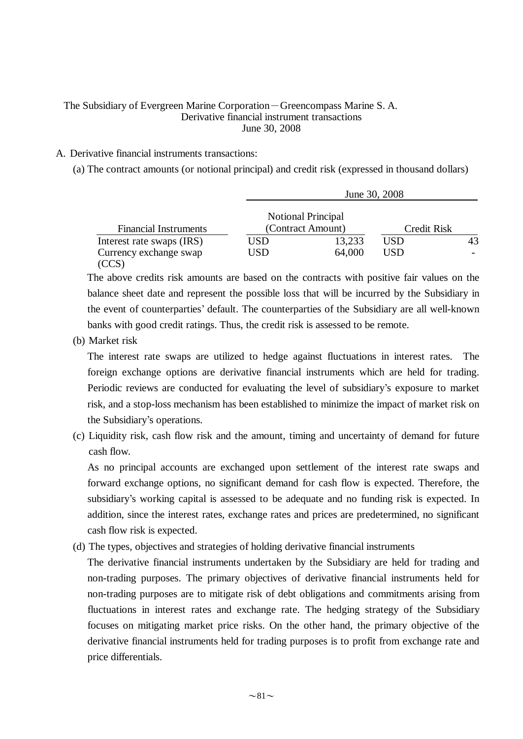The Subsidiary of Evergreen Marine Corporation－Greencompass Marine S. A.
Derivative financial instrument transactions
June 30, 2008

A. Derivative financial instruments transactions:

(a) The contract amounts (or notional principal) and credit risk (expressed in thousand dollars)

| | June 30, 2008 | | | |
|---|---|---|---|---|
| Financial Instruments | Notional Principal (Contract Amount) | | Credit Risk | |
| Interest rate swaps (IRS) | USD | 13,233 | USD | 43 |
| Currency exchange swap (CCS) | USD | 64,000 | USD | - |

The above credits risk amounts are based on the contracts with positive fair values on the balance sheet date and represent the possible loss that will be incurred by the Subsidiary in the event of counterparties' default. The counterparties of the Subsidiary are all well-known banks with good credit ratings. Thus, the credit risk is assessed to be remote.

(b) Market risk

The interest rate swaps are utilized to hedge against fluctuations in interest rates. The foreign exchange options are derivative financial instruments which are held for trading. Periodic reviews are conducted for evaluating the level of subsidiary's exposure to market risk, and a stop-loss mechanism has been established to minimize the impact of market risk on the Subsidiary's operations.

(c) Liquidity risk, cash flow risk and the amount, timing and uncertainty of demand for future cash flow.

As no principal accounts are exchanged upon settlement of the interest rate swaps and forward exchange options, no significant demand for cash flow is expected. Therefore, the subsidiary's working capital is assessed to be adequate and no funding risk is expected. In addition, since the interest rates, exchange rates and prices are predetermined, no significant cash flow risk is expected.

(d) The types, objectives and strategies of holding derivative financial instruments

The derivative financial instruments undertaken by the Subsidiary are held for trading and non-trading purposes. The primary objectives of derivative financial instruments held for non-trading purposes are to mitigate risk of debt obligations and commitments arising from fluctuations in interest rates and exchange rate. The hedging strategy of the Subsidiary focuses on mitigating market price risks. On the other hand, the primary objective of the derivative financial instruments held for trading purposes is to profit from exchange rate and price differentials.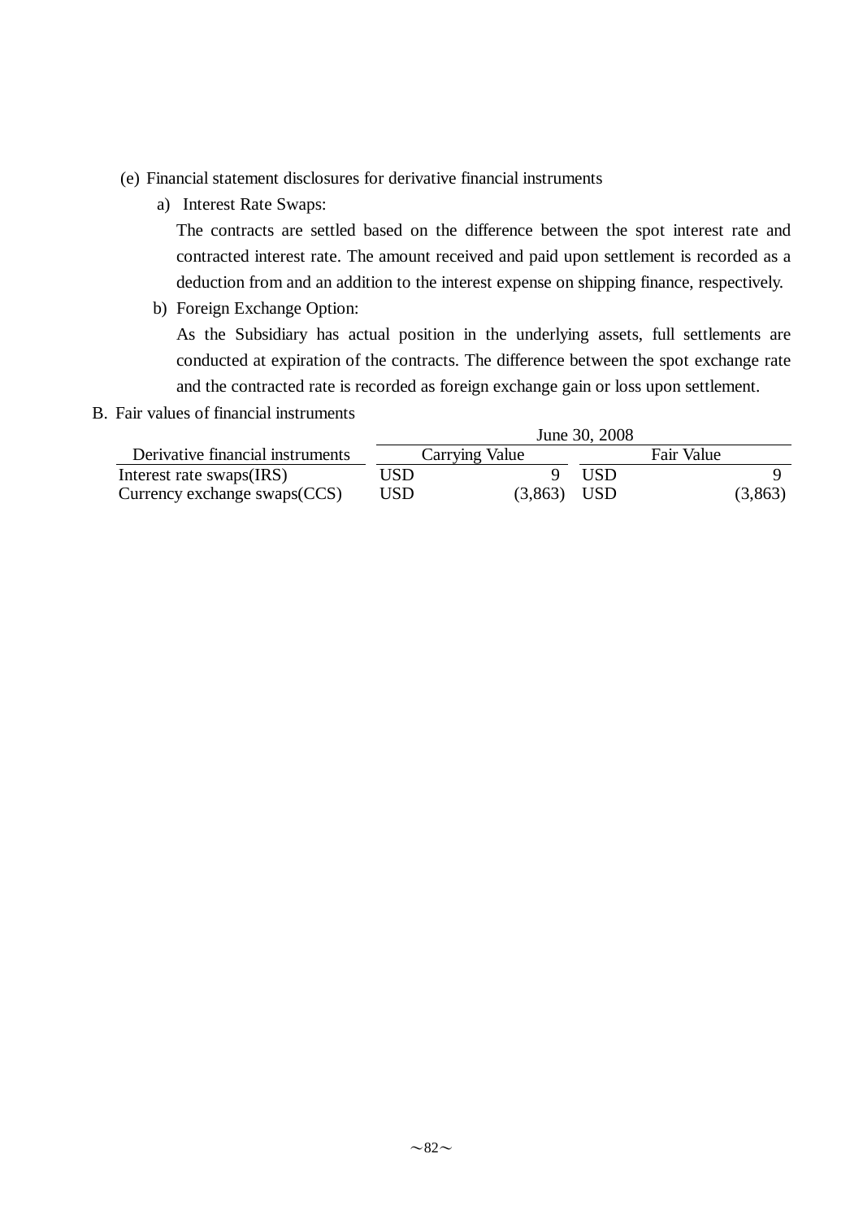(e) Financial statement disclosures for derivative financial instruments

a) Interest Rate Swaps:

The contracts are settled based on the difference between the spot interest rate and contracted interest rate. The amount received and paid upon settlement is recorded as a deduction from and an addition to the interest expense on shipping finance, respectively.

b) Foreign Exchange Option:

As the Subsidiary has actual position in the underlying assets, full settlements are conducted at expiration of the contracts. The difference between the spot exchange rate and the contracted rate is recorded as foreign exchange gain or loss upon settlement.

B. Fair values of financial instruments

| | June 30, 2008 | | | |
|---|---|---|---|---|
| Derivative financial instruments | Carrying Value | | Fair Value | |
| Interest rate swaps(IRS) | USD | 9 | USD | 9 |
| Currency exchange swaps(CCS) | USD | (3,863) | USD | (3,863) |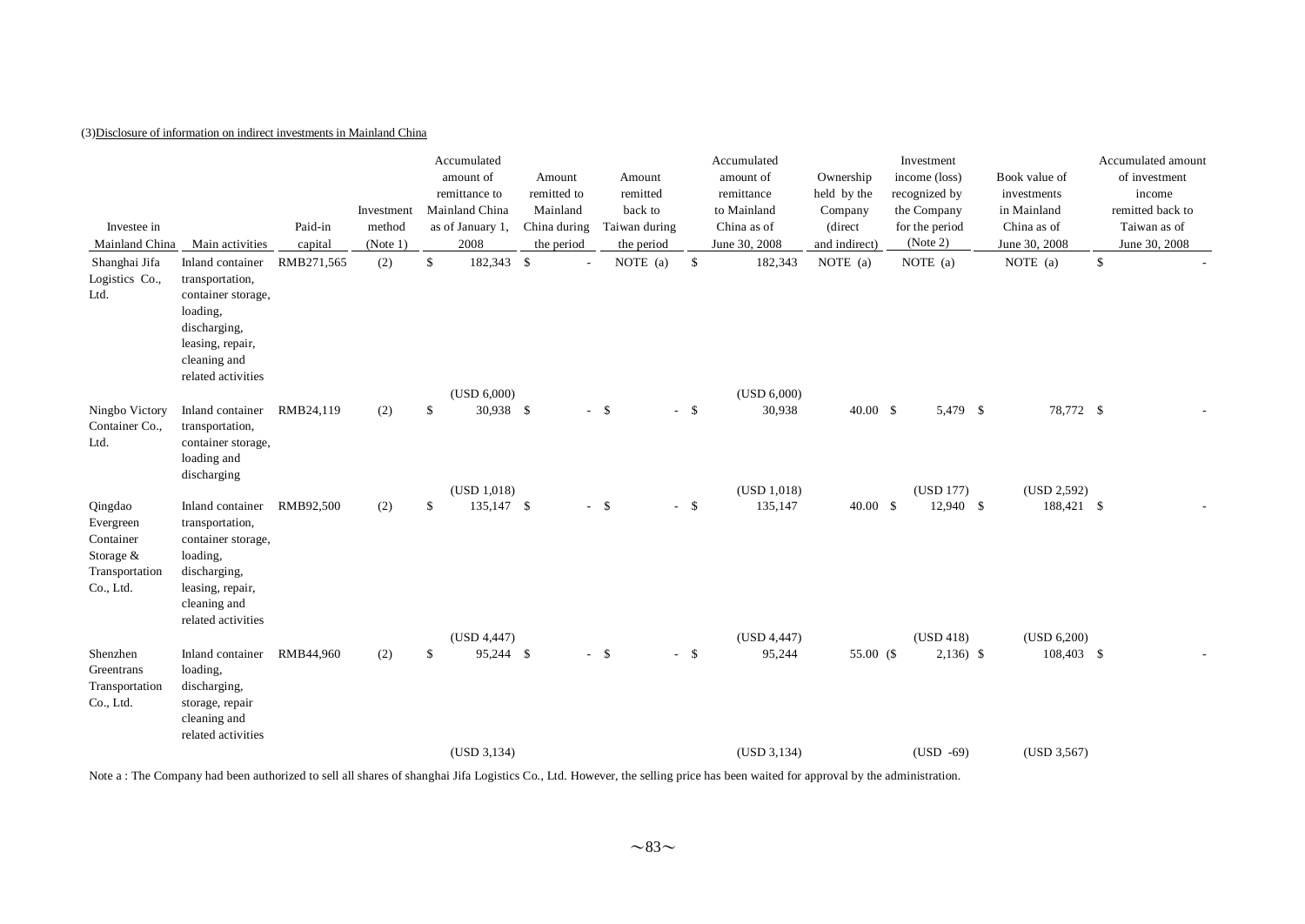(3)Disclosure of information on indirect investments in Mainland China

| Investee in Mainland China | Main activities | Paid-in capital | Investment method (Note 1) | Accumulated amount of remittance to Mainland China as of January 1, 2008 | Amount remitted to Mainland China during the period | Amount remitted back to Taiwan during the period | Accumulated amount of remittance to Mainland China as of June 30, 2008 | Ownership held by the Company (direct and indirect) | Investment income (loss) recognized by the Company for the period (Note 2) | Book value of investments in Mainland China as of June 30, 2008 | Accumulated amount of investment income remitted back to Taiwan as of June 30, 2008 |
|---|---|---|---|---|---|---|---|---|---|---|---|
| Shanghai Jifa Logistics Co., Ltd. | Inland container transportation, container storage, loading, discharging, leasing, repair, cleaning and related activities | RMB271,565 | (2) | $ 182,343 (USD 6,000) | $ - | NOTE (a) | $ 182,343 (USD 6,000) | NOTE (a) | NOTE (a) | NOTE (a) | $ - |
| Ningbo Victory Container Co., Ltd. | Inland container transportation, container storage, loading and discharging | RMB24,119 | (2) | $ 30,938 (USD 1,018) | $ - | $ - | $ 30,938 (USD 1,018) | 40.00 | $ 5,479 (USD 177) | $ 78,772 (USD 2,592) | $ - |
| Qingdao Evergreen Container Storage & Transportation Co., Ltd. | Inland container transportation, container storage, loading, discharging, leasing, repair, cleaning and related activities | RMB92,500 | (2) | $ 135,147 (USD 4,447) | $ - | $ - | $ 135,147 (USD 4,447) | 40.00 | $ 12,940 (USD 418) | $ 188,421 (USD 6,200) | $ - |
| Shenzhen Greentrans Transportation Co., Ltd. | Inland container loading, discharging, storage, repair cleaning and related activities | RMB44,960 | (2) | $ 95,244 (USD 3,134) | $ - | $ - | $ 95,244 (USD 3,134) | 55.00 | ($ 2,136) (USD -69) | $ 108,403 (USD 3,567) | $ - |

Note a : The Company had been authorized to sell all shares of shanghai Jifa Logistics Co., Ltd. However, the selling price has been waited for approval by the administration.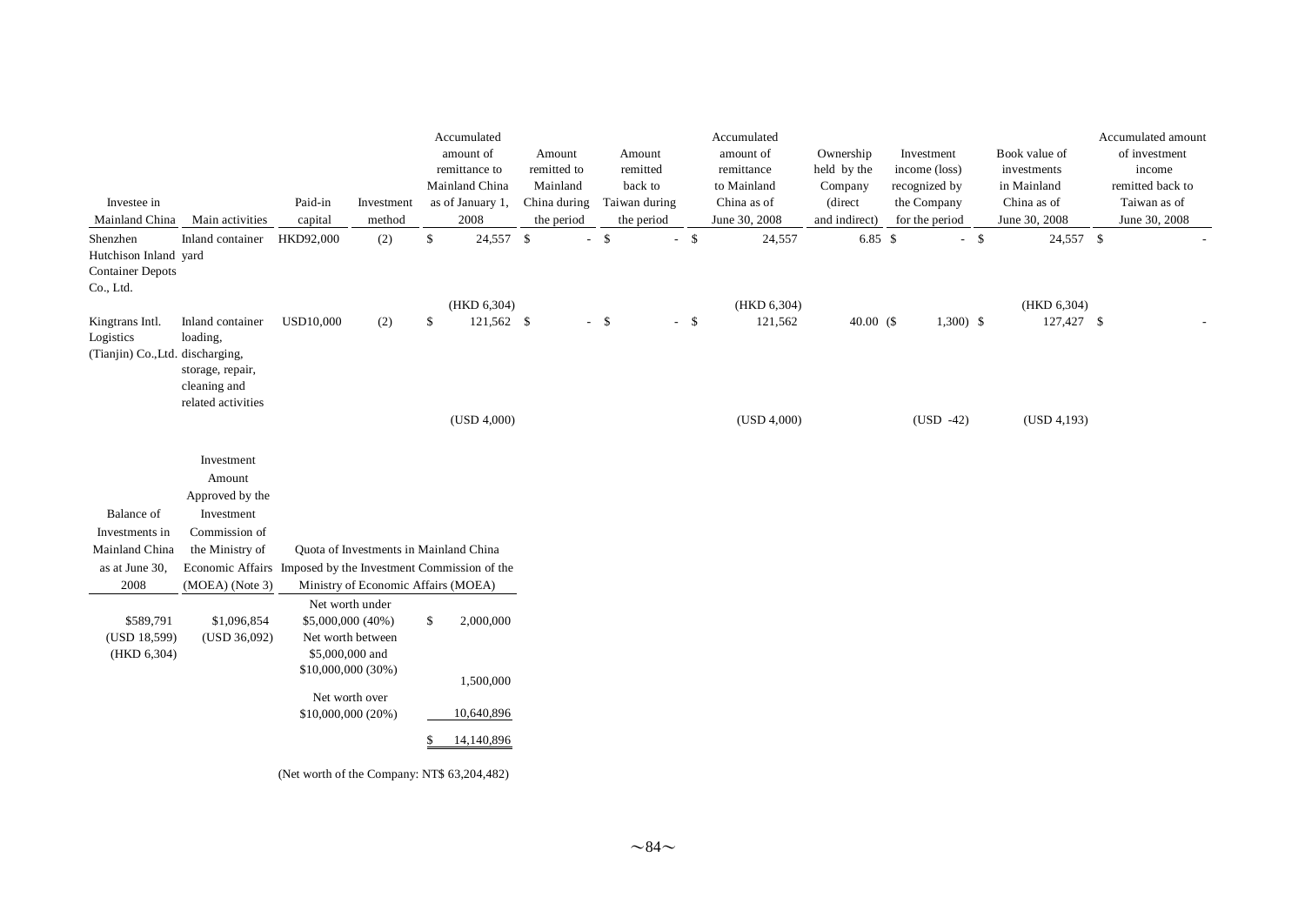| Investee in Mainland China | Main activities | Paid-in capital | Investment method | Accumulated amount of remittance to Mainland China as of January 1, 2008 | Amount remitted to Mainland China during the period | Amount remitted back to Taiwan during the period | Accumulated amount of remittance to Mainland China as of June 30, 2008 | Ownership held by the Company (direct and indirect) | Investment income (loss) recognized by the Company for the period | Book value of investments in Mainland China as of June 30, 2008 | Accumulated amount of investment income remitted back to Taiwan as of June 30, 2008 |
|---|---|---|---|---|---|---|---|---|---|---|---|
| Shenzhen Hutchison Inland Container Depots Co., Ltd. | Inland container yard | HKD92,000 | (2) | $ 24,557 (HKD 6,304) | $ - | $ - | $ 24,557 (HKD 6,304) | 6.85 | $ - | $ 24,557 (HKD 6,304) | $ - |
| Kingtrans Intl. Logistics (Tianjin) Co.,Ltd. | Inland container loading, discharging, storage, repair, cleaning and related activities | USD10,000 | (2) | $ 121,562 (USD 4,000) | $ - | $ - | $ 121,562 (USD 4,000) | 40.00 | ($ 1,300) (USD -42) | $ 127,427 (USD 4,193) | $ - |

| Balance of Investments in Mainland China as at June 30, 2008 | Investment Amount Approved by the Investment Commission of the Ministry of Economic Affairs (MOEA) (Note 3) | Quota of Investments in Mainland China Imposed by the Investment Commission of the Ministry of Economic Affairs (MOEA) | |
|---|---|---|---|
| $589,791 (USD 18,599) (HKD 6,304) | $1,096,854 (USD 36,092) | Net worth under $5,000,000 (40%) | $ 2,000,000 |
| | | Net worth between $5,000,000 and $10,000,000 (30%) | 1,500,000 |
| | | Net worth over $10,000,000 (20%) | 10,640,896 |
| | | | $ 14,140,896 |

(Net worth of the Company: NT$ 63,204,482)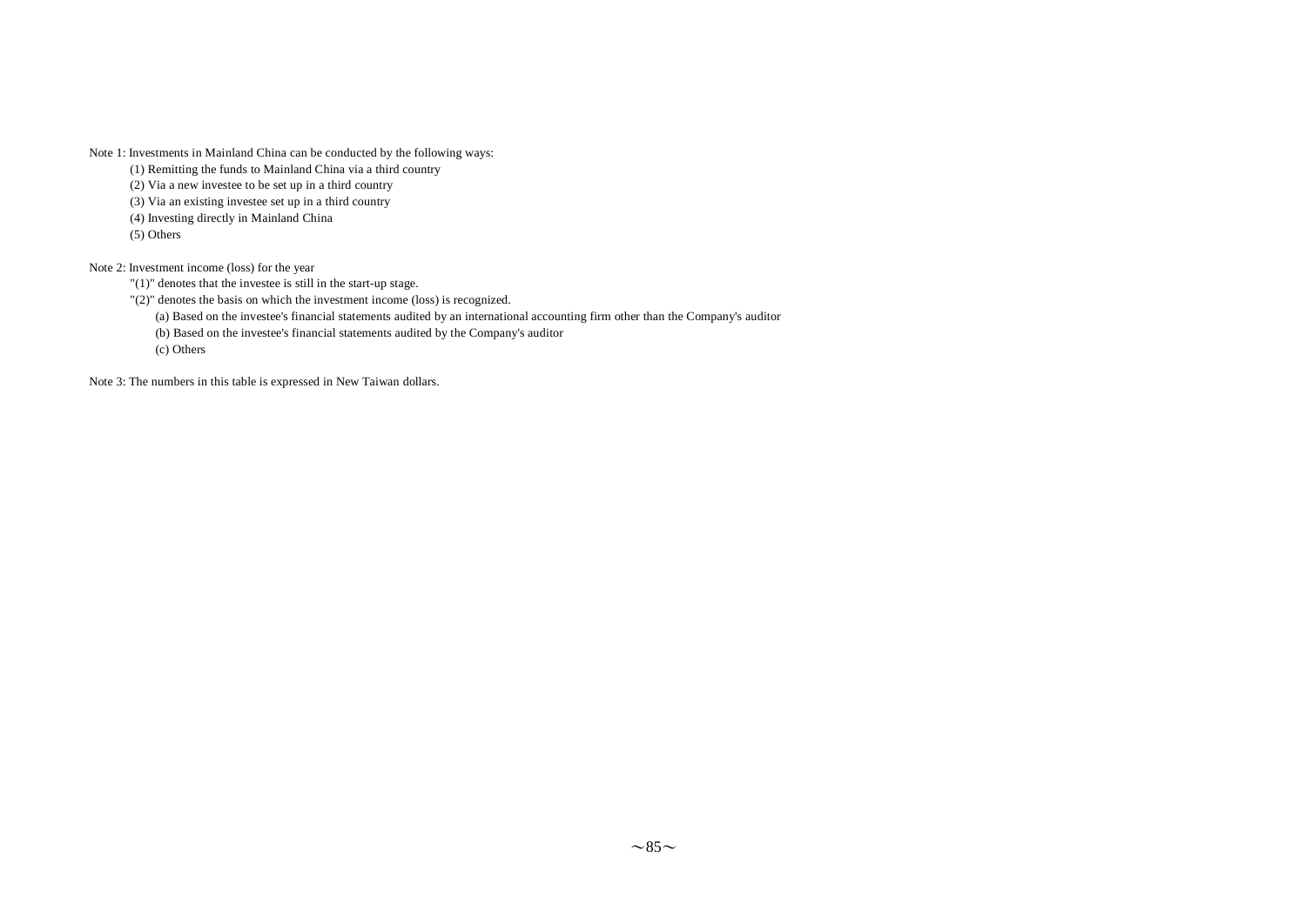Note 1: Investments in Mainland China can be conducted by the following ways:

(1) Remitting the funds to Mainland China via a third country

(2) Via a new investee to be set up in a third country

(3) Via an existing investee set up in a third country

(4) Investing directly in Mainland China

(5) Others

Note 2: Investment income (loss) for the year

"(1)" denotes that the investee is still in the start-up stage.

"(2)" denotes the basis on which the investment income (loss) is recognized.

(a) Based on the investee's financial statements audited by an international accounting firm other than the Company's auditor

(b) Based on the investee's financial statements audited by the Company's auditor

(c) Others

Note 3: The numbers in this table is expressed in New Taiwan dollars.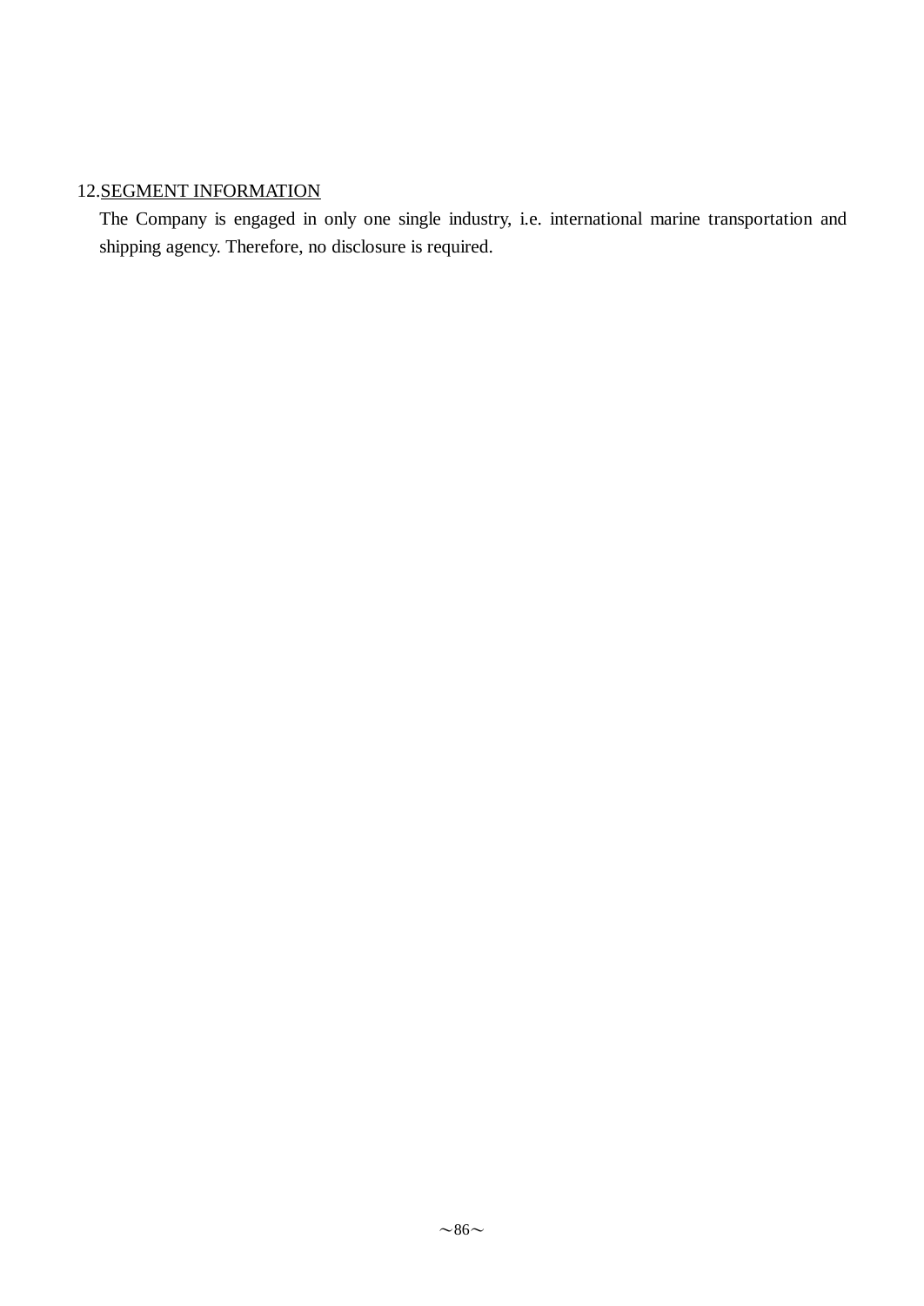12. SEGMENT INFORMATION

The Company is engaged in only one single industry, i.e. international marine transportation and shipping agency. Therefore, no disclosure is required.